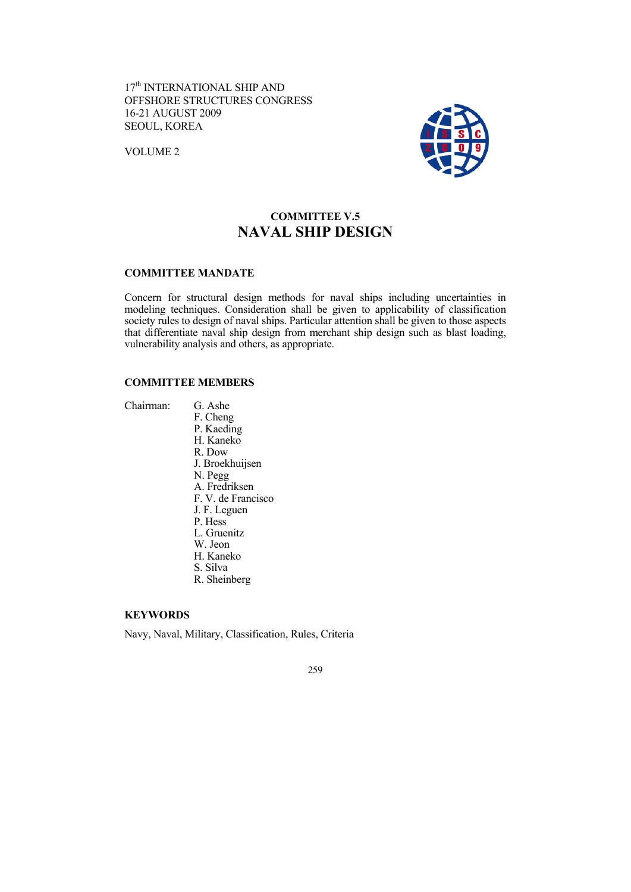17th INTERNATIONAL SHIP AND OFFSHORE STRUCTURES CONGRESS
16-21 AUGUST 2009
SEOUL, KOREA

VOLUME 2

# COMMITTEE V.5
# NAVAL SHIP DESIGN

## COMMITTEE MANDATE

Concern for structural design methods for naval ships including uncertainties in modeling techniques. Consideration shall be given to applicability of classification society rules to design of naval ships. Particular attention shall be given to those aspects that differentiate naval ship design from merchant ship design such as blast loading, vulnerability analysis and others, as appropriate.

## COMMITTEE MEMBERS

Chairman: G. Ashe
F. Cheng
P. Kaeding
H. Kaneko
R. Dow
J. Broekhuijsen
N. Pegg
A. Fredriksen
F. V. de Francisco
J. F. Leguen
P. Hess
L. Gruenitz
W. Jeon
H. Kaneko
S. Silva
R. Sheinberg

## KEYWORDS

Navy, Naval, Military, Classification, Rules, Criteria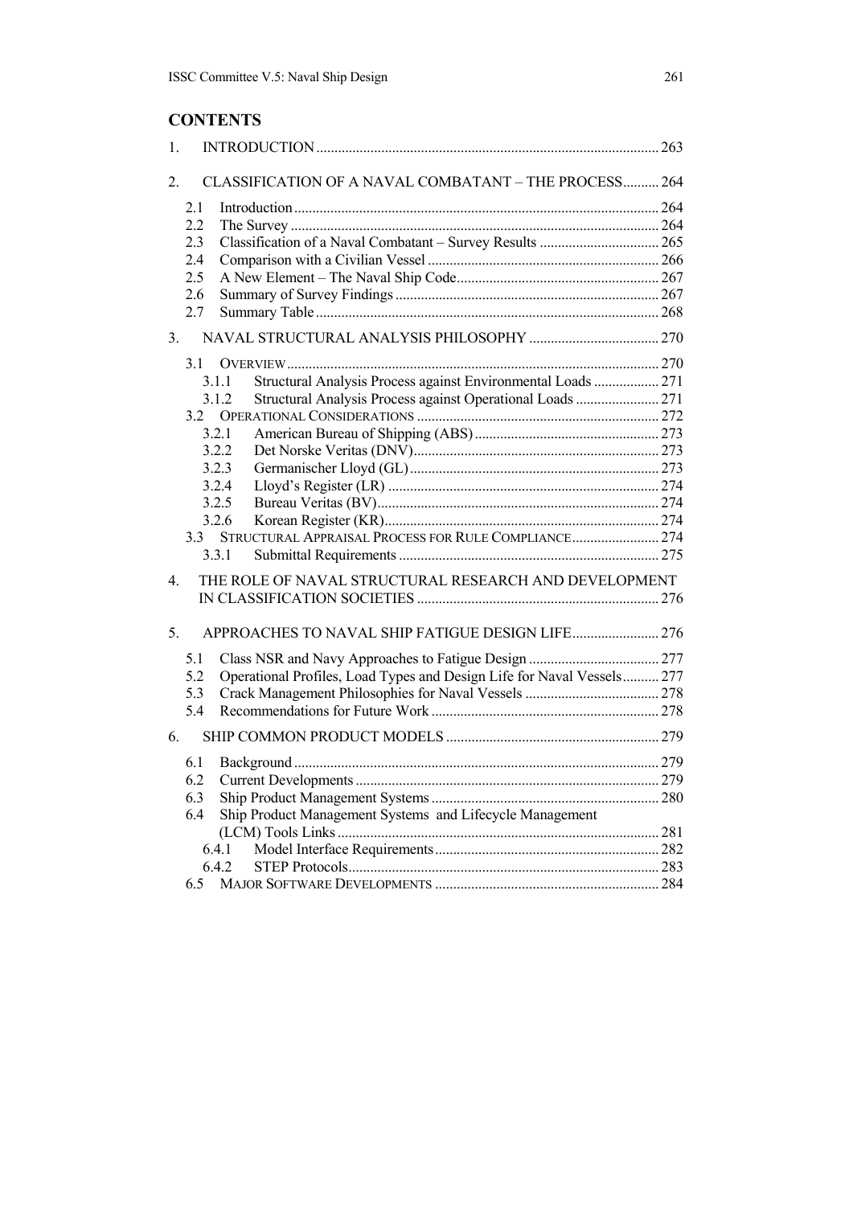## CONTENTS

1. INTRODUCTION ..... 263
2. CLASSIFICATION OF A NAVAL COMBATANT – THE PROCESS ..... 264
   - 2.1 Introduction ..... 264
   - 2.2 The Survey ..... 264
   - 2.3 Classification of a Naval Combatant – Survey Results ..... 265
   - 2.4 Comparison with a Civilian Vessel ..... 266
   - 2.5 A New Element – The Naval Ship Code ..... 267
   - 2.6 Summary of Survey Findings ..... 267
   - 2.7 Summary Table ..... 268
3. NAVAL STRUCTURAL ANALYSIS PHILOSOPHY ..... 270
   - 3.1 OVERVIEW ..... 270
     - 3.1.1 Structural Analysis Process against Environmental Loads ..... 271
     - 3.1.2 Structural Analysis Process against Operational Loads ..... 271
   - 3.2 OPERATIONAL CONSIDERATIONS ..... 272
     - 3.2.1 American Bureau of Shipping (ABS) ..... 273
     - 3.2.2 Det Norske Veritas (DNV) ..... 273
     - 3.2.3 Germanischer Lloyd (GL) ..... 273
     - 3.2.4 Lloyd's Register (LR) ..... 274
     - 3.2.5 Bureau Veritas (BV) ..... 274
     - 3.2.6 Korean Register (KR) ..... 274
   - 3.3 STRUCTURAL APPRAISAL PROCESS FOR RULE COMPLIANCE ..... 274
     - 3.3.1 Submittal Requirements ..... 275
4. THE ROLE OF NAVAL STRUCTURAL RESEARCH AND DEVELOPMENT IN CLASSIFICATION SOCIETIES ..... 276
5. APPROACHES TO NAVAL SHIP FATIGUE DESIGN LIFE ..... 276
   - 5.1 Class NSR and Navy Approaches to Fatigue Design ..... 277
   - 5.2 Operational Profiles, Load Types and Design Life for Naval Vessels ..... 277
   - 5.3 Crack Management Philosophies for Naval Vessels ..... 278
   - 5.4 Recommendations for Future Work ..... 278
6. SHIP COMMON PRODUCT MODELS ..... 279
   - 6.1 Background ..... 279
   - 6.2 Current Developments ..... 279
   - 6.3 Ship Product Management Systems ..... 280
   - 6.4 Ship Product Management Systems and Lifecycle Management (LCM) Tools Links ..... 281
     - 6.4.1 Model Interface Requirements ..... 282
     - 6.4.2 STEP Protocols ..... 283
   - 6.5 MAJOR SOFTWARE DEVELOPMENTS ..... 284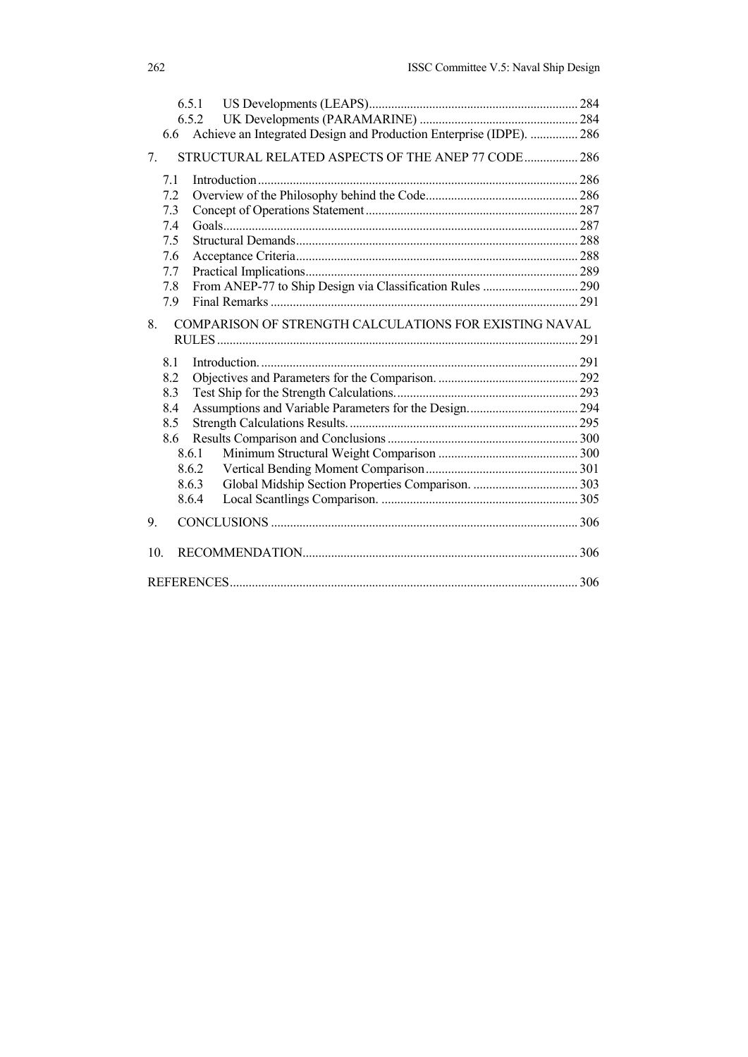6.5.1 US Developments (LEAPS) ..... 284
6.5.2 UK Developments (PARAMARINE) ..... 284
6.6 Achieve an Integrated Design and Production Enterprise (IDPE). ..... 286

7. STRUCTURAL RELATED ASPECTS OF THE ANEP 77 CODE ..... 286
7.1 Introduction ..... 286
7.2 Overview of the Philosophy behind the Code ..... 286
7.3 Concept of Operations Statement ..... 287
7.4 Goals ..... 287
7.5 Structural Demands ..... 288
7.6 Acceptance Criteria ..... 288
7.7 Practical Implications ..... 289
7.8 From ANEP-77 to Ship Design via Classification Rules ..... 290
7.9 Final Remarks ..... 291

8. COMPARISON OF STRENGTH CALCULATIONS FOR EXISTING NAVAL RULES ..... 291
8.1 Introduction. ..... 291
8.2 Objectives and Parameters for the Comparison. ..... 292
8.3 Test Ship for the Strength Calculations. ..... 293
8.4 Assumptions and Variable Parameters for the Design. ..... 294
8.5 Strength Calculations Results. ..... 295
8.6 Results Comparison and Conclusions ..... 300
8.6.1 Minimum Structural Weight Comparison ..... 300
8.6.2 Vertical Bending Moment Comparison ..... 301
8.6.3 Global Midship Section Properties Comparison. ..... 303
8.6.4 Local Scantlings Comparison. ..... 305

9. CONCLUSIONS ..... 306

10. RECOMMENDATION ..... 306

REFERENCES ..... 306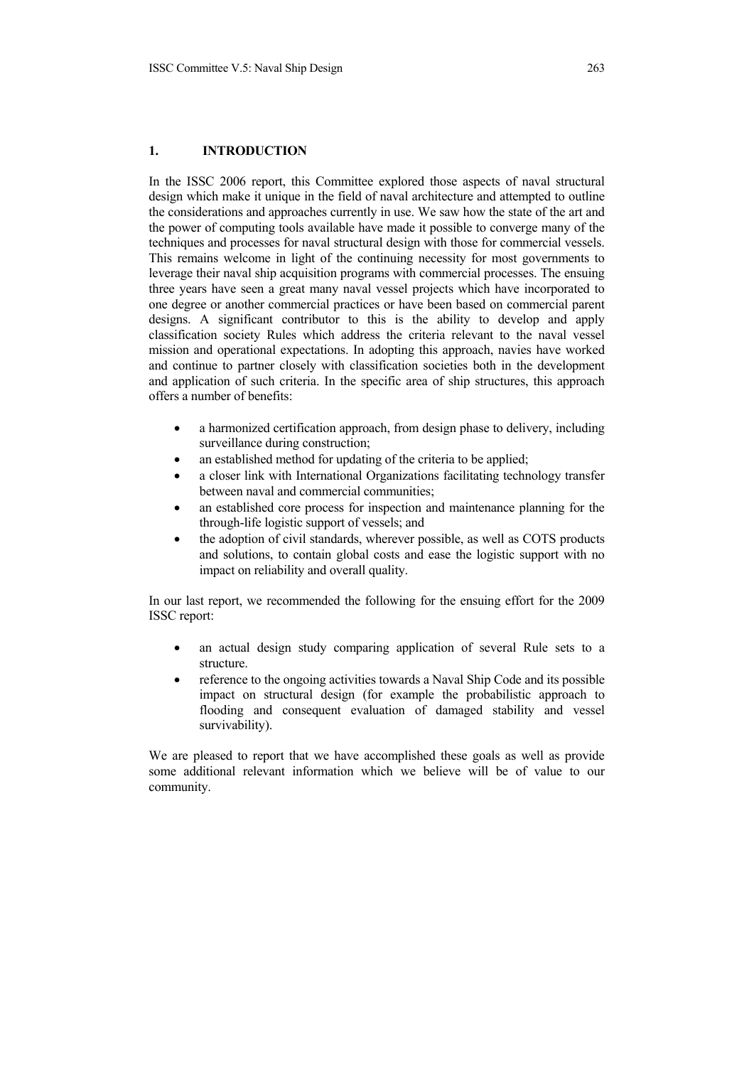# 1. INTRODUCTION

In the ISSC 2006 report, this Committee explored those aspects of naval structural design which make it unique in the field of naval architecture and attempted to outline the considerations and approaches currently in use. We saw how the state of the art and the power of computing tools available have made it possible to converge many of the techniques and processes for naval structural design with those for commercial vessels. This remains welcome in light of the continuing necessity for most governments to leverage their naval ship acquisition programs with commercial processes. The ensuing three years have seen a great many naval vessel projects which have incorporated to one degree or another commercial practices or have been based on commercial parent designs. A significant contributor to this is the ability to develop and apply classification society Rules which address the criteria relevant to the naval vessel mission and operational expectations. In adopting this approach, navies have worked and continue to partner closely with classification societies both in the development and application of such criteria. In the specific area of ship structures, this approach offers a number of benefits:

- a harmonized certification approach, from design phase to delivery, including surveillance during construction;
- an established method for updating of the criteria to be applied;
- a closer link with International Organizations facilitating technology transfer between naval and commercial communities;
- an established core process for inspection and maintenance planning for the through-life logistic support of vessels; and
- the adoption of civil standards, wherever possible, as well as COTS products and solutions, to contain global costs and ease the logistic support with no impact on reliability and overall quality.

In our last report, we recommended the following for the ensuing effort for the 2009 ISSC report:

- an actual design study comparing application of several Rule sets to a structure.
- reference to the ongoing activities towards a Naval Ship Code and its possible impact on structural design (for example the probabilistic approach to flooding and consequent evaluation of damaged stability and vessel survivability).

We are pleased to report that we have accomplished these goals as well as provide some additional relevant information which we believe will be of value to our community.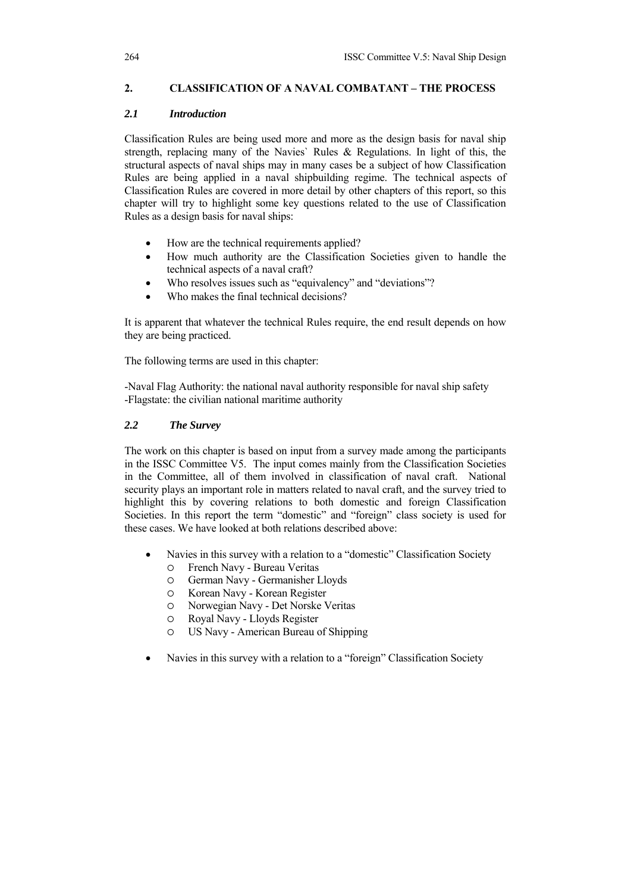## 2. CLASSIFICATION OF A NAVAL COMBATANT – THE PROCESS

### *2.1 Introduction*

Classification Rules are being used more and more as the design basis for naval ship strength, replacing many of the Navies` Rules & Regulations. In light of this, the structural aspects of naval ships may in many cases be a subject of how Classification Rules are being applied in a naval shipbuilding regime. The technical aspects of Classification Rules are covered in more detail by other chapters of this report, so this chapter will try to highlight some key questions related to the use of Classification Rules as a design basis for naval ships:

- How are the technical requirements applied?
- How much authority are the Classification Societies given to handle the technical aspects of a naval craft?
- Who resolves issues such as "equivalency" and "deviations"?
- Who makes the final technical decisions?

It is apparent that whatever the technical Rules require, the end result depends on how they are being practiced.

The following terms are used in this chapter:

-Naval Flag Authority: the national naval authority responsible for naval ship safety
-Flagstate: the civilian national maritime authority

### *2.2 The Survey*

The work on this chapter is based on input from a survey made among the participants in the ISSC Committee V5. The input comes mainly from the Classification Societies in the Committee, all of them involved in classification of naval craft. National security plays an important role in matters related to naval craft, and the survey tried to highlight this by covering relations to both domestic and foreign Classification Societies. In this report the term "domestic" and "foreign" class society is used for these cases. We have looked at both relations described above:

- Navies in this survey with a relation to a "domestic" Classification Society
  - French Navy - Bureau Veritas
  - German Navy - Germanisher Lloyds
  - Korean Navy - Korean Register
  - Norwegian Navy - Det Norske Veritas
  - Royal Navy - Lloyds Register
  - US Navy - American Bureau of Shipping
- Navies in this survey with a relation to a "foreign" Classification Society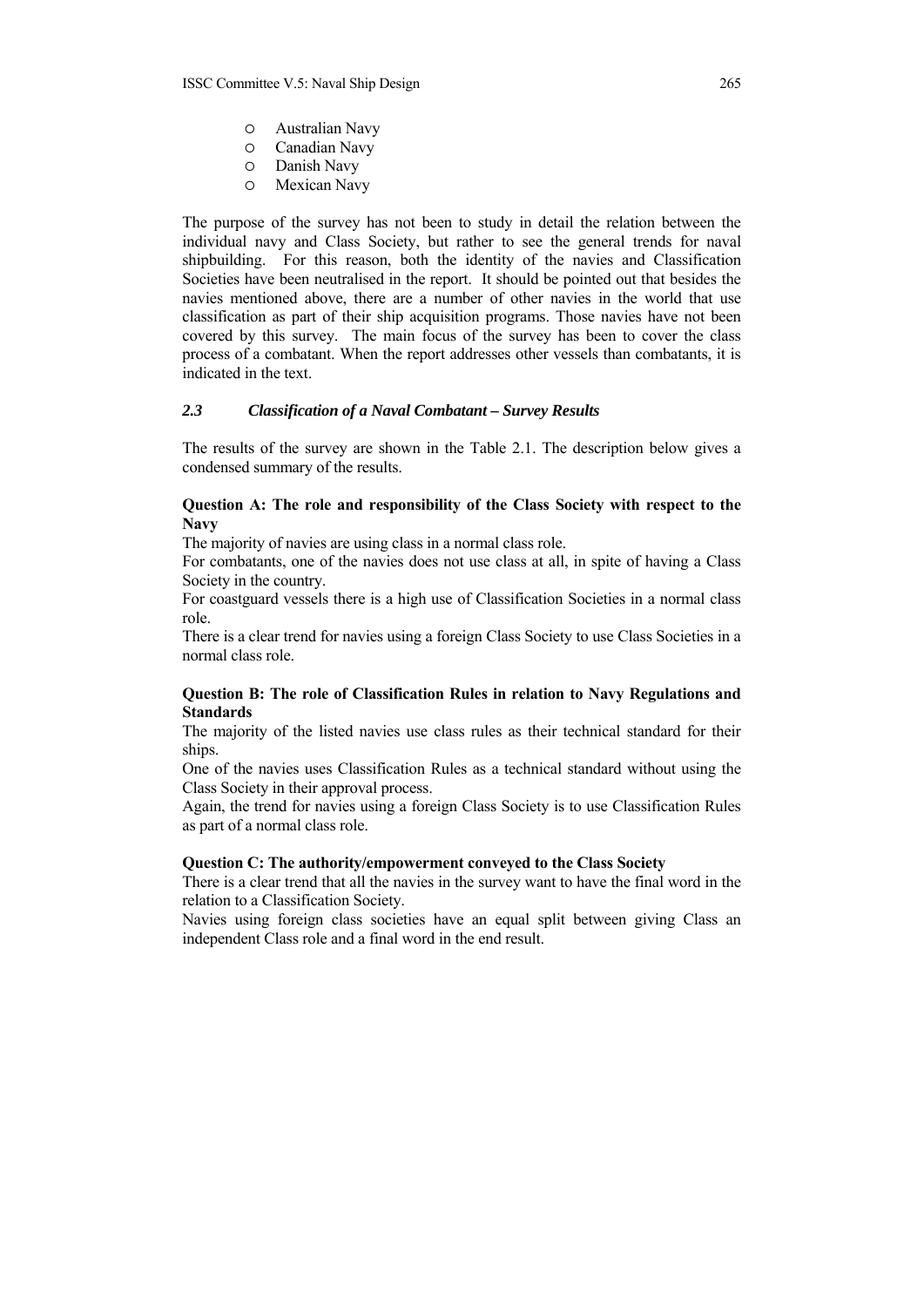- Australian Navy
- Canadian Navy
- Danish Navy
- Mexican Navy

The purpose of the survey has not been to study in detail the relation between the individual navy and Class Society, but rather to see the general trends for naval shipbuilding. For this reason, both the identity of the navies and Classification Societies have been neutralised in the report. It should be pointed out that besides the navies mentioned above, there are a number of other navies in the world that use classification as part of their ship acquisition programs. Those navies have not been covered by this survey. The main focus of the survey has been to cover the class process of a combatant. When the report addresses other vessels than combatants, it is indicated in the text.

### *2.3 Classification of a Naval Combatant – Survey Results*

The results of the survey are shown in the Table 2.1. The description below gives a condensed summary of the results.

**Question A: The role and responsibility of the Class Society with respect to the Navy**

The majority of navies are using class in a normal class role.

For combatants, one of the navies does not use class at all, in spite of having a Class Society in the country.

For coastguard vessels there is a high use of Classification Societies in a normal class role.

There is a clear trend for navies using a foreign Class Society to use Class Societies in a normal class role.

**Question B: The role of Classification Rules in relation to Navy Regulations and Standards**

The majority of the listed navies use class rules as their technical standard for their ships.

One of the navies uses Classification Rules as a technical standard without using the Class Society in their approval process.

Again, the trend for navies using a foreign Class Society is to use Classification Rules as part of a normal class role.

**Question C: The authority/empowerment conveyed to the Class Society**

There is a clear trend that all the navies in the survey want to have the final word in the relation to a Classification Society.

Navies using foreign class societies have an equal split between giving Class an independent Class role and a final word in the end result.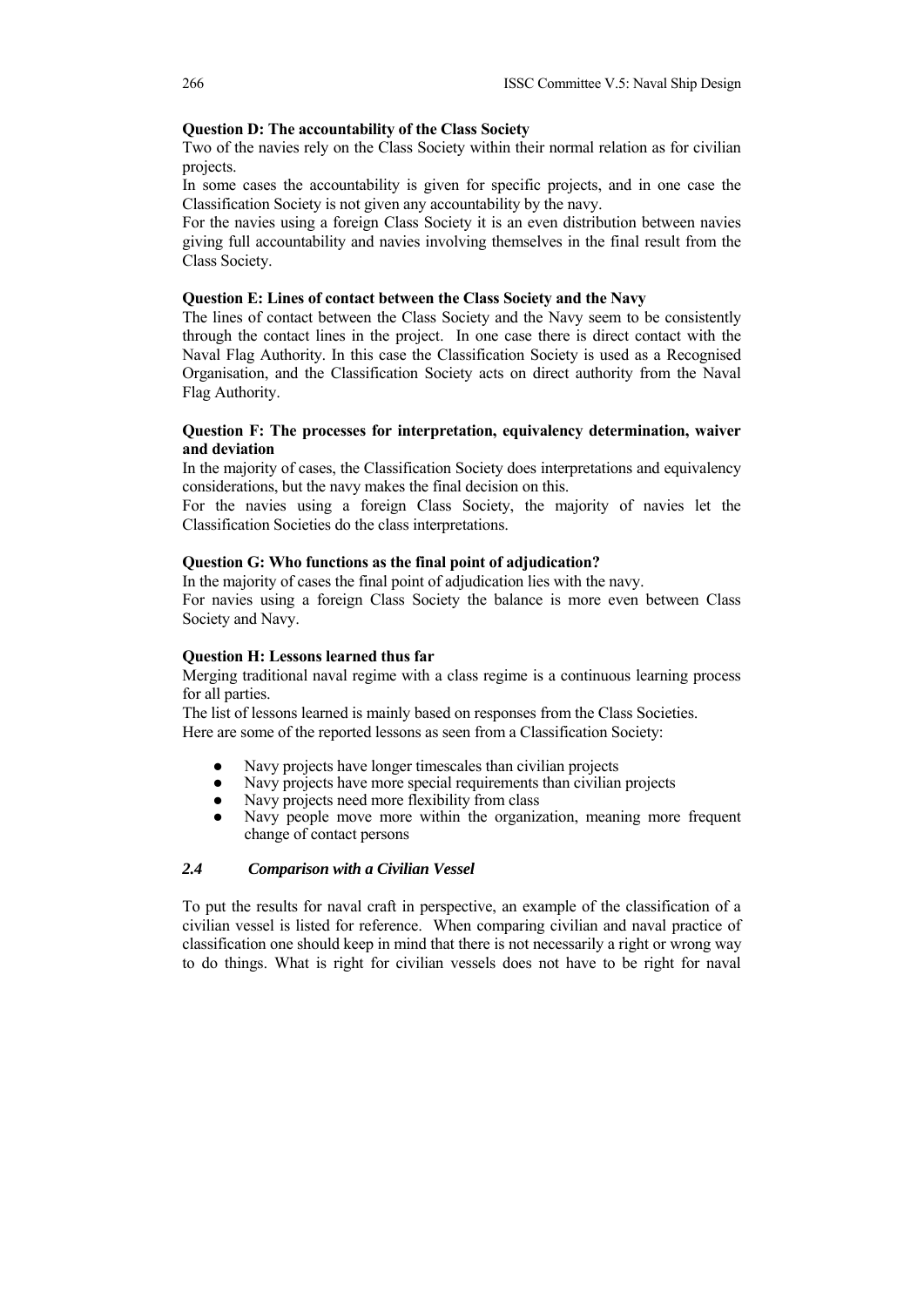**Question D: The accountability of the Class Society**

Two of the navies rely on the Class Society within their normal relation as for civilian projects.

In some cases the accountability is given for specific projects, and in one case the Classification Society is not given any accountability by the navy.

For the navies using a foreign Class Society it is an even distribution between navies giving full accountability and navies involving themselves in the final result from the Class Society.

**Question E: Lines of contact between the Class Society and the Navy**

The lines of contact between the Class Society and the Navy seem to be consistently through the contact lines in the project. In one case there is direct contact with the Naval Flag Authority. In this case the Classification Society is used as a Recognised Organisation, and the Classification Society acts on direct authority from the Naval Flag Authority.

**Question F: The processes for interpretation, equivalency determination, waiver and deviation**

In the majority of cases, the Classification Society does interpretations and equivalency considerations, but the navy makes the final decision on this.

For the navies using a foreign Class Society, the majority of navies let the Classification Societies do the class interpretations.

**Question G: Who functions as the final point of adjudication?**

In the majority of cases the final point of adjudication lies with the navy.

For navies using a foreign Class Society the balance is more even between Class Society and Navy.

**Question H: Lessons learned thus far**

Merging traditional naval regime with a class regime is a continuous learning process for all parties.

The list of lessons learned is mainly based on responses from the Class Societies.

Here are some of the reported lessons as seen from a Classification Society:

- Navy projects have longer timescales than civilian projects
- Navy projects have more special requirements than civilian projects
- Navy projects need more flexibility from class
- Navy people move more within the organization, meaning more frequent change of contact persons

### *2.4 Comparison with a Civilian Vessel*

To put the results for naval craft in perspective, an example of the classification of a civilian vessel is listed for reference. When comparing civilian and naval practice of classification one should keep in mind that there is not necessarily a right or wrong way to do things. What is right for civilian vessels does not have to be right for naval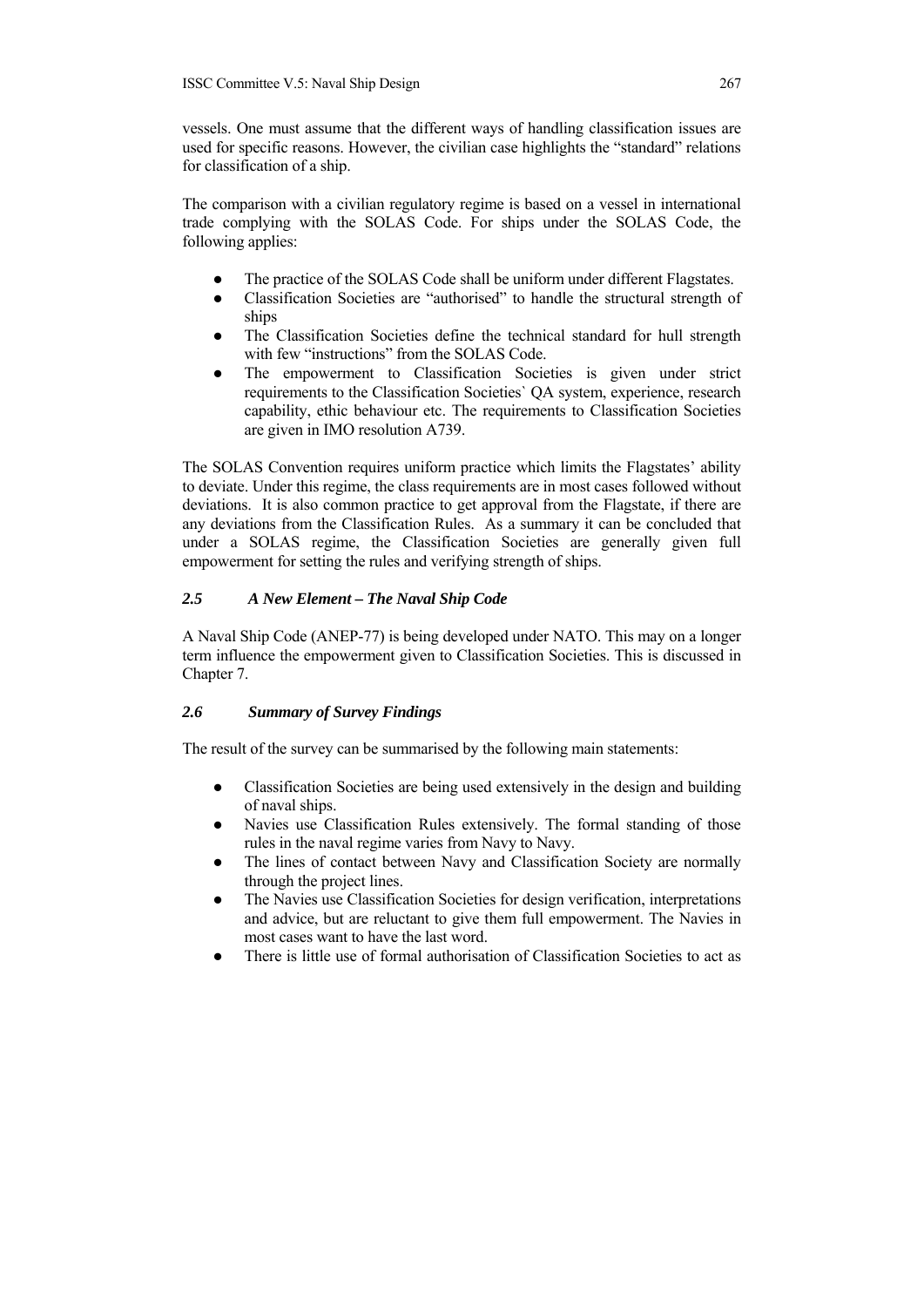vessels. One must assume that the different ways of handling classification issues are used for specific reasons. However, the civilian case highlights the "standard" relations for classification of a ship.

The comparison with a civilian regulatory regime is based on a vessel in international trade complying with the SOLAS Code. For ships under the SOLAS Code, the following applies:

- The practice of the SOLAS Code shall be uniform under different Flagstates.
- Classification Societies are "authorised" to handle the structural strength of ships
- The Classification Societies define the technical standard for hull strength with few "instructions" from the SOLAS Code.
- The empowerment to Classification Societies is given under strict requirements to the Classification Societies` QA system, experience, research capability, ethic behaviour etc. The requirements to Classification Societies are given in IMO resolution A739.

The SOLAS Convention requires uniform practice which limits the Flagstates' ability to deviate. Under this regime, the class requirements are in most cases followed without deviations. It is also common practice to get approval from the Flagstate, if there are any deviations from the Classification Rules. As a summary it can be concluded that under a SOLAS regime, the Classification Societies are generally given full empowerment for setting the rules and verifying strength of ships.

### *2.5 A New Element – The Naval Ship Code*

A Naval Ship Code (ANEP-77) is being developed under NATO. This may on a longer term influence the empowerment given to Classification Societies. This is discussed in Chapter 7.

### *2.6 Summary of Survey Findings*

The result of the survey can be summarised by the following main statements:

- Classification Societies are being used extensively in the design and building of naval ships.
- Navies use Classification Rules extensively. The formal standing of those rules in the naval regime varies from Navy to Navy.
- The lines of contact between Navy and Classification Society are normally through the project lines.
- The Navies use Classification Societies for design verification, interpretations and advice, but are reluctant to give them full empowerment. The Navies in most cases want to have the last word.
- There is little use of formal authorisation of Classification Societies to act as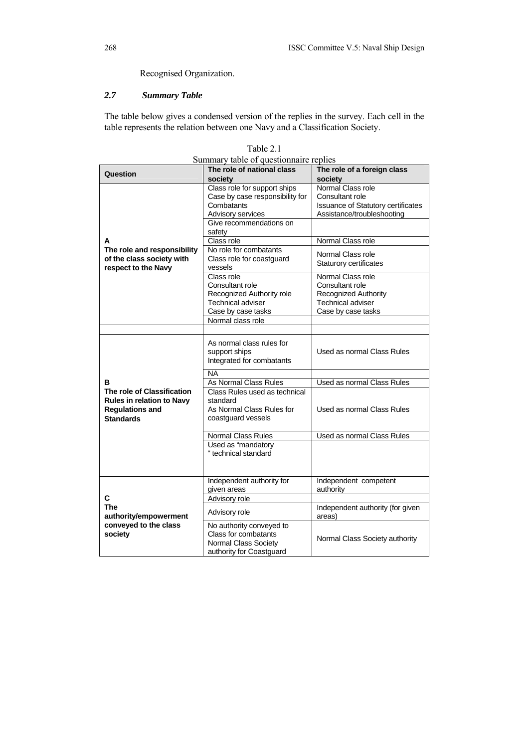Recognised Organization.

### *2.7 Summary Table*

The table below gives a condensed version of the replies in the survey. Each cell in the table represents the relation between one Navy and a Classification Society.

Table 2.1
Summary table of questionnaire replies

| Question | The role of national class society | The role of a foreign class society |
|---|---|---|
| **A** **The role and responsibility of the class society with respect to the Navy** | Class role for support ships<br>Case by case responsibility for Combatants<br>Advisory services | Normal Class role<br>Consultant role<br>Issuance of Statutory certificates<br>Assistance/troubleshooting |
| | Give recommendations on safety | |
| | Class role | Normal Class role |
| | No role for combatants<br>Class role for coastguard vessels | Normal Class role<br>Staturory certificates |
| | Class role<br>Consultant role<br>Recognized Authority role<br>Technical adviser<br>Case by case tasks | Normal Class role<br>Consultant role<br>Recognized Authority<br>Technical adviser<br>Case by case tasks |
| | Normal class role | |
| | | |
| **B** **The role of Classification Rules in relation to Navy Regulations and Standards** | As normal class rules for support ships<br>Integrated for combatants | Used as normal Class Rules |
| | NA | |
| | As Normal Class Rules | Used as normal Class Rules |
| | Class Rules used as technical standard<br>As Normal Class Rules for coastguard vessels | Used as normal Class Rules |
| | Normal Class Rules | Used as normal Class Rules |
| | Used as "mandatory " technical standard | |
| | | |
| **C** **The authority/empowerment conveyed to the class society** | Independent authority for given areas | Independent competent authority |
| | Advisory role | |
| | Advisory role | Independent authority (for given areas) |
| | No authority conveyed to Class for combatants<br>Normal Class Society authority for Coastguard | Normal Class Society authority |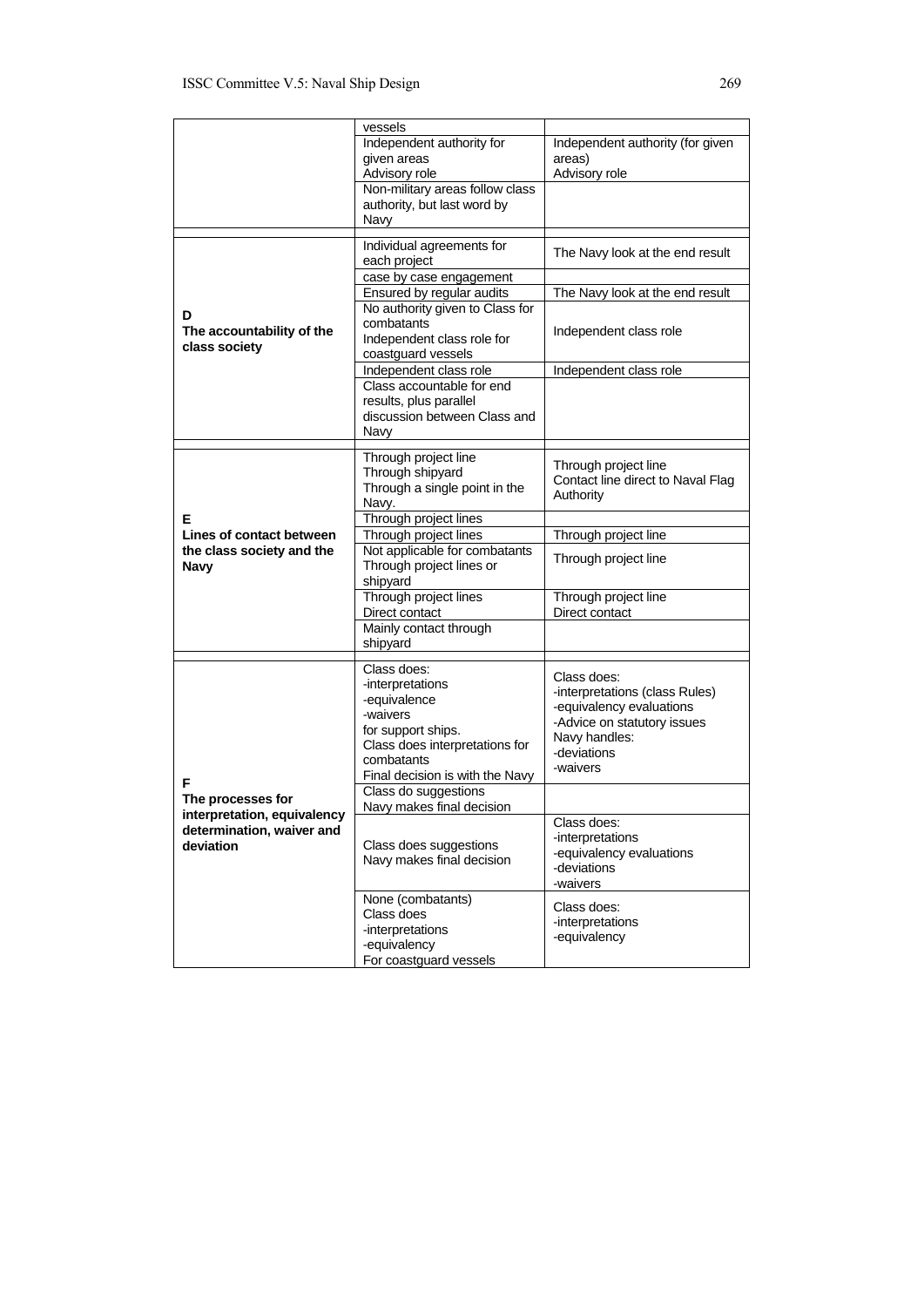| | | |
|---|---|---|
| | vessels | |
| | Independent authority for given areas<br>Advisory role | Independent authority (for given areas)<br>Advisory role |
| | Non-military areas follow class authority, but last word by Navy | |
| **D**<br>**The accountability of the class society** | Individual agreements for each project | The Navy look at the end result |
| | case by case engagement | |
| | Ensured by regular audits | The Navy look at the end result |
| | No authority given to Class for combatants<br>Independent class role for coastguard vessels | Independent class role |
| | Independent class role | Independent class role |
| | Class accountable for end results, plus parallel discussion between Class and Navy | |
| **E**<br>**Lines of contact between the class society and the Navy** | Through project line<br>Through shipyard<br>Through a single point in the Navy. | Through project line<br>Contact line direct to Naval Flag Authority |
| | Through project lines | |
| | Through project lines | Through project line |
| | Not applicable for combatants<br>Through project lines or shipyard | Through project line |
| | Through project lines<br>Direct contact | Through project line<br>Direct contact |
| | Mainly contact through shipyard | |
| **F**<br>**The processes for interpretation, equivalency determination, waiver and deviation** | Class does:<br>-interpretations<br>-equivalence<br>-waivers<br>for support ships.<br>Class does interpretations for combatants<br>Final decision is with the Navy | Class does:<br>-interpretations (class Rules)<br>-equivalency evaluations<br>-Advice on statutory issues<br>Navy handles:<br>-deviations<br>-waivers |
| | Class do suggestions<br>Navy makes final decision | |
| | Class does suggestions<br>Navy makes final decision | Class does:<br>-interpretations<br>-equivalency evaluations<br>-deviations<br>-waivers |
| | None (combatants)<br>Class does<br>-interpretations<br>-equivalency<br>For coastguard vessels | Class does:<br>-interpretations<br>-equivalency |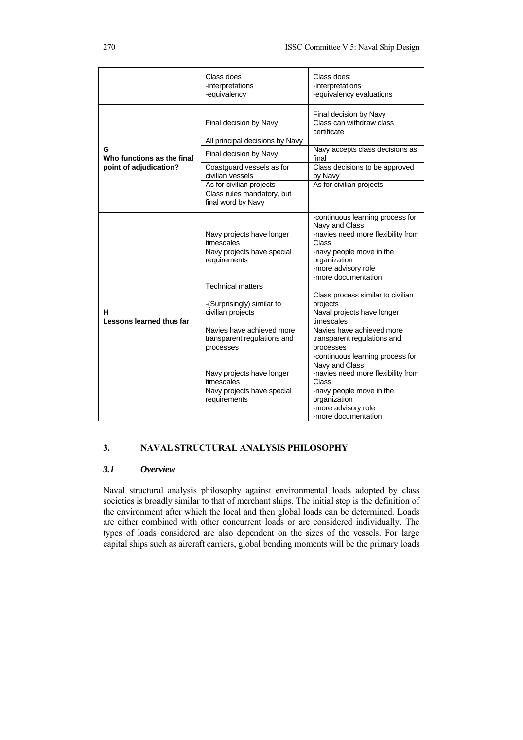| | | |
|---|---|---|
| | Class does<br>-interpretations<br>-equivalency | Class does:<br>-interpretations<br>-equivalency evaluations |
| | | |
| **G**<br>**Who functions as the final point of adjudication?** | Final decision by Navy | Final decision by Navy<br>Class can withdraw class certificate |
| | All principal decisions by Navy | |
| | Final decision by Navy | Navy accepts class decisions as final |
| | Coastguard vessels as for civilian vessels | Class decisions to be approved by Navy |
| | As for civilian projects | As for civilian projects |
| | Class rules mandatory, but final word by Navy | |
| | | |
| **H**<br>**Lessons learned thus far** | Navy projects have longer timescales<br>Navy projects have special requirements | -continuous learning process for Navy and Class<br>-navies need more flexibility from Class<br>-navy people move in the organization<br>-more advisory role<br>-more documentation |
| | Technical matters | |
| | -(Surprisingly) similar to civilian projects | Class process similar to civilian projects<br>Naval projects have longer timescales |
| | Navies have achieved more transparent regulations and processes | Navies have achieved more transparent regulations and processes |
| | Navy projects have longer timescales<br>Navy projects have special requirements | -continuous learning process for Navy and Class<br>-navies need more flexibility from Class<br>-navy people move in the organization<br>-more advisory role<br>-more documentation |

## 3. NAVAL STRUCTURAL ANALYSIS PHILOSOPHY

### *3.1 Overview*

Naval structural analysis philosophy against environmental loads adopted by class societies is broadly similar to that of merchant ships. The initial step is the definition of the environment after which the local and then global loads can be determined. Loads are either combined with other concurrent loads or are considered individually. The types of loads considered are also dependent on the sizes of the vessels. For large capital ships such as aircraft carriers, global bending moments will be the primary loads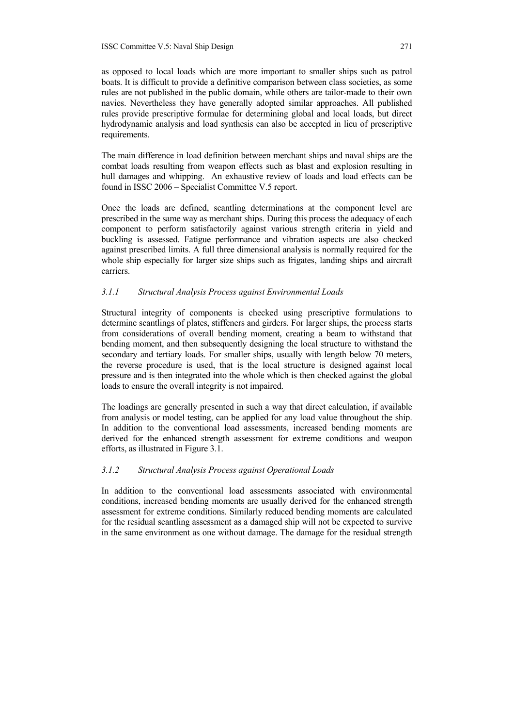as opposed to local loads which are more important to smaller ships such as patrol boats. It is difficult to provide a definitive comparison between class societies, as some rules are not published in the public domain, while others are tailor-made to their own navies. Nevertheless they have generally adopted similar approaches. All published rules provide prescriptive formulae for determining global and local loads, but direct hydrodynamic analysis and load synthesis can also be accepted in lieu of prescriptive requirements.

The main difference in load definition between merchant ships and naval ships are the combat loads resulting from weapon effects such as blast and explosion resulting in hull damages and whipping. An exhaustive review of loads and load effects can be found in ISSC 2006 – Specialist Committee V.5 report.

Once the loads are defined, scantling determinations at the component level are prescribed in the same way as merchant ships. During this process the adequacy of each component to perform satisfactorily against various strength criteria in yield and buckling is assessed. Fatigue performance and vibration aspects are also checked against prescribed limits. A full three dimensional analysis is normally required for the whole ship especially for larger size ships such as frigates, landing ships and aircraft carriers.

### *3.1.1 Structural Analysis Process against Environmental Loads*

Structural integrity of components is checked using prescriptive formulations to determine scantlings of plates, stiffeners and girders. For larger ships, the process starts from considerations of overall bending moment, creating a beam to withstand that bending moment, and then subsequently designing the local structure to withstand the secondary and tertiary loads. For smaller ships, usually with length below 70 meters, the reverse procedure is used, that is the local structure is designed against local pressure and is then integrated into the whole which is then checked against the global loads to ensure the overall integrity is not impaired.

The loadings are generally presented in such a way that direct calculation, if available from analysis or model testing, can be applied for any load value throughout the ship. In addition to the conventional load assessments, increased bending moments are derived for the enhanced strength assessment for extreme conditions and weapon efforts, as illustrated in Figure 3.1.

### *3.1.2 Structural Analysis Process against Operational Loads*

In addition to the conventional load assessments associated with environmental conditions, increased bending moments are usually derived for the enhanced strength assessment for extreme conditions. Similarly reduced bending moments are calculated for the residual scantling assessment as a damaged ship will not be expected to survive in the same environment as one without damage. The damage for the residual strength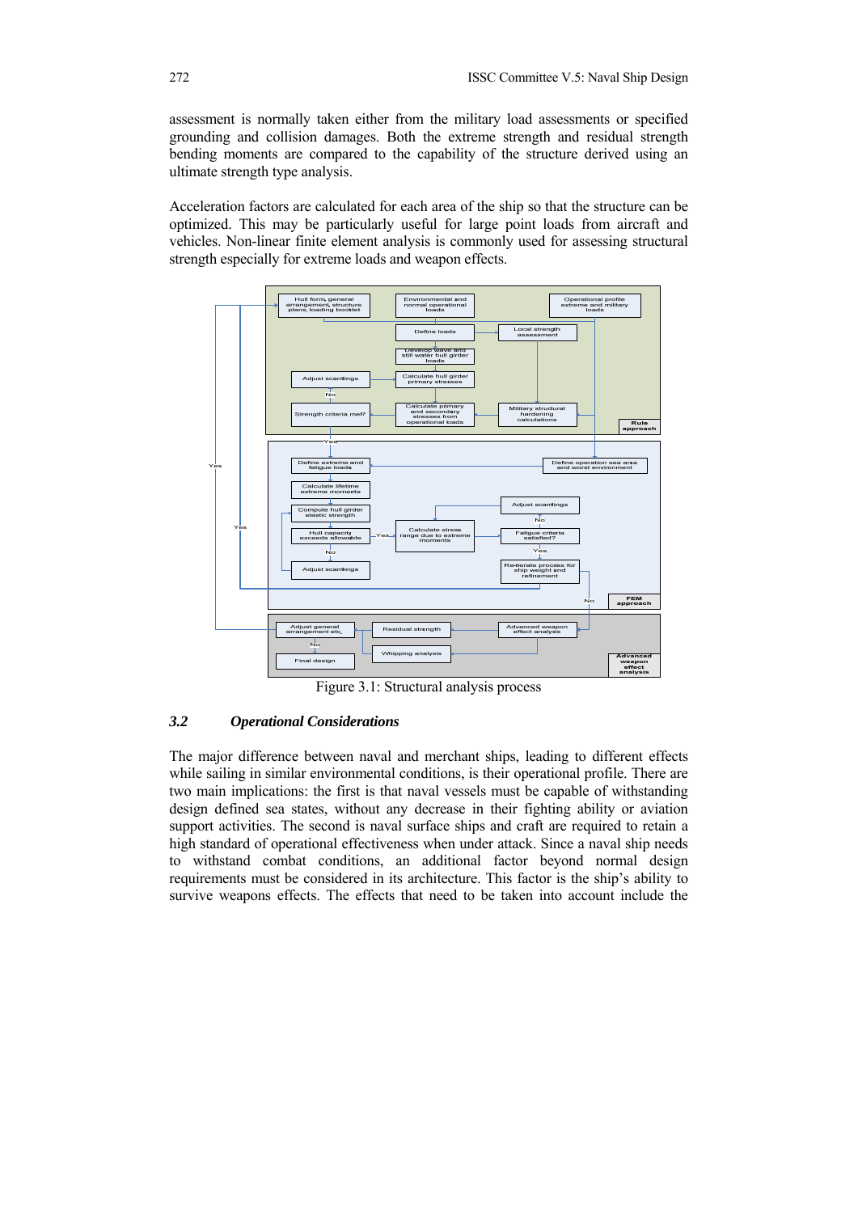assessment is normally taken either from the military load assessments or specified grounding and collision damages. Both the extreme strength and residual strength bending moments are compared to the capability of the structure derived using an ultimate strength type analysis.

Acceleration factors are calculated for each area of the ship so that the structure can be optimized. This may be particularly useful for large point loads from aircraft and vehicles. Non-linear finite element analysis is commonly used for assessing structural strength especially for extreme loads and weapon effects.

Figure 3.1: Structural analysis process

### *3.2 Operational Considerations*

The major difference between naval and merchant ships, leading to different effects while sailing in similar environmental conditions, is their operational profile. There are two main implications: the first is that naval vessels must be capable of withstanding design defined sea states, without any decrease in their fighting ability or aviation support activities. The second is naval surface ships and craft are required to retain a high standard of operational effectiveness when under attack. Since a naval ship needs to withstand combat conditions, an additional factor beyond normal design requirements must be considered in its architecture. This factor is the ship's ability to survive weapons effects. The effects that need to be taken into account include the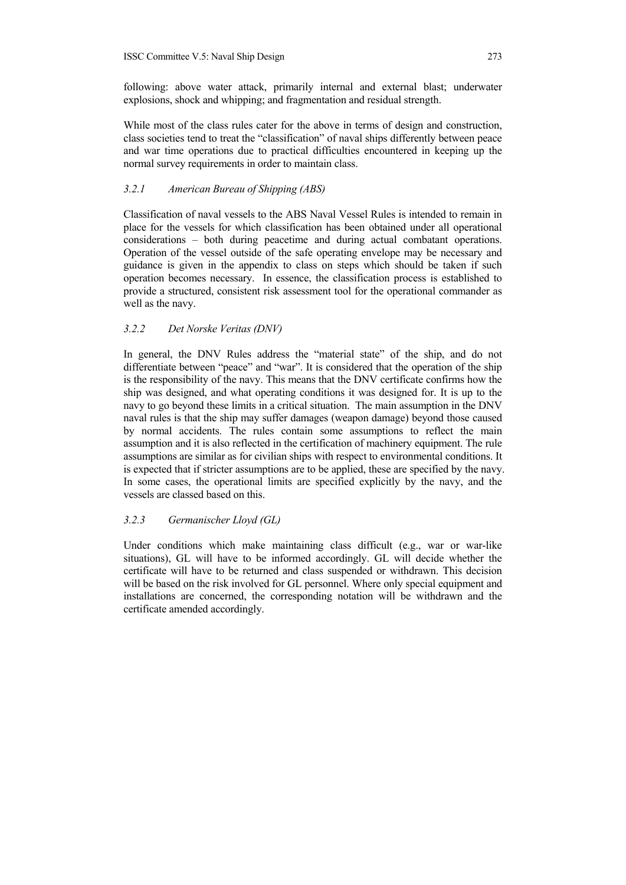following: above water attack, primarily internal and external blast; underwater explosions, shock and whipping; and fragmentation and residual strength.

While most of the class rules cater for the above in terms of design and construction, class societies tend to treat the "classification" of naval ships differently between peace and war time operations due to practical difficulties encountered in keeping up the normal survey requirements in order to maintain class.

### *3.2.1 American Bureau of Shipping (ABS)*

Classification of naval vessels to the ABS Naval Vessel Rules is intended to remain in place for the vessels for which classification has been obtained under all operational considerations – both during peacetime and during actual combatant operations. Operation of the vessel outside of the safe operating envelope may be necessary and guidance is given in the appendix to class on steps which should be taken if such operation becomes necessary. In essence, the classification process is established to provide a structured, consistent risk assessment tool for the operational commander as well as the navy.

### *3.2.2 Det Norske Veritas (DNV)*

In general, the DNV Rules address the "material state" of the ship, and do not differentiate between "peace" and "war". It is considered that the operation of the ship is the responsibility of the navy. This means that the DNV certificate confirms how the ship was designed, and what operating conditions it was designed for. It is up to the navy to go beyond these limits in a critical situation. The main assumption in the DNV naval rules is that the ship may suffer damages (weapon damage) beyond those caused by normal accidents. The rules contain some assumptions to reflect the main assumption and it is also reflected in the certification of machinery equipment. The rule assumptions are similar as for civilian ships with respect to environmental conditions. It is expected that if stricter assumptions are to be applied, these are specified by the navy. In some cases, the operational limits are specified explicitly by the navy, and the vessels are classed based on this.

### *3.2.3 Germanischer Lloyd (GL)*

Under conditions which make maintaining class difficult (e.g., war or war-like situations), GL will have to be informed accordingly. GL will decide whether the certificate will have to be returned and class suspended or withdrawn. This decision will be based on the risk involved for GL personnel. Where only special equipment and installations are concerned, the corresponding notation will be withdrawn and the certificate amended accordingly.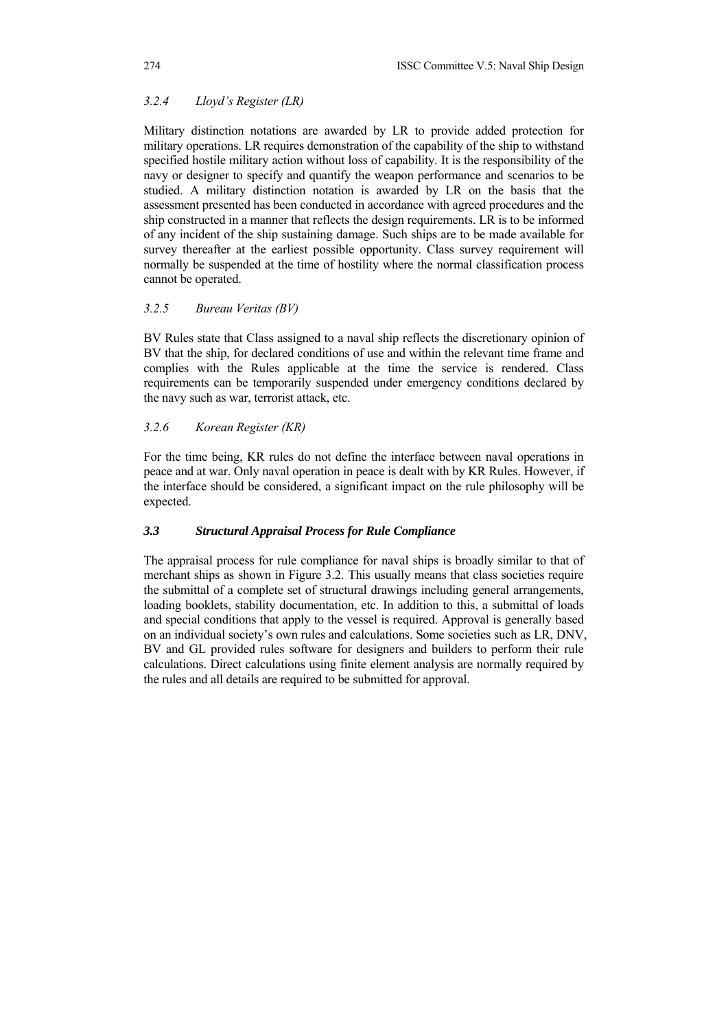### *3.2.4 Lloyd's Register (LR)*

Military distinction notations are awarded by LR to provide added protection for military operations. LR requires demonstration of the capability of the ship to withstand specified hostile military action without loss of capability. It is the responsibility of the navy or designer to specify and quantify the weapon performance and scenarios to be studied. A military distinction notation is awarded by LR on the basis that the assessment presented has been conducted in accordance with agreed procedures and the ship constructed in a manner that reflects the design requirements. LR is to be informed of any incident of the ship sustaining damage. Such ships are to be made available for survey thereafter at the earliest possible opportunity. Class survey requirement will normally be suspended at the time of hostility where the normal classification process cannot be operated.

### *3.2.5 Bureau Veritas (BV)*

BV Rules state that Class assigned to a naval ship reflects the discretionary opinion of BV that the ship, for declared conditions of use and within the relevant time frame and complies with the Rules applicable at the time the service is rendered. Class requirements can be temporarily suspended under emergency conditions declared by the navy such as war, terrorist attack, etc.

### *3.2.6 Korean Register (KR)*

For the time being, KR rules do not define the interface between naval operations in peace and at war. Only naval operation in peace is dealt with by KR Rules. However, if the interface should be considered, a significant impact on the rule philosophy will be expected.

## ***3.3 Structural Appraisal Process for Rule Compliance***

The appraisal process for rule compliance for naval ships is broadly similar to that of merchant ships as shown in Figure 3.2. This usually means that class societies require the submittal of a complete set of structural drawings including general arrangements, loading booklets, stability documentation, etc. In addition to this, a submittal of loads and special conditions that apply to the vessel is required. Approval is generally based on an individual society's own rules and calculations. Some societies such as LR, DNV, BV and GL provided rules software for designers and builders to perform their rule calculations. Direct calculations using finite element analysis are normally required by the rules and all details are required to be submitted for approval.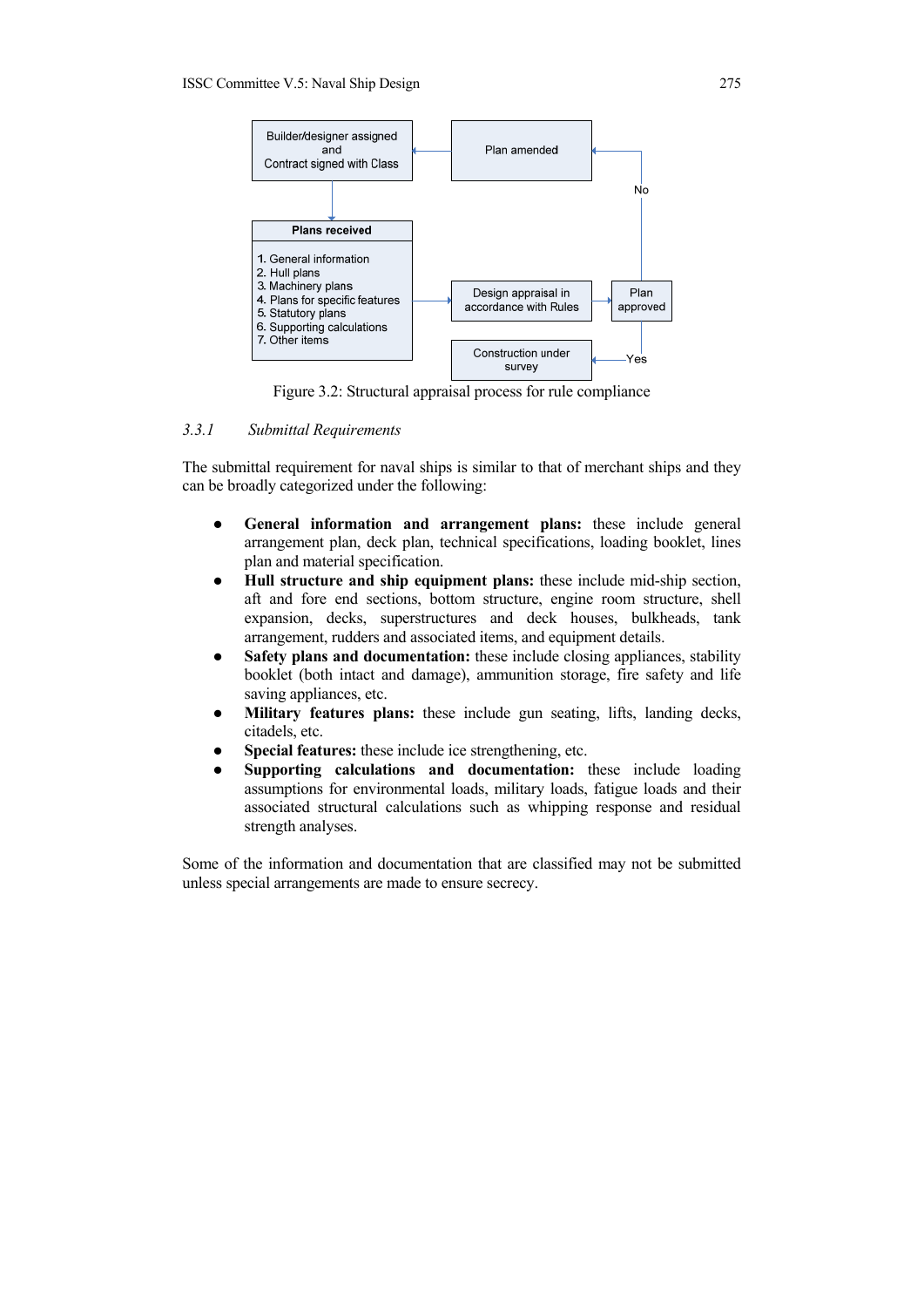Builder/designer assigned and Contract signed with Class

Plan amended

Plans received

1. General information
2. Hull plans
3. Machinery plans
4. Plans for specific features
5. Statutory plans
6. Supporting calculations
7. Other items

Design appraisal in accordance with Rules

Plan approved

No

Yes

Construction under survey

Figure 3.2: Structural appraisal process for rule compliance

### *3.3.1 Submittal Requirements*

The submittal requirement for naval ships is similar to that of merchant ships and they can be broadly categorized under the following:

- **General information and arrangement plans:** these include general arrangement plan, deck plan, technical specifications, loading booklet, lines plan and material specification.
- **Hull structure and ship equipment plans:** these include mid-ship section, aft and fore end sections, bottom structure, engine room structure, shell expansion, decks, superstructures and deck houses, bulkheads, tank arrangement, rudders and associated items, and equipment details.
- **Safety plans and documentation:** these include closing appliances, stability booklet (both intact and damage), ammunition storage, fire safety and life saving appliances, etc.
- **Military features plans:** these include gun seating, lifts, landing decks, citadels, etc.
- **Special features:** these include ice strengthening, etc.
- **Supporting calculations and documentation:** these include loading assumptions for environmental loads, military loads, fatigue loads and their associated structural calculations such as whipping response and residual strength analyses.

Some of the information and documentation that are classified may not be submitted unless special arrangements are made to ensure secrecy.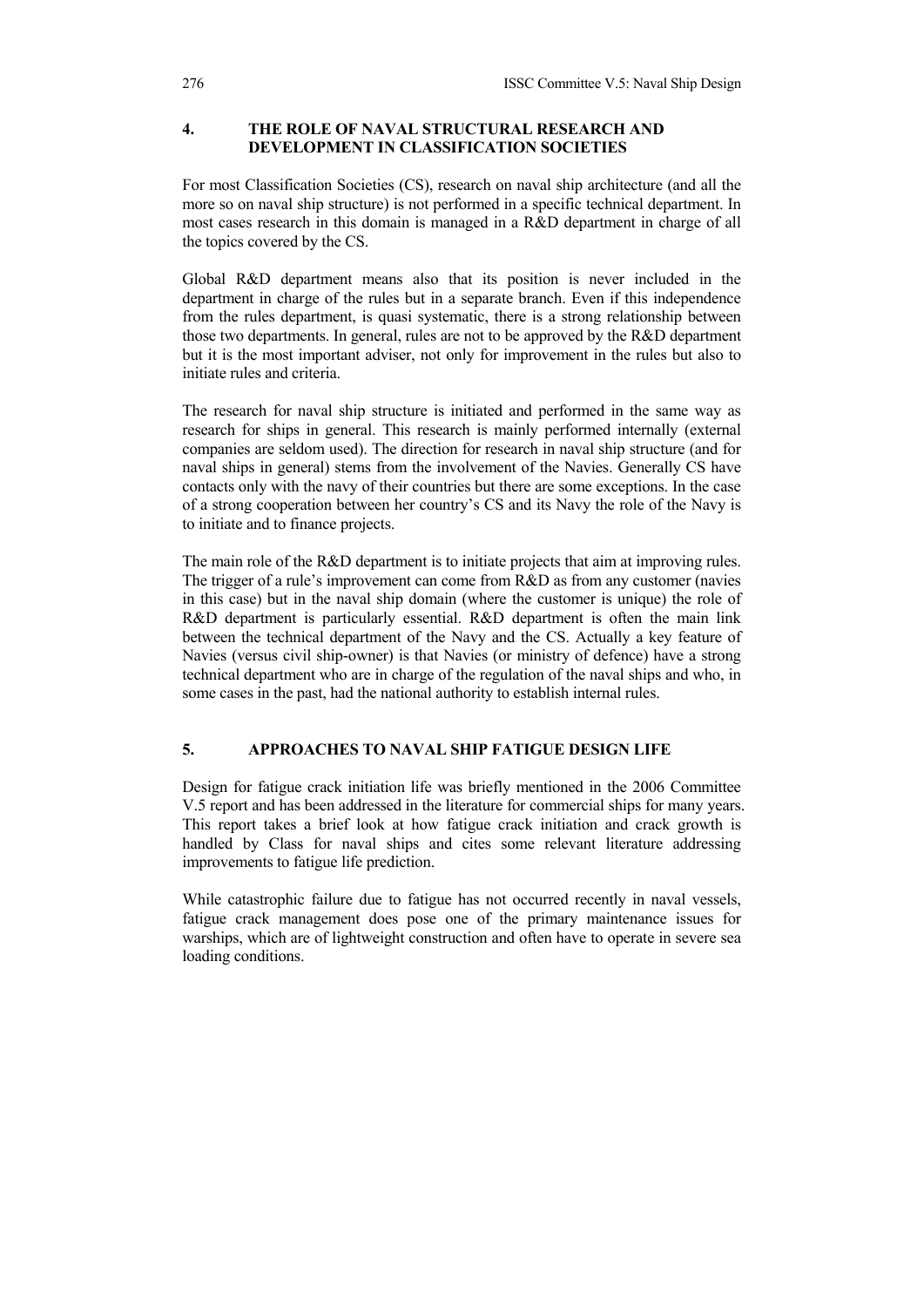## 4. THE ROLE OF NAVAL STRUCTURAL RESEARCH AND DEVELOPMENT IN CLASSIFICATION SOCIETIES

For most Classification Societies (CS), research on naval ship architecture (and all the more so on naval ship structure) is not performed in a specific technical department. In most cases research in this domain is managed in a R&D department in charge of all the topics covered by the CS.

Global R&D department means also that its position is never included in the department in charge of the rules but in a separate branch. Even if this independence from the rules department, is quasi systematic, there is a strong relationship between those two departments. In general, rules are not to be approved by the R&D department but it is the most important adviser, not only for improvement in the rules but also to initiate rules and criteria.

The research for naval ship structure is initiated and performed in the same way as research for ships in general. This research is mainly performed internally (external companies are seldom used). The direction for research in naval ship structure (and for naval ships in general) stems from the involvement of the Navies. Generally CS have contacts only with the navy of their countries but there are some exceptions. In the case of a strong cooperation between her country's CS and its Navy the role of the Navy is to initiate and to finance projects.

The main role of the R&D department is to initiate projects that aim at improving rules. The trigger of a rule's improvement can come from R&D as from any customer (navies in this case) but in the naval ship domain (where the customer is unique) the role of R&D department is particularly essential. R&D department is often the main link between the technical department of the Navy and the CS. Actually a key feature of Navies (versus civil ship-owner) is that Navies (or ministry of defence) have a strong technical department who are in charge of the regulation of the naval ships and who, in some cases in the past, had the national authority to establish internal rules.

## 5. APPROACHES TO NAVAL SHIP FATIGUE DESIGN LIFE

Design for fatigue crack initiation life was briefly mentioned in the 2006 Committee V.5 report and has been addressed in the literature for commercial ships for many years. This report takes a brief look at how fatigue crack initiation and crack growth is handled by Class for naval ships and cites some relevant literature addressing improvements to fatigue life prediction.

While catastrophic failure due to fatigue has not occurred recently in naval vessels, fatigue crack management does pose one of the primary maintenance issues for warships, which are of lightweight construction and often have to operate in severe sea loading conditions.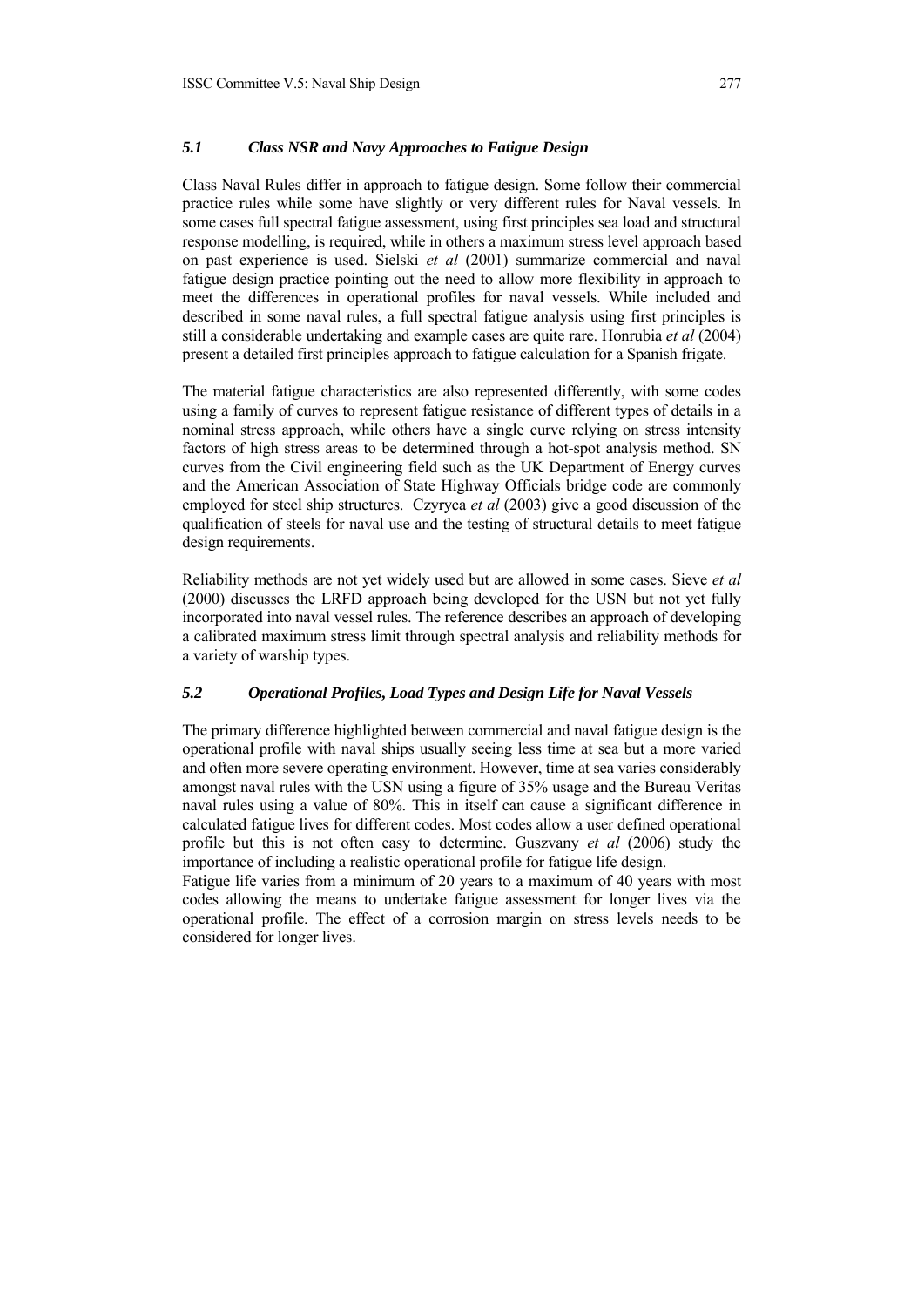### *5.1 Class NSR and Navy Approaches to Fatigue Design*

Class Naval Rules differ in approach to fatigue design. Some follow their commercial practice rules while some have slightly or very different rules for Naval vessels. In some cases full spectral fatigue assessment, using first principles sea load and structural response modelling, is required, while in others a maximum stress level approach based on past experience is used. Sielski *et al* (2001) summarize commercial and naval fatigue design practice pointing out the need to allow more flexibility in approach to meet the differences in operational profiles for naval vessels. While included and described in some naval rules, a full spectral fatigue analysis using first principles is still a considerable undertaking and example cases are quite rare. Honrubia *et al* (2004) present a detailed first principles approach to fatigue calculation for a Spanish frigate.

The material fatigue characteristics are also represented differently, with some codes using a family of curves to represent fatigue resistance of different types of details in a nominal stress approach, while others have a single curve relying on stress intensity factors of high stress areas to be determined through a hot-spot analysis method. SN curves from the Civil engineering field such as the UK Department of Energy curves and the American Association of State Highway Officials bridge code are commonly employed for steel ship structures. Czyryca *et al* (2003) give a good discussion of the qualification of steels for naval use and the testing of structural details to meet fatigue design requirements.

Reliability methods are not yet widely used but are allowed in some cases. Sieve *et al* (2000) discusses the LRFD approach being developed for the USN but not yet fully incorporated into naval vessel rules. The reference describes an approach of developing a calibrated maximum stress limit through spectral analysis and reliability methods for a variety of warship types.

### *5.2 Operational Profiles, Load Types and Design Life for Naval Vessels*

The primary difference highlighted between commercial and naval fatigue design is the operational profile with naval ships usually seeing less time at sea but a more varied and often more severe operating environment. However, time at sea varies considerably amongst naval rules with the USN using a figure of 35% usage and the Bureau Veritas naval rules using a value of 80%. This in itself can cause a significant difference in calculated fatigue lives for different codes. Most codes allow a user defined operational profile but this is not often easy to determine. Guszvany *et al* (2006) study the importance of including a realistic operational profile for fatigue life design.

Fatigue life varies from a minimum of 20 years to a maximum of 40 years with most codes allowing the means to undertake fatigue assessment for longer lives via the operational profile. The effect of a corrosion margin on stress levels needs to be considered for longer lives.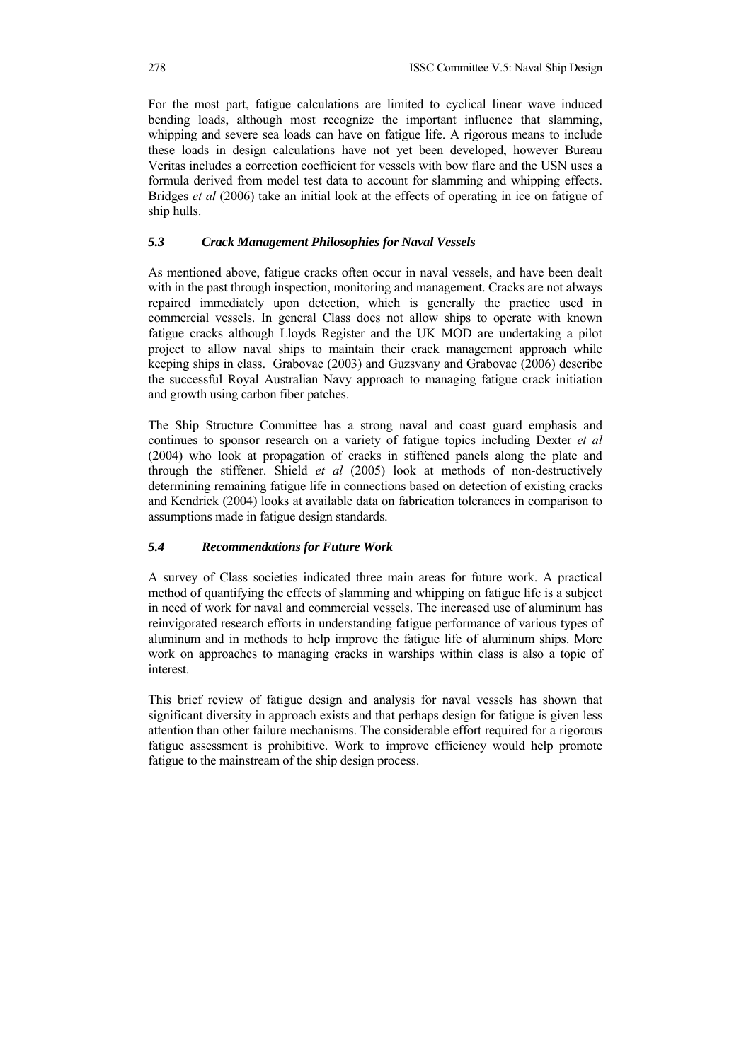For the most part, fatigue calculations are limited to cyclical linear wave induced bending loads, although most recognize the important influence that slamming, whipping and severe sea loads can have on fatigue life. A rigorous means to include these loads in design calculations have not yet been developed, however Bureau Veritas includes a correction coefficient for vessels with bow flare and the USN uses a formula derived from model test data to account for slamming and whipping effects. Bridges *et al* (2006) take an initial look at the effects of operating in ice on fatigue of ship hulls.

### *5.3 Crack Management Philosophies for Naval Vessels*

As mentioned above, fatigue cracks often occur in naval vessels, and have been dealt with in the past through inspection, monitoring and management. Cracks are not always repaired immediately upon detection, which is generally the practice used in commercial vessels. In general Class does not allow ships to operate with known fatigue cracks although Lloyds Register and the UK MOD are undertaking a pilot project to allow naval ships to maintain their crack management approach while keeping ships in class. Grabovac (2003) and Guzsvany and Grabovac (2006) describe the successful Royal Australian Navy approach to managing fatigue crack initiation and growth using carbon fiber patches.

The Ship Structure Committee has a strong naval and coast guard emphasis and continues to sponsor research on a variety of fatigue topics including Dexter *et al* (2004) who look at propagation of cracks in stiffened panels along the plate and through the stiffener. Shield *et al* (2005) look at methods of non-destructively determining remaining fatigue life in connections based on detection of existing cracks and Kendrick (2004) looks at available data on fabrication tolerances in comparison to assumptions made in fatigue design standards.

### *5.4 Recommendations for Future Work*

A survey of Class societies indicated three main areas for future work. A practical method of quantifying the effects of slamming and whipping on fatigue life is a subject in need of work for naval and commercial vessels. The increased use of aluminum has reinvigorated research efforts in understanding fatigue performance of various types of aluminum and in methods to help improve the fatigue life of aluminum ships. More work on approaches to managing cracks in warships within class is also a topic of interest.

This brief review of fatigue design and analysis for naval vessels has shown that significant diversity in approach exists and that perhaps design for fatigue is given less attention than other failure mechanisms. The considerable effort required for a rigorous fatigue assessment is prohibitive. Work to improve efficiency would help promote fatigue to the mainstream of the ship design process.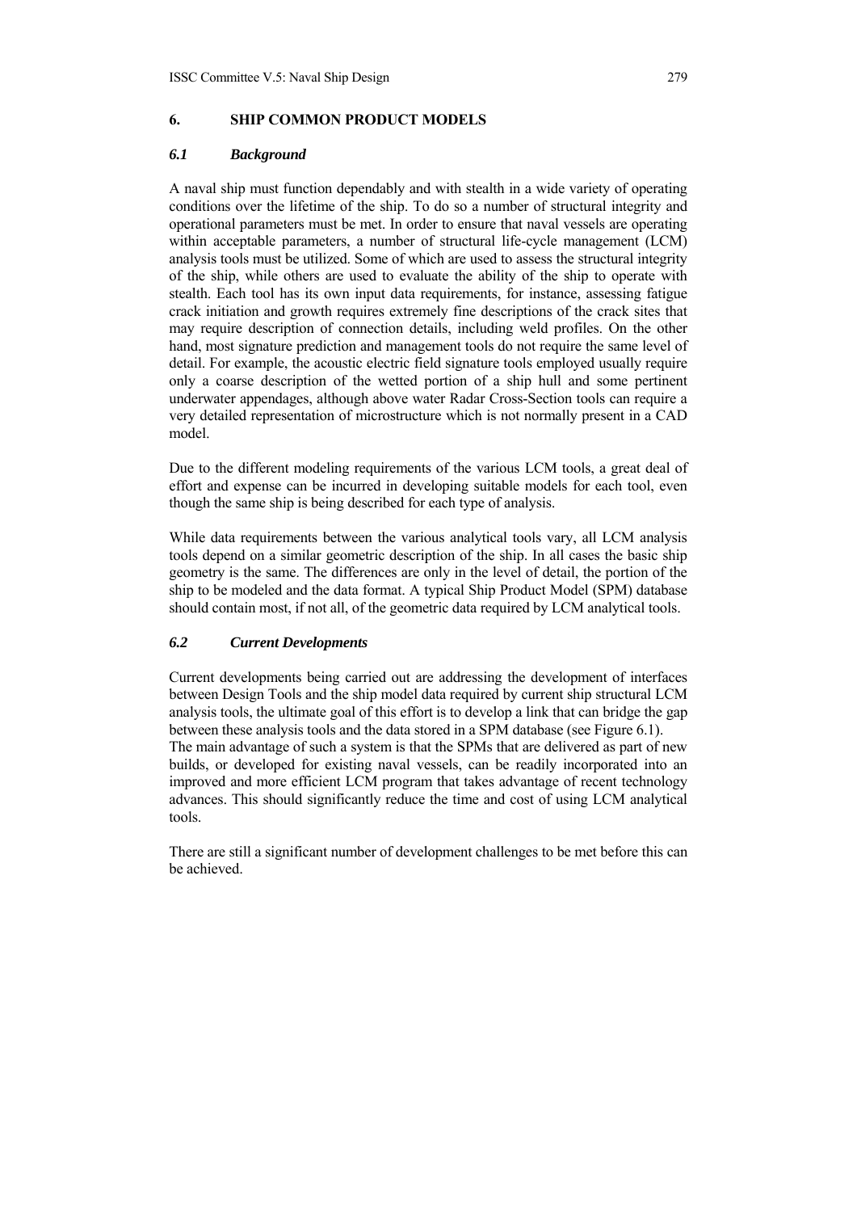## 6. SHIP COMMON PRODUCT MODELS

### *6.1 Background*

A naval ship must function dependably and with stealth in a wide variety of operating conditions over the lifetime of the ship. To do so a number of structural integrity and operational parameters must be met. In order to ensure that naval vessels are operating within acceptable parameters, a number of structural life-cycle management (LCM) analysis tools must be utilized. Some of which are used to assess the structural integrity of the ship, while others are used to evaluate the ability of the ship to operate with stealth. Each tool has its own input data requirements, for instance, assessing fatigue crack initiation and growth requires extremely fine descriptions of the crack sites that may require description of connection details, including weld profiles. On the other hand, most signature prediction and management tools do not require the same level of detail. For example, the acoustic electric field signature tools employed usually require only a coarse description of the wetted portion of a ship hull and some pertinent underwater appendages, although above water Radar Cross-Section tools can require a very detailed representation of microstructure which is not normally present in a CAD model.

Due to the different modeling requirements of the various LCM tools, a great deal of effort and expense can be incurred in developing suitable models for each tool, even though the same ship is being described for each type of analysis.

While data requirements between the various analytical tools vary, all LCM analysis tools depend on a similar geometric description of the ship. In all cases the basic ship geometry is the same. The differences are only in the level of detail, the portion of the ship to be modeled and the data format. A typical Ship Product Model (SPM) database should contain most, if not all, of the geometric data required by LCM analytical tools.

### *6.2 Current Developments*

Current developments being carried out are addressing the development of interfaces between Design Tools and the ship model data required by current ship structural LCM analysis tools, the ultimate goal of this effort is to develop a link that can bridge the gap between these analysis tools and the data stored in a SPM database (see Figure 6.1). The main advantage of such a system is that the SPMs that are delivered as part of new builds, or developed for existing naval vessels, can be readily incorporated into an improved and more efficient LCM program that takes advantage of recent technology advances. This should significantly reduce the time and cost of using LCM analytical tools.

There are still a significant number of development challenges to be met before this can be achieved.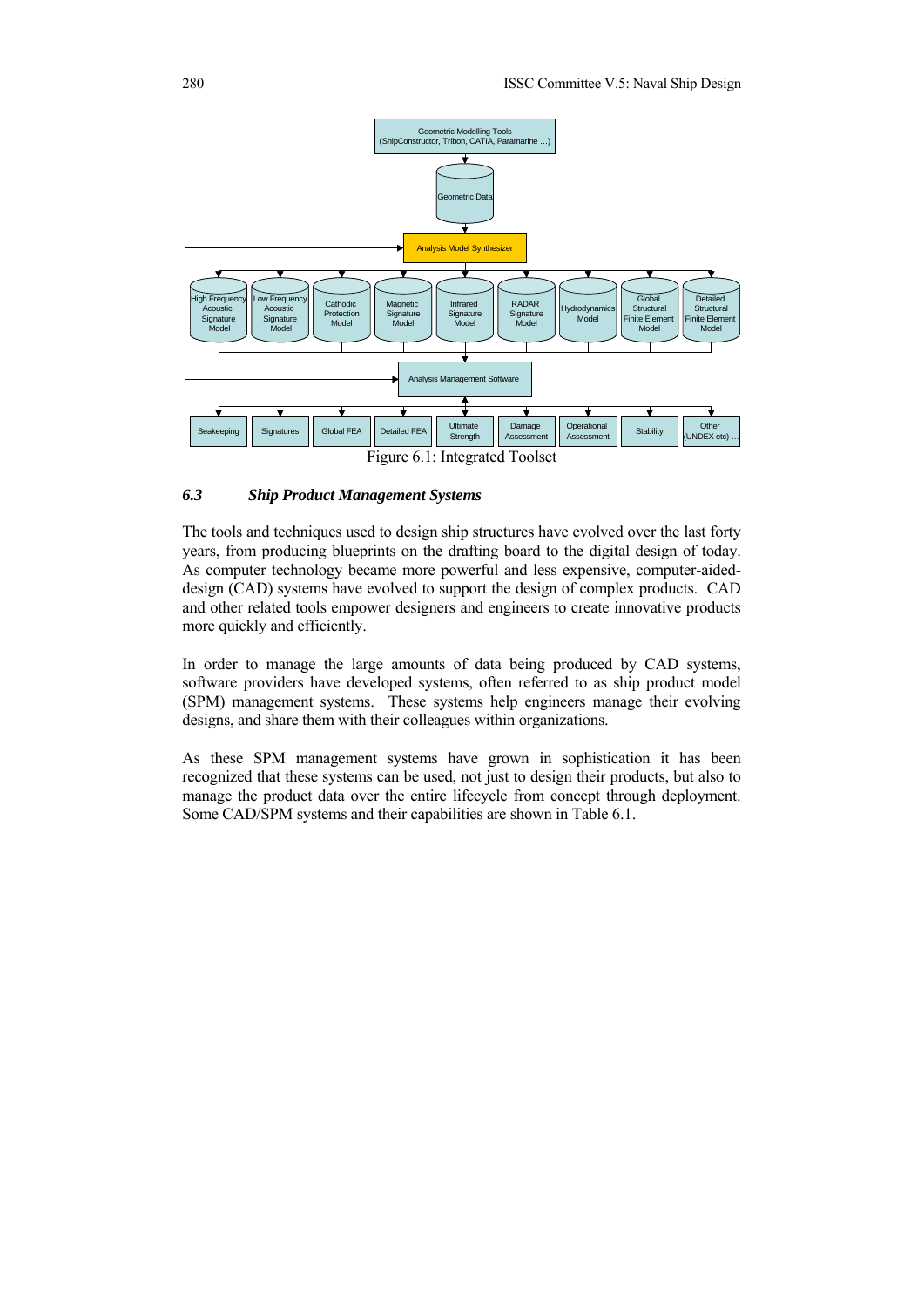Figure 6.1: Integrated Toolset

### *6.3 Ship Product Management Systems*

The tools and techniques used to design ship structures have evolved over the last forty years, from producing blueprints on the drafting board to the digital design of today. As computer technology became more powerful and less expensive, computer-aided-design (CAD) systems have evolved to support the design of complex products. CAD and other related tools empower designers and engineers to create innovative products more quickly and efficiently.

In order to manage the large amounts of data being produced by CAD systems, software providers have developed systems, often referred to as ship product model (SPM) management systems. These systems help engineers manage their evolving designs, and share them with their colleagues within organizations.

As these SPM management systems have grown in sophistication it has been recognized that these systems can be used, not just to design their products, but also to manage the product data over the entire lifecycle from concept through deployment. Some CAD/SPM systems and their capabilities are shown in Table 6.1.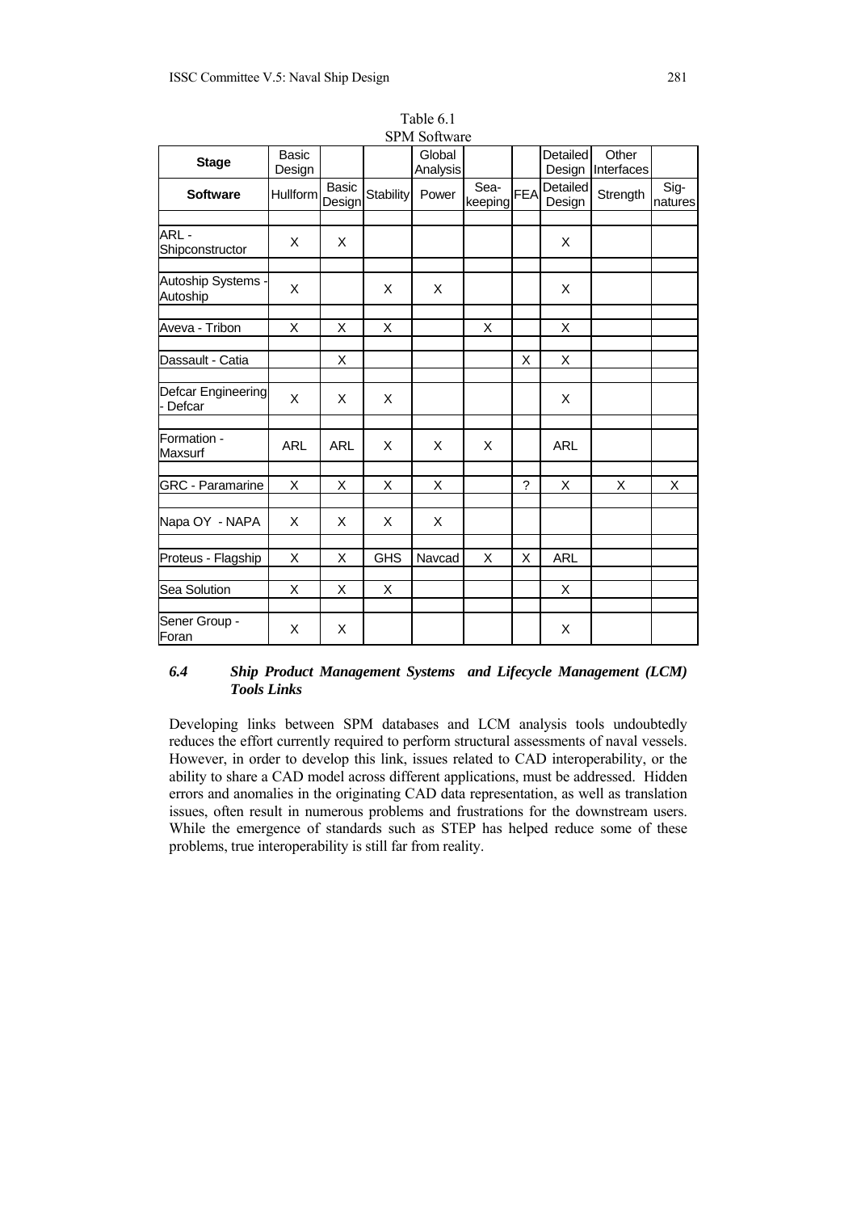Table 6.1
SPM Software

| Stage | Basic Design | | | Global Analysis | | | Detailed Design | Other Interfaces | |
|---|---|---|---|---|---|---|---|---|---|
| **Software** | Hullform | Basic Design | Stability | Power | Sea-keeping | FEA | Detailed Design | Strength | Sig-natures |
| ARL - Shipconstructor | X | X | | | | | X | | |
| Autoship Systems - Autoship | X | | X | X | | | X | | |
| Aveva - Tribon | X | X | X | | X | | X | | |
| Dassault - Catia | | X | | | | X | X | | |
| Defcar Engineering - Defcar | X | X | X | | | | X | | |
| Formation - Maxsurf | ARL | ARL | X | X | X | | ARL | | |
| GRC - Paramarine | X | X | X | X | | ? | X | X | X |
| Napa OY - NAPA | X | X | X | X | | | | | |
| Proteus - Flagship | X | X | GHS | Navcad | X | X | ARL | | |
| Sea Solution | X | X | X | | | | X | | |
| Sener Group - Foran | X | X | | | | | X | | |

### *6.4 Ship Product Management Systems and Lifecycle Management (LCM) Tools Links*

Developing links between SPM databases and LCM analysis tools undoubtedly reduces the effort currently required to perform structural assessments of naval vessels. However, in order to develop this link, issues related to CAD interoperability, or the ability to share a CAD model across different applications, must be addressed. Hidden errors and anomalies in the originating CAD data representation, as well as translation issues, often result in numerous problems and frustrations for the downstream users. While the emergence of standards such as STEP has helped reduce some of these problems, true interoperability is still far from reality.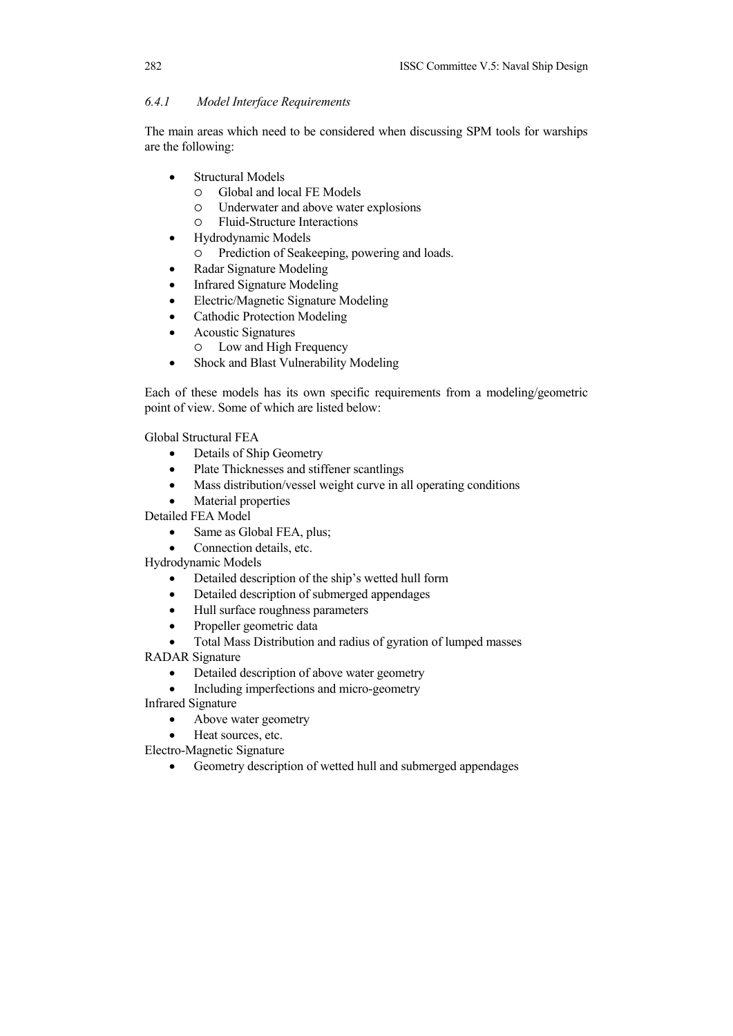### *6.4.1 Model Interface Requirements*

The main areas which need to be considered when discussing SPM tools for warships are the following:

- Structural Models
  - Global and local FE Models
  - Underwater and above water explosions
  - Fluid-Structure Interactions
- Hydrodynamic Models
  - Prediction of Seakeeping, powering and loads.
- Radar Signature Modeling
- Infrared Signature Modeling
- Electric/Magnetic Signature Modeling
- Cathodic Protection Modeling
- Acoustic Signatures
  - Low and High Frequency
- Shock and Blast Vulnerability Modeling

Each of these models has its own specific requirements from a modeling/geometric point of view. Some of which are listed below:

Global Structural FEA

- Details of Ship Geometry
- Plate Thicknesses and stiffener scantlings
- Mass distribution/vessel weight curve in all operating conditions
- Material properties

Detailed FEA Model

- Same as Global FEA, plus;
- Connection details, etc.

Hydrodynamic Models

- Detailed description of the ship's wetted hull form
- Detailed description of submerged appendages
- Hull surface roughness parameters
- Propeller geometric data
- Total Mass Distribution and radius of gyration of lumped masses

RADAR Signature

- Detailed description of above water geometry
- Including imperfections and micro-geometry

Infrared Signature

- Above water geometry
- Heat sources, etc.

Electro-Magnetic Signature

- Geometry description of wetted hull and submerged appendages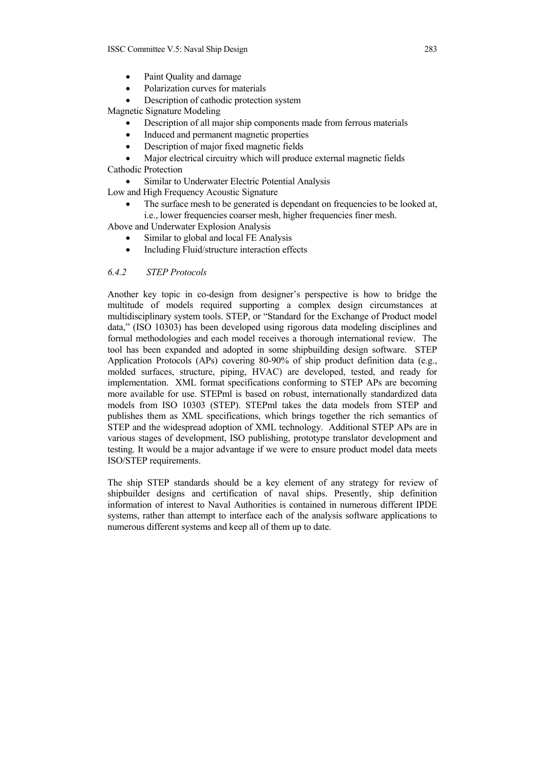- Paint Quality and damage
- Polarization curves for materials
- Description of cathodic protection system

Magnetic Signature Modeling

- Description of all major ship components made from ferrous materials
- Induced and permanent magnetic properties
- Description of major fixed magnetic fields
- Major electrical circuitry which will produce external magnetic fields

Cathodic Protection

- Similar to Underwater Electric Potential Analysis

Low and High Frequency Acoustic Signature

- The surface mesh to be generated is dependant on frequencies to be looked at, i.e., lower frequencies coarser mesh, higher frequencies finer mesh.

Above and Underwater Explosion Analysis

- Similar to global and local FE Analysis
- Including Fluid/structure interaction effects

### *6.4.2 STEP Protocols*

Another key topic in co-design from designer's perspective is how to bridge the multitude of models required supporting a complex design circumstances at multidisciplinary system tools. STEP, or "Standard for the Exchange of Product model data," (ISO 10303) has been developed using rigorous data modeling disciplines and formal methodologies and each model receives a thorough international review. The tool has been expanded and adopted in some shipbuilding design software. STEP Application Protocols (APs) covering 80-90% of ship product definition data (e.g., molded surfaces, structure, piping, HVAC) are developed, tested, and ready for implementation. XML format specifications conforming to STEP APs are becoming more available for use. STEPml is based on robust, internationally standardized data models from ISO 10303 (STEP). STEPml takes the data models from STEP and publishes them as XML specifications, which brings together the rich semantics of STEP and the widespread adoption of XML technology. Additional STEP APs are in various stages of development, ISO publishing, prototype translator development and testing. It would be a major advantage if we were to ensure product model data meets ISO/STEP requirements.

The ship STEP standards should be a key element of any strategy for review of shipbuilder designs and certification of naval ships. Presently, ship definition information of interest to Naval Authorities is contained in numerous different IPDE systems, rather than attempt to interface each of the analysis software applications to numerous different systems and keep all of them up to date.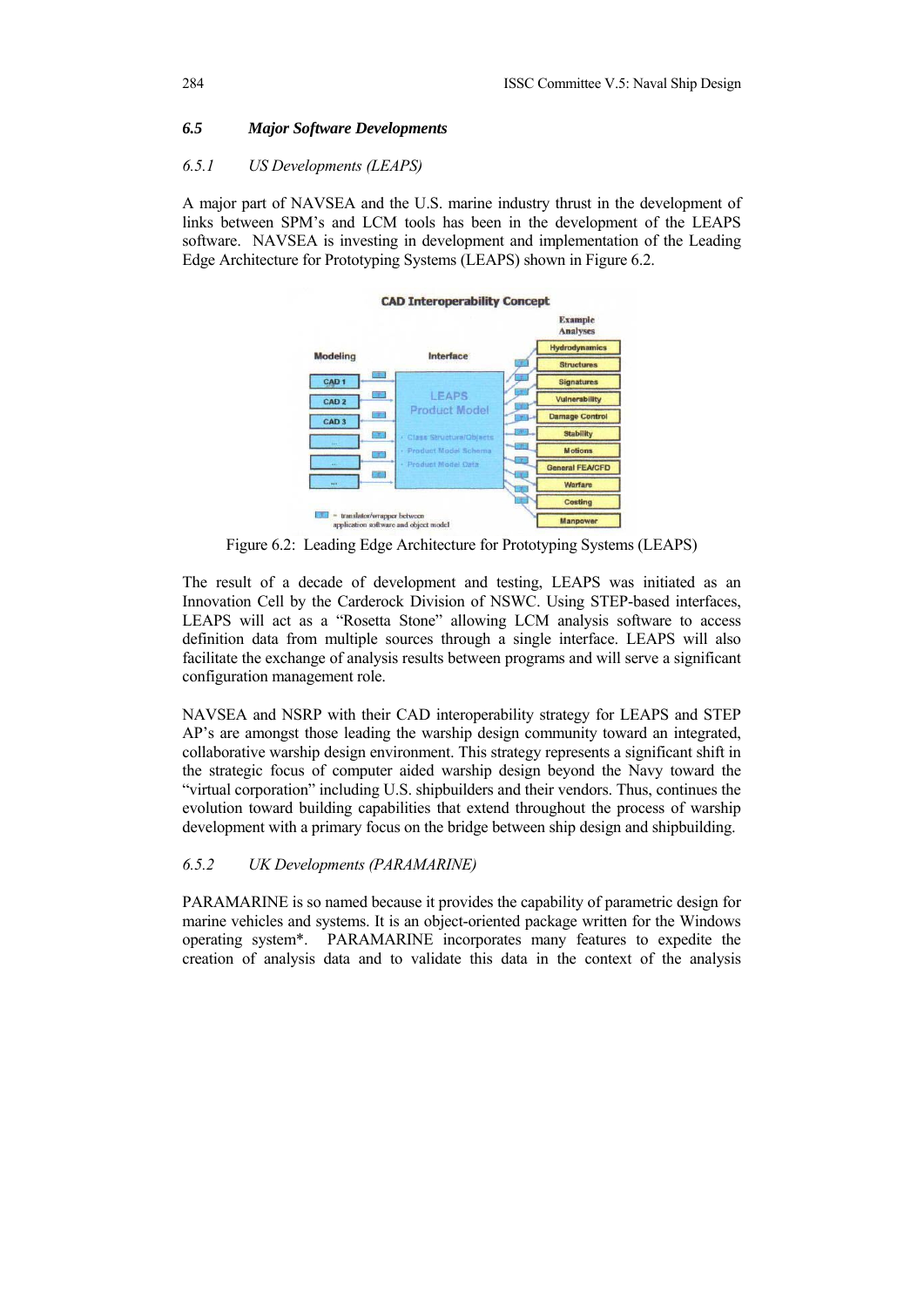## 6.5 *Major Software Developments*

### 6.5.1 *US Developments (LEAPS)*

A major part of NAVSEA and the U.S. marine industry thrust in the development of links between SPM's and LCM tools has been in the development of the LEAPS software. NAVSEA is investing in development and implementation of the Leading Edge Architecture for Prototyping Systems (LEAPS) shown in Figure 6.2.

Figure 6.2: Leading Edge Architecture for Prototyping Systems (LEAPS)

The result of a decade of development and testing, LEAPS was initiated as an Innovation Cell by the Carderock Division of NSWC. Using STEP-based interfaces, LEAPS will act as a "Rosetta Stone" allowing LCM analysis software to access definition data from multiple sources through a single interface. LEAPS will also facilitate the exchange of analysis results between programs and will serve a significant configuration management role.

NAVSEA and NSRP with their CAD interoperability strategy for LEAPS and STEP AP's are amongst those leading the warship design community toward an integrated, collaborative warship design environment. This strategy represents a significant shift in the strategic focus of computer aided warship design beyond the Navy toward the "virtual corporation" including U.S. shipbuilders and their vendors. Thus, continues the evolution toward building capabilities that extend throughout the process of warship development with a primary focus on the bridge between ship design and shipbuilding.

### 6.5.2 *UK Developments (PARAMARINE)*

PARAMARINE is so named because it provides the capability of parametric design for marine vehicles and systems. It is an object-oriented package written for the Windows operating system*. PARAMARINE incorporates many features to expedite the creation of analysis data and to validate this data in the context of the analysis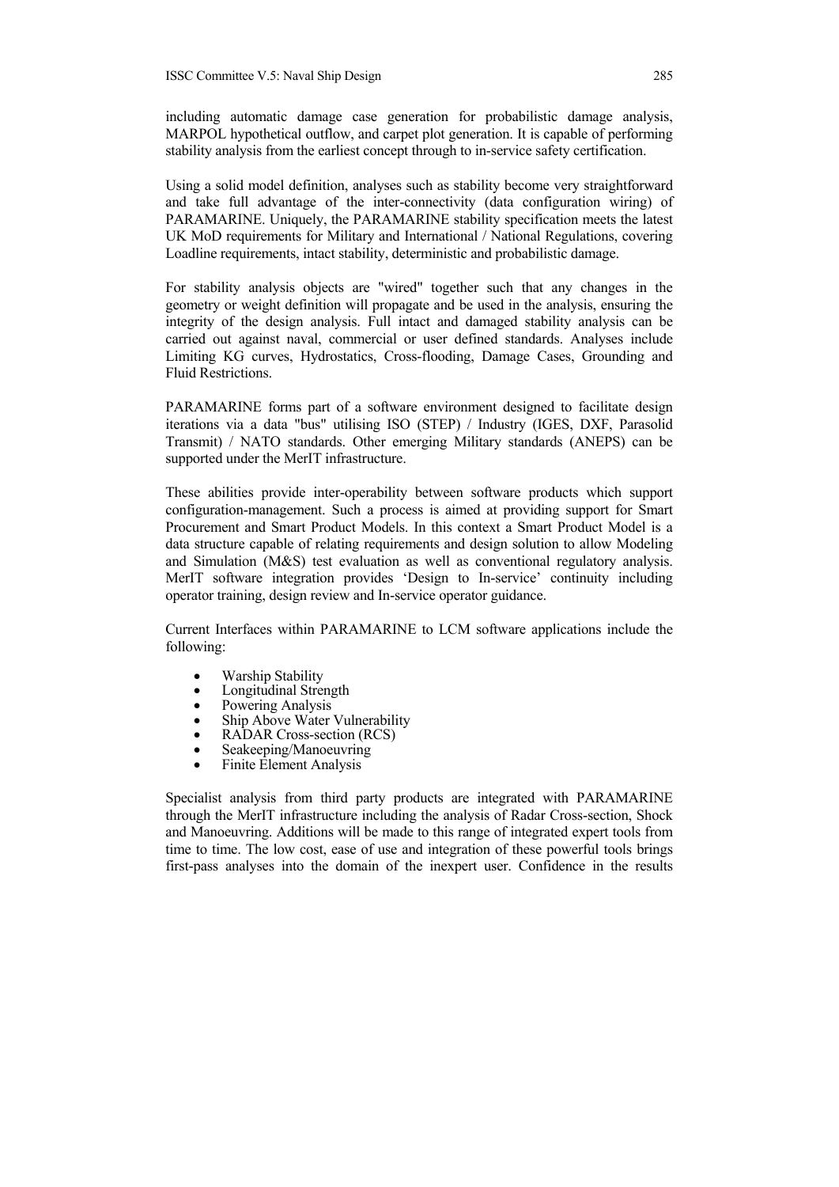including automatic damage case generation for probabilistic damage analysis, MARPOL hypothetical outflow, and carpet plot generation. It is capable of performing stability analysis from the earliest concept through to in-service safety certification.

Using a solid model definition, analyses such as stability become very straightforward and take full advantage of the inter-connectivity (data configuration wiring) of PARAMARINE. Uniquely, the PARAMARINE stability specification meets the latest UK MoD requirements for Military and International / National Regulations, covering Loadline requirements, intact stability, deterministic and probabilistic damage.

For stability analysis objects are "wired" together such that any changes in the geometry or weight definition will propagate and be used in the analysis, ensuring the integrity of the design analysis. Full intact and damaged stability analysis can be carried out against naval, commercial or user defined standards. Analyses include Limiting KG curves, Hydrostatics, Cross-flooding, Damage Cases, Grounding and Fluid Restrictions.

PARAMARINE forms part of a software environment designed to facilitate design iterations via a data "bus" utilising ISO (STEP) / Industry (IGES, DXF, Parasolid Transmit) / NATO standards. Other emerging Military standards (ANEPS) can be supported under the MerIT infrastructure.

These abilities provide inter-operability between software products which support configuration-management. Such a process is aimed at providing support for Smart Procurement and Smart Product Models. In this context a Smart Product Model is a data structure capable of relating requirements and design solution to allow Modeling and Simulation (M&S) test evaluation as well as conventional regulatory analysis. MerIT software integration provides 'Design to In-service' continuity including operator training, design review and In-service operator guidance.

Current Interfaces within PARAMARINE to LCM software applications include the following:

- Warship Stability
- Longitudinal Strength
- Powering Analysis
- Ship Above Water Vulnerability
- RADAR Cross-section (RCS)
- Seakeeping/Manoeuvring
- Finite Element Analysis

Specialist analysis from third party products are integrated with PARAMARINE through the MerIT infrastructure including the analysis of Radar Cross-section, Shock and Manoeuvring. Additions will be made to this range of integrated expert tools from time to time. The low cost, ease of use and integration of these powerful tools brings first-pass analyses into the domain of the inexpert user. Confidence in the results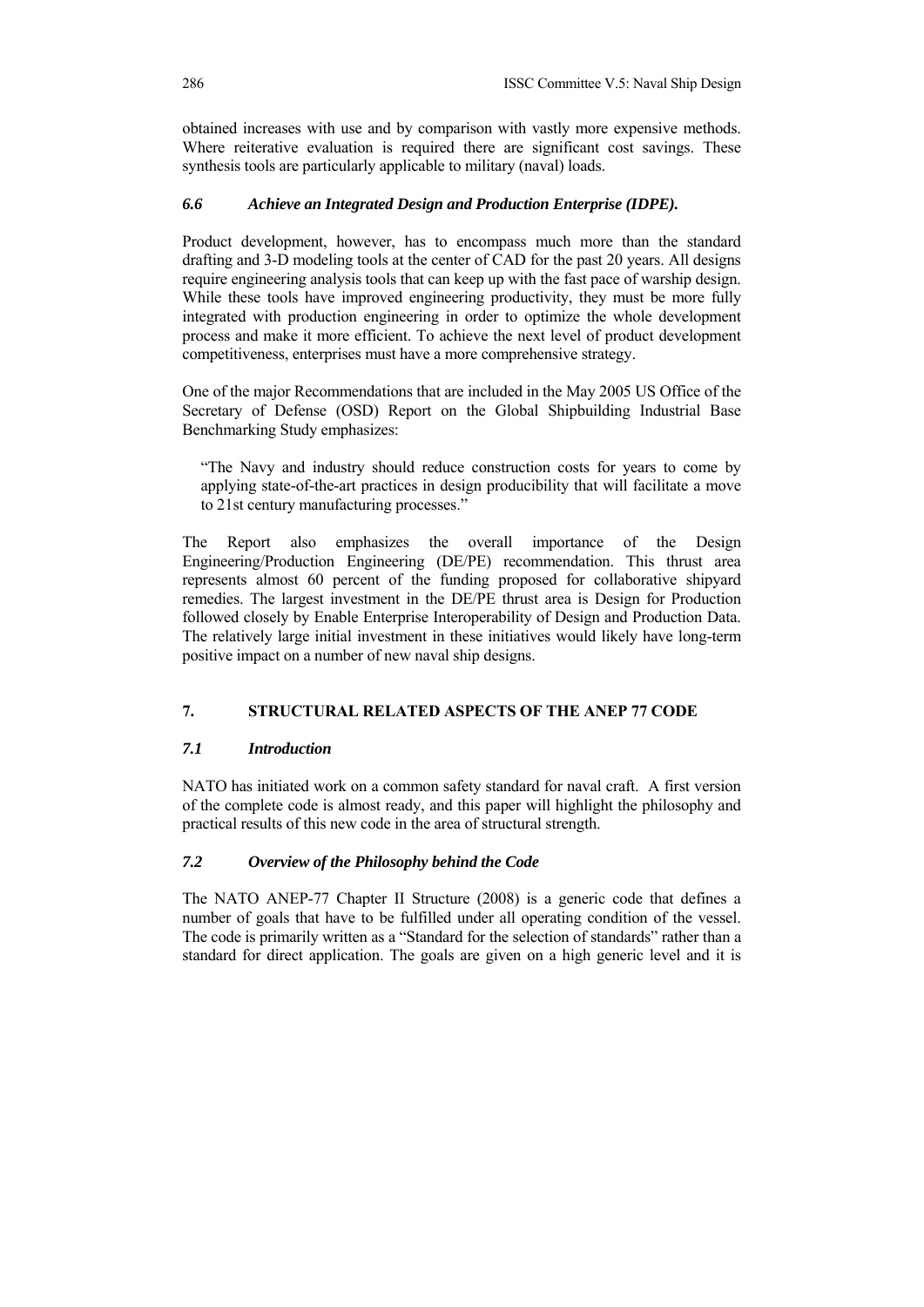obtained increases with use and by comparison with vastly more expensive methods. Where reiterative evaluation is required there are significant cost savings. These synthesis tools are particularly applicable to military (naval) loads.

### *6.6 Achieve an Integrated Design and Production Enterprise (IDPE).*

Product development, however, has to encompass much more than the standard drafting and 3-D modeling tools at the center of CAD for the past 20 years. All designs require engineering analysis tools that can keep up with the fast pace of warship design. While these tools have improved engineering productivity, they must be more fully integrated with production engineering in order to optimize the whole development process and make it more efficient. To achieve the next level of product development competitiveness, enterprises must have a more comprehensive strategy.

One of the major Recommendations that are included in the May 2005 US Office of the Secretary of Defense (OSD) Report on the Global Shipbuilding Industrial Base Benchmarking Study emphasizes:

> "The Navy and industry should reduce construction costs for years to come by applying state-of-the-art practices in design producibility that will facilitate a move to 21st century manufacturing processes."

The Report also emphasizes the overall importance of the Design Engineering/Production Engineering (DE/PE) recommendation. This thrust area represents almost 60 percent of the funding proposed for collaborative shipyard remedies. The largest investment in the DE/PE thrust area is Design for Production followed closely by Enable Enterprise Interoperability of Design and Production Data. The relatively large initial investment in these initiatives would likely have long-term positive impact on a number of new naval ship designs.

## 7. STRUCTURAL RELATED ASPECTS OF THE ANEP 77 CODE

### *7.1 Introduction*

NATO has initiated work on a common safety standard for naval craft. A first version of the complete code is almost ready, and this paper will highlight the philosophy and practical results of this new code in the area of structural strength.

### *7.2 Overview of the Philosophy behind the Code*

The NATO ANEP-77 Chapter II Structure (2008) is a generic code that defines a number of goals that have to be fulfilled under all operating condition of the vessel. The code is primarily written as a "Standard for the selection of standards" rather than a standard for direct application. The goals are given on a high generic level and it is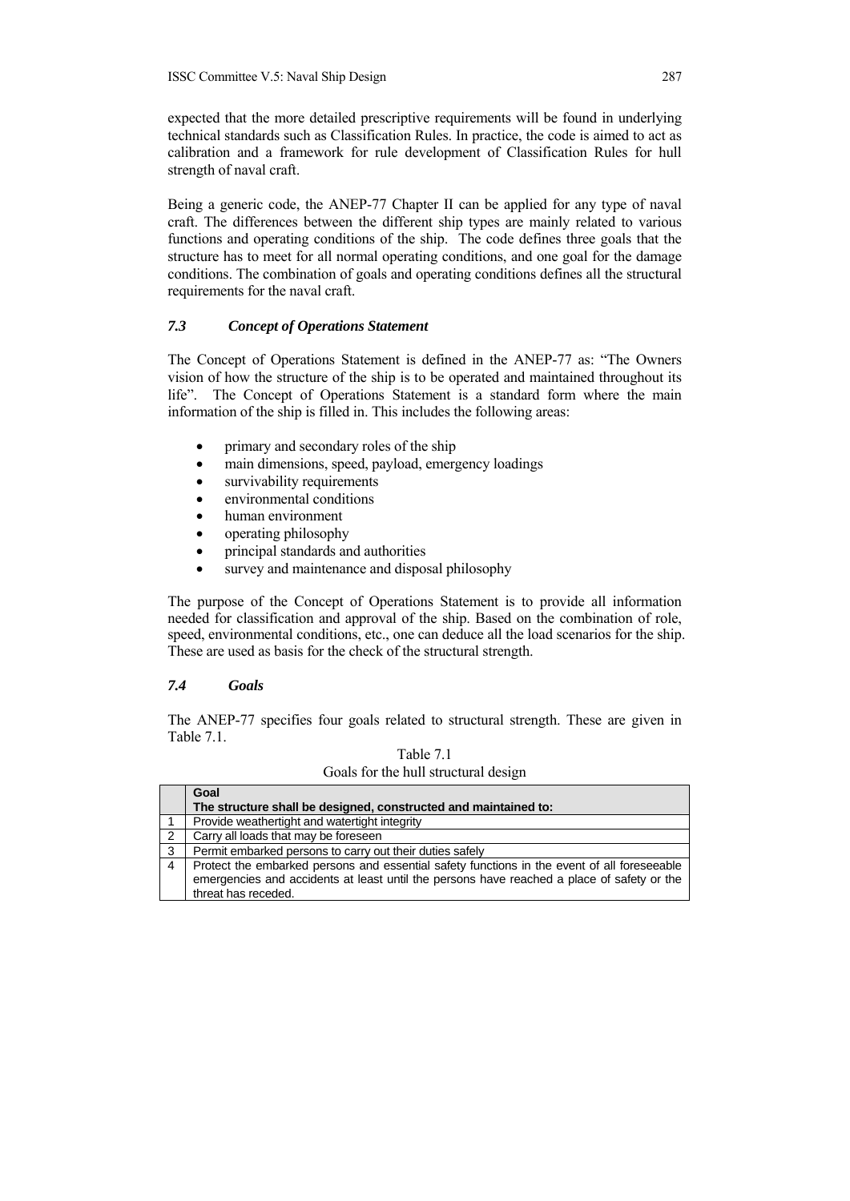expected that the more detailed prescriptive requirements will be found in underlying technical standards such as Classification Rules. In practice, the code is aimed to act as calibration and a framework for rule development of Classification Rules for hull strength of naval craft.

Being a generic code, the ANEP-77 Chapter II can be applied for any type of naval craft. The differences between the different ship types are mainly related to various functions and operating conditions of the ship. The code defines three goals that the structure has to meet for all normal operating conditions, and one goal for the damage conditions. The combination of goals and operating conditions defines all the structural requirements for the naval craft.

### *7.3 Concept of Operations Statement*

The Concept of Operations Statement is defined in the ANEP-77 as: "The Owners vision of how the structure of the ship is to be operated and maintained throughout its life". The Concept of Operations Statement is a standard form where the main information of the ship is filled in. This includes the following areas:

- primary and secondary roles of the ship
- main dimensions, speed, payload, emergency loadings
- survivability requirements
- environmental conditions
- human environment
- operating philosophy
- principal standards and authorities
- survey and maintenance and disposal philosophy

The purpose of the Concept of Operations Statement is to provide all information needed for classification and approval of the ship. Based on the combination of role, speed, environmental conditions, etc., one can deduce all the load scenarios for the ship. These are used as basis for the check of the structural strength.

### *7.4 Goals*

The ANEP-77 specifies four goals related to structural strength. These are given in Table 7.1.

Table 7.1
Goals for the hull structural design

| | **Goal**<br>**The structure shall be designed, constructed and maintained to:** |
|---|---|
| 1 | Provide weathertight and watertight integrity |
| 2 | Carry all loads that may be foreseen |
| 3 | Permit embarked persons to carry out their duties safely |
| 4 | Protect the embarked persons and essential safety functions in the event of all foreseeable emergencies and accidents at least until the persons have reached a place of safety or the threat has receded. |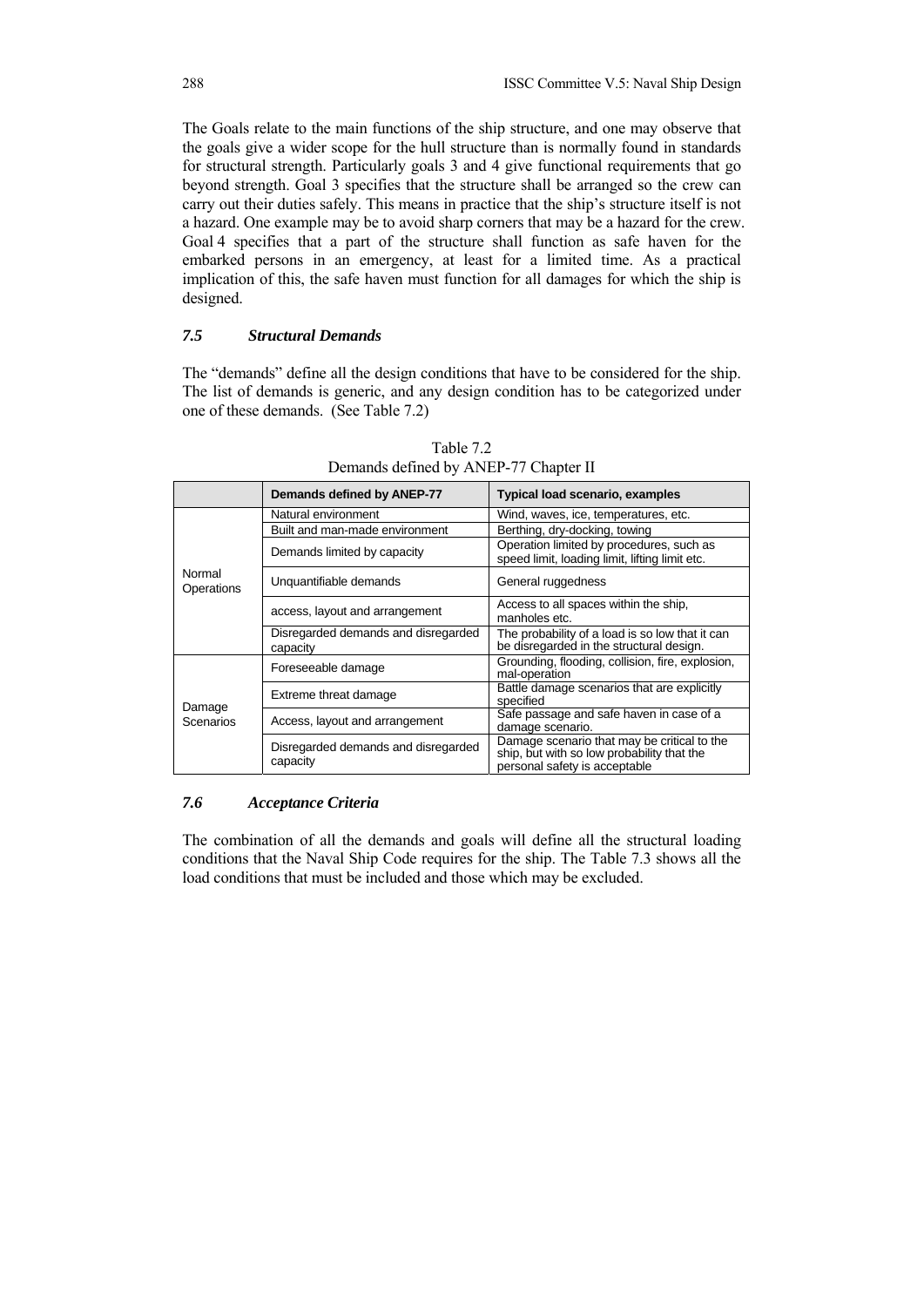The Goals relate to the main functions of the ship structure, and one may observe that the goals give a wider scope for the hull structure than is normally found in standards for structural strength. Particularly goals 3 and 4 give functional requirements that go beyond strength. Goal 3 specifies that the structure shall be arranged so the crew can carry out their duties safely. This means in practice that the ship's structure itself is not a hazard. One example may be to avoid sharp corners that may be a hazard for the crew. Goal 4 specifies that a part of the structure shall function as safe haven for the embarked persons in an emergency, at least for a limited time. As a practical implication of this, the safe haven must function for all damages for which the ship is designed.

### *7.5 Structural Demands*

The "demands" define all the design conditions that have to be considered for the ship. The list of demands is generic, and any design condition has to be categorized under one of these demands. (See Table 7.2)

Table 7.2
Demands defined by ANEP-77 Chapter II

| | Demands defined by ANEP-77 | Typical load scenario, examples |
|---|---|---|
| Normal Operations | Natural environment | Wind, waves, ice, temperatures, etc. |
| | Built and man-made environment | Berthing, dry-docking, towing |
| | Demands limited by capacity | Operation limited by procedures, such as speed limit, loading limit, lifting limit etc. |
| | Unquantifiable demands | General ruggedness |
| | access, layout and arrangement | Access to all spaces within the ship, manholes etc. |
| | Disregarded demands and disregarded capacity | The probability of a load is so low that it can be disregarded in the structural design. |
| Damage Scenarios | Foreseeable damage | Grounding, flooding, collision, fire, explosion, mal-operation |
| | Extreme threat damage | Battle damage scenarios that are explicitly specified |
| | Access, layout and arrangement | Safe passage and safe haven in case of a damage scenario. |
| | Disregarded demands and disregarded capacity | Damage scenario that may be critical to the ship, but with so low probability that the personal safety is acceptable |

### *7.6 Acceptance Criteria*

The combination of all the demands and goals will define all the structural loading conditions that the Naval Ship Code requires for the ship. The Table 7.3 shows all the load conditions that must be included and those which may be excluded.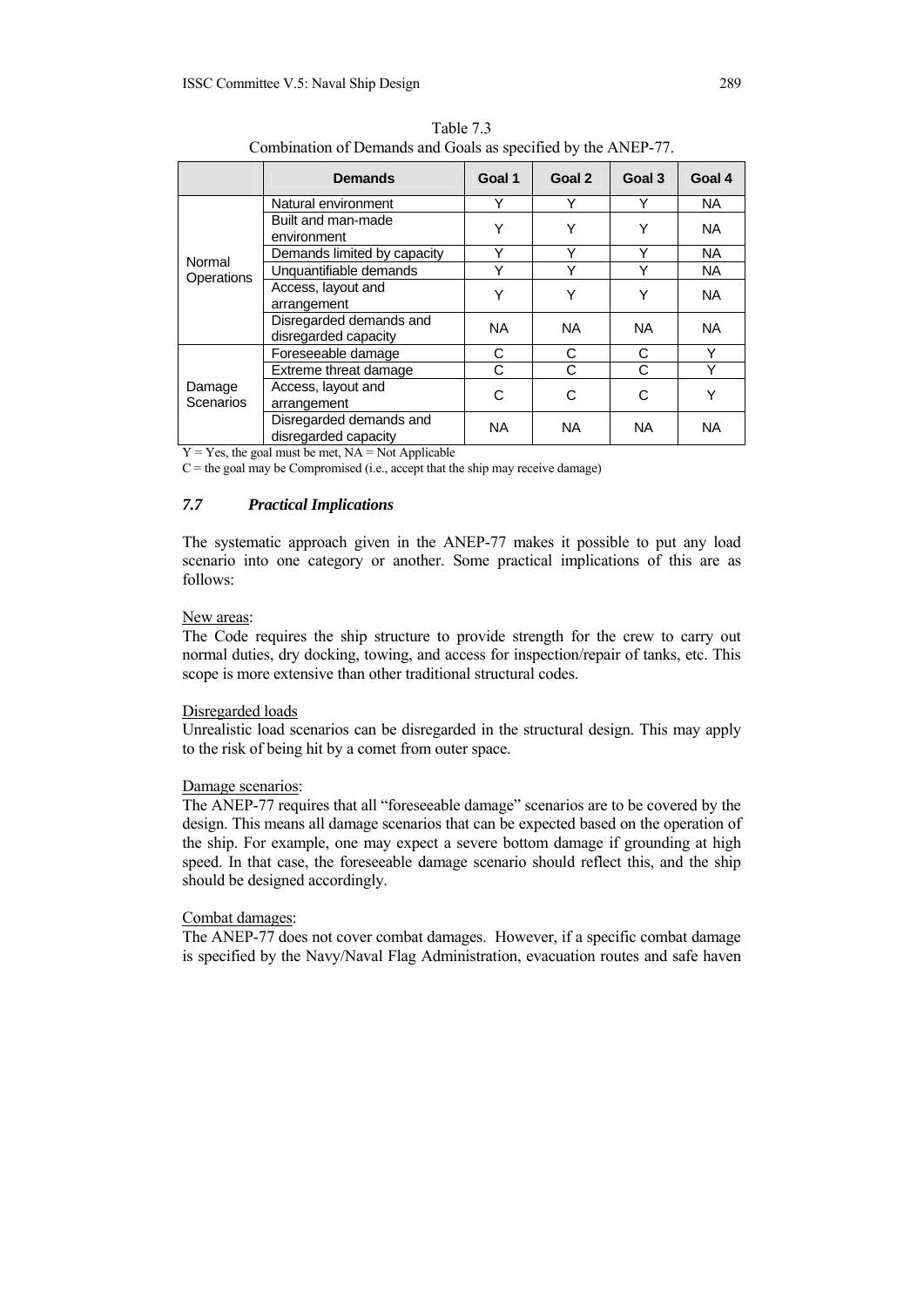Table 7.3
Combination of Demands and Goals as specified by the ANEP-77.

| | Demands | Goal 1 | Goal 2 | Goal 3 | Goal 4 |
|---|---|---|---|---|---|
| Normal Operations | Natural environment | Y | Y | Y | NA |
| | Built and man-made environment | Y | Y | Y | NA |
| | Demands limited by capacity | Y | Y | Y | NA |
| | Unquantifiable demands | Y | Y | Y | NA |
| | Access, layout and arrangement | Y | Y | Y | NA |
| | Disregarded demands and disregarded capacity | NA | NA | NA | NA |
| Damage Scenarios | Foreseeable damage | C | C | C | Y |
| | Extreme threat damage | C | C | C | Y |
| | Access, layout and arrangement | C | C | C | Y |
| | Disregarded demands and disregarded capacity | NA | NA | NA | NA |

Y = Yes, the goal must be met, NA = Not Applicable
C = the goal may be Compromised (i.e., accept that the ship may receive damage)

### *7.7 Practical Implications*

The systematic approach given in the ANEP-77 makes it possible to put any load scenario into one category or another. Some practical implications of this are as follows:

New areas:
The Code requires the ship structure to provide strength for the crew to carry out normal duties, dry docking, towing, and access for inspection/repair of tanks, etc. This scope is more extensive than other traditional structural codes.

Disregarded loads
Unrealistic load scenarios can be disregarded in the structural design. This may apply to the risk of being hit by a comet from outer space.

Damage scenarios:
The ANEP-77 requires that all "foreseeable damage" scenarios are to be covered by the design. This means all damage scenarios that can be expected based on the operation of the ship. For example, one may expect a severe bottom damage if grounding at high speed. In that case, the foreseeable damage scenario should reflect this, and the ship should be designed accordingly.

Combat damages:
The ANEP-77 does not cover combat damages. However, if a specific combat damage is specified by the Navy/Naval Flag Administration, evacuation routes and safe haven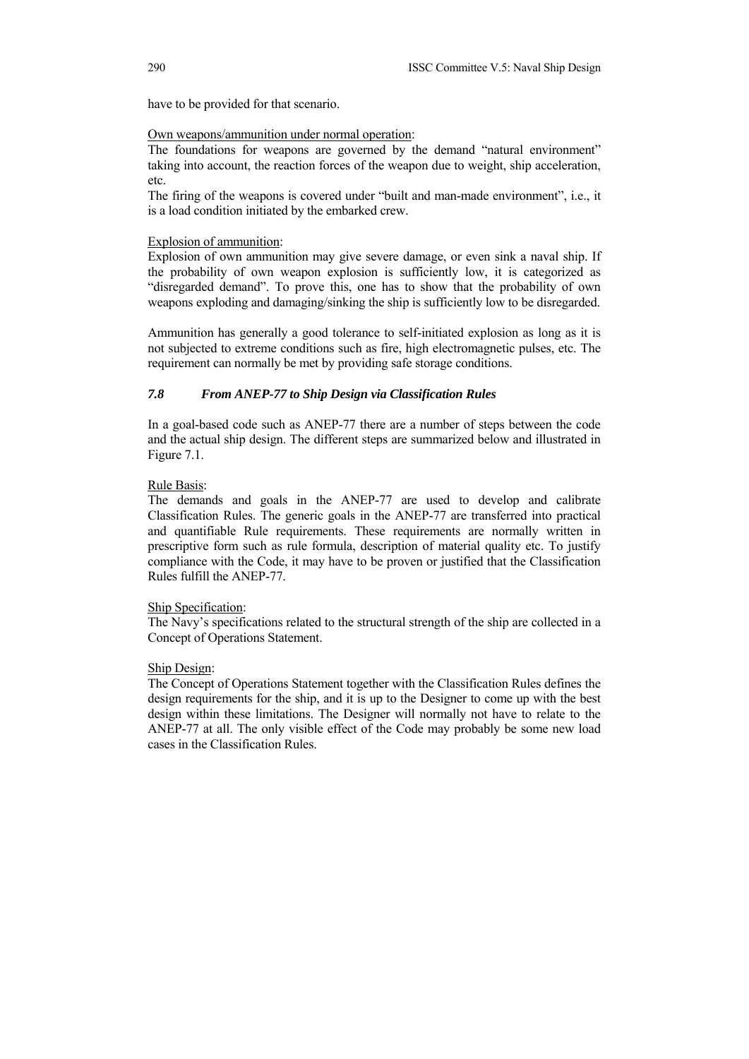have to be provided for that scenario.

Own weapons/ammunition under normal operation:

The foundations for weapons are governed by the demand "natural environment" taking into account, the reaction forces of the weapon due to weight, ship acceleration, etc.

The firing of the weapons is covered under "built and man-made environment", i.e., it is a load condition initiated by the embarked crew.

Explosion of ammunition:

Explosion of own ammunition may give severe damage, or even sink a naval ship. If the probability of own weapon explosion is sufficiently low, it is categorized as "disregarded demand". To prove this, one has to show that the probability of own weapons exploding and damaging/sinking the ship is sufficiently low to be disregarded.

Ammunition has generally a good tolerance to self-initiated explosion as long as it is not subjected to extreme conditions such as fire, high electromagnetic pulses, etc. The requirement can normally be met by providing safe storage conditions.

### *7.8 From ANEP-77 to Ship Design via Classification Rules*

In a goal-based code such as ANEP-77 there are a number of steps between the code and the actual ship design. The different steps are summarized below and illustrated in Figure 7.1.

Rule Basis:

The demands and goals in the ANEP-77 are used to develop and calibrate Classification Rules. The generic goals in the ANEP-77 are transferred into practical and quantifiable Rule requirements. These requirements are normally written in prescriptive form such as rule formula, description of material quality etc. To justify compliance with the Code, it may have to be proven or justified that the Classification Rules fulfill the ANEP-77.

Ship Specification:

The Navy's specifications related to the structural strength of the ship are collected in a Concept of Operations Statement.

Ship Design:

The Concept of Operations Statement together with the Classification Rules defines the design requirements for the ship, and it is up to the Designer to come up with the best design within these limitations. The Designer will normally not have to relate to the ANEP-77 at all. The only visible effect of the Code may probably be some new load cases in the Classification Rules.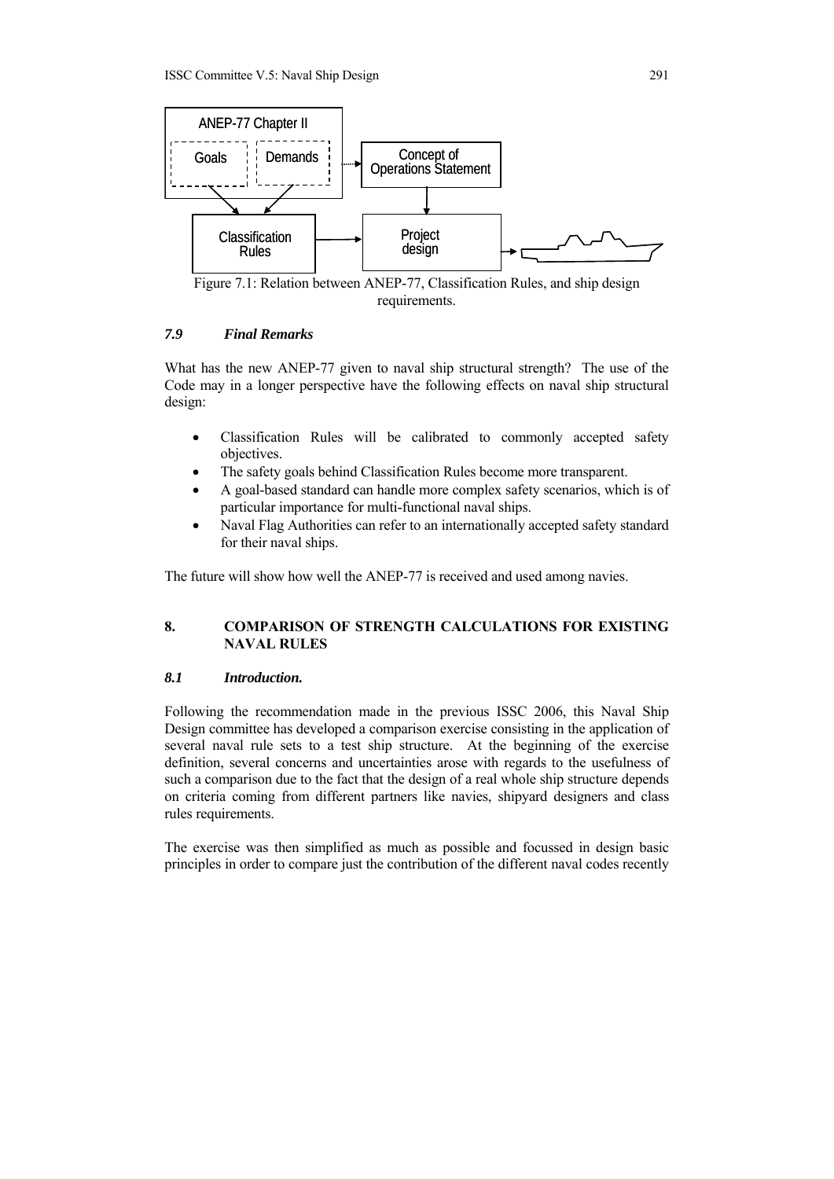Figure 7.1: Relation between ANEP-77, Classification Rules, and ship design requirements.

### *7.9 Final Remarks*

What has the new ANEP-77 given to naval ship structural strength? The use of the Code may in a longer perspective have the following effects on naval ship structural design:

- Classification Rules will be calibrated to commonly accepted safety objectives.
- The safety goals behind Classification Rules become more transparent.
- A goal-based standard can handle more complex safety scenarios, which is of particular importance for multi-functional naval ships.
- Naval Flag Authorities can refer to an internationally accepted safety standard for their naval ships.

The future will show how well the ANEP-77 is received and used among navies.

## 8. COMPARISON OF STRENGTH CALCULATIONS FOR EXISTING NAVAL RULES

### *8.1 Introduction.*

Following the recommendation made in the previous ISSC 2006, this Naval Ship Design committee has developed a comparison exercise consisting in the application of several naval rule sets to a test ship structure. At the beginning of the exercise definition, several concerns and uncertainties arose with regards to the usefulness of such a comparison due to the fact that the design of a real whole ship structure depends on criteria coming from different partners like navies, shipyard designers and class rules requirements.

The exercise was then simplified as much as possible and focussed in design basic principles in order to compare just the contribution of the different naval codes recently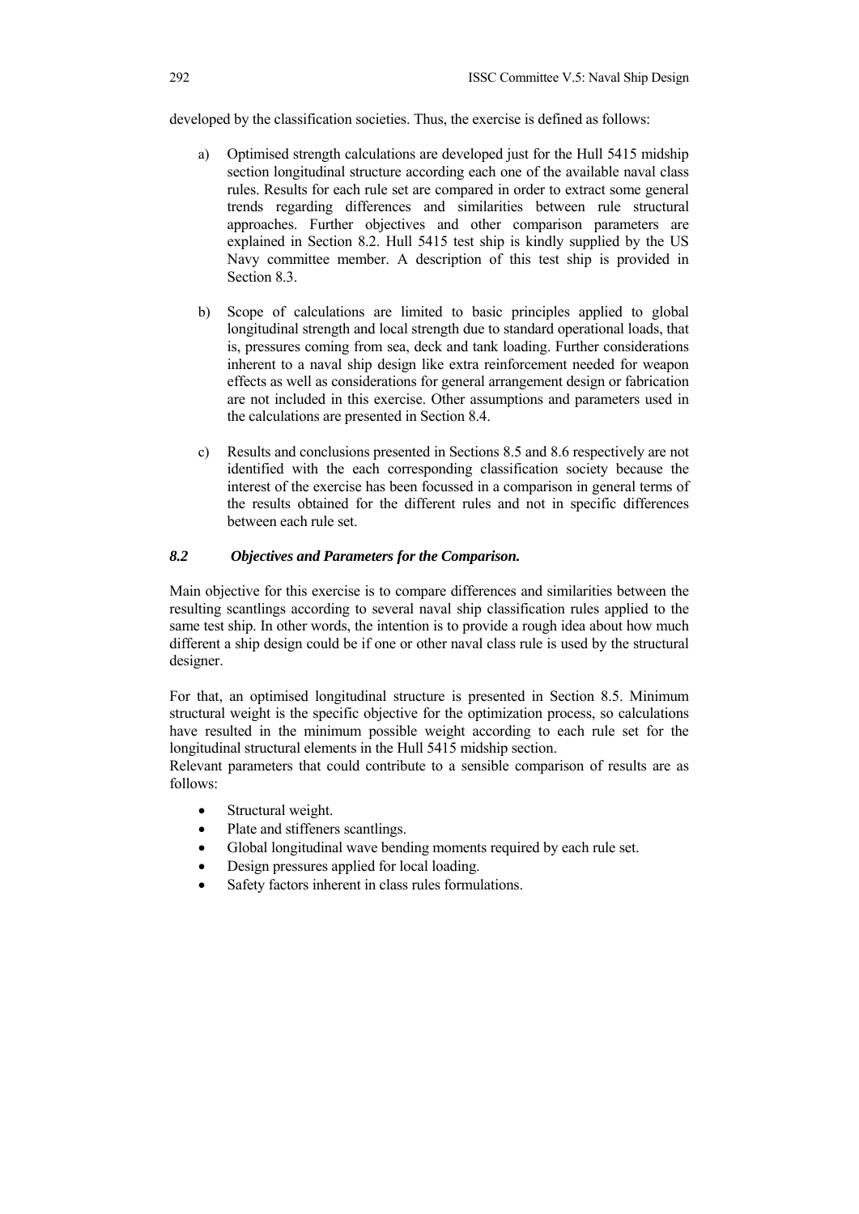developed by the classification societies. Thus, the exercise is defined as follows:

a) Optimised strength calculations are developed just for the Hull 5415 midship section longitudinal structure according each one of the available naval class rules. Results for each rule set are compared in order to extract some general trends regarding differences and similarities between rule structural approaches. Further objectives and other comparison parameters are explained in Section 8.2. Hull 5415 test ship is kindly supplied by the US Navy committee member. A description of this test ship is provided in Section 8.3.

b) Scope of calculations are limited to basic principles applied to global longitudinal strength and local strength due to standard operational loads, that is, pressures coming from sea, deck and tank loading. Further considerations inherent to a naval ship design like extra reinforcement needed for weapon effects as well as considerations for general arrangement design or fabrication are not included in this exercise. Other assumptions and parameters used in the calculations are presented in Section 8.4.

c) Results and conclusions presented in Sections 8.5 and 8.6 respectively are not identified with the each corresponding classification society because the interest of the exercise has been focussed in a comparison in general terms of the results obtained for the different rules and not in specific differences between each rule set.

### *8.2 Objectives and Parameters for the Comparison.*

Main objective for this exercise is to compare differences and similarities between the resulting scantlings according to several naval ship classification rules applied to the same test ship. In other words, the intention is to provide a rough idea about how much different a ship design could be if one or other naval class rule is used by the structural designer.

For that, an optimised longitudinal structure is presented in Section 8.5. Minimum structural weight is the specific objective for the optimization process, so calculations have resulted in the minimum possible weight according to each rule set for the longitudinal structural elements in the Hull 5415 midship section.

Relevant parameters that could contribute to a sensible comparison of results are as follows:

- Structural weight.
- Plate and stiffeners scantlings.
- Global longitudinal wave bending moments required by each rule set.
- Design pressures applied for local loading.
- Safety factors inherent in class rules formulations.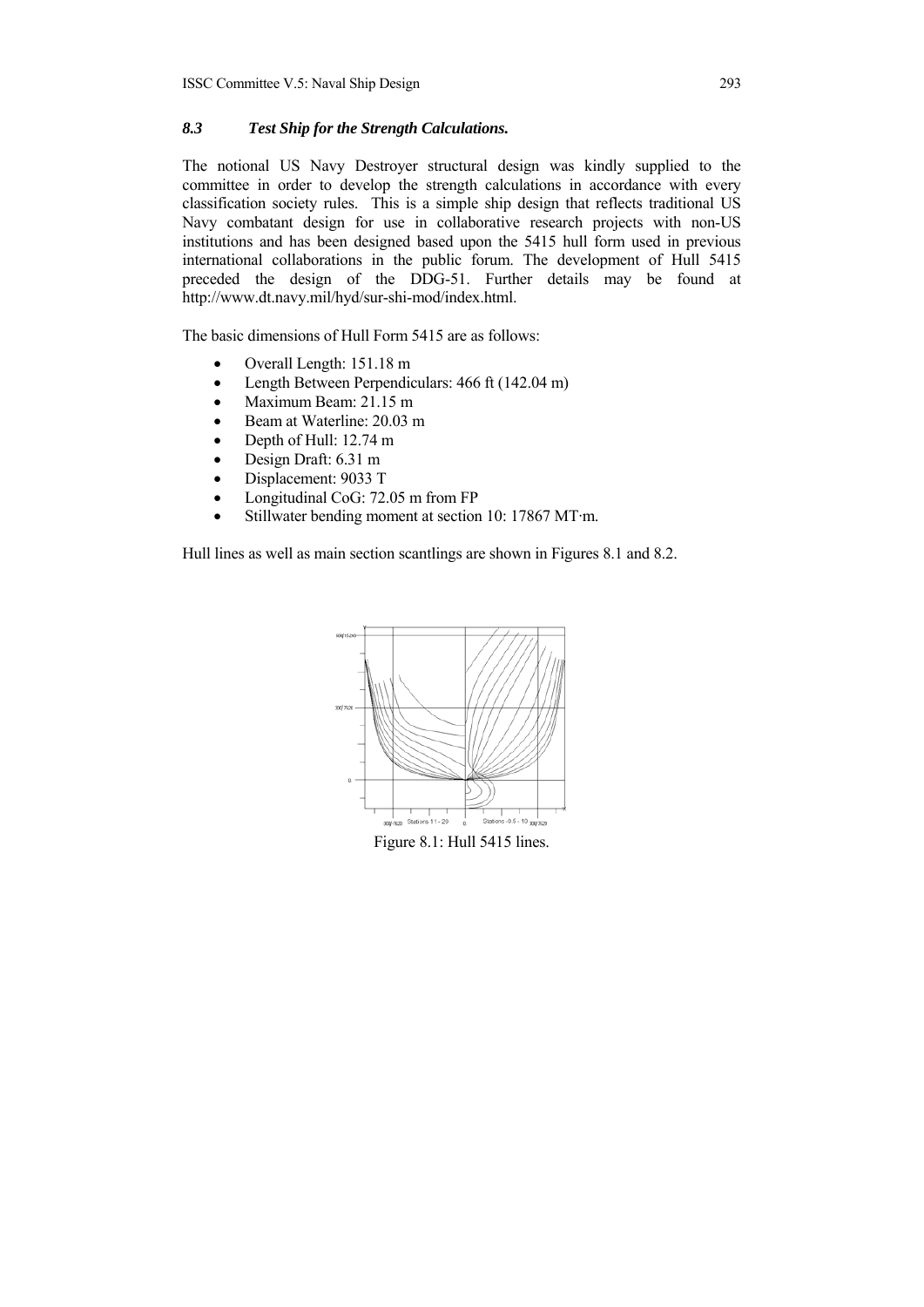### *8.3 Test Ship for the Strength Calculations.*

The notional US Navy Destroyer structural design was kindly supplied to the committee in order to develop the strength calculations in accordance with every classification society rules. This is a simple ship design that reflects traditional US Navy combatant design for use in collaborative research projects with non-US institutions and has been designed based upon the 5415 hull form used in previous international collaborations in the public forum. The development of Hull 5415 preceded the design of the DDG-51. Further details may be found at http://www.dt.navy.mil/hyd/sur-shi-mod/index.html.

The basic dimensions of Hull Form 5415 are as follows:

- Overall Length: 151.18 m
- Length Between Perpendiculars: 466 ft (142.04 m)
- Maximum Beam: 21.15 m
- Beam at Waterline: 20.03 m
- Depth of Hull: 12.74 m
- Design Draft: 6.31 m
- Displacement: 9033 T
- Longitudinal CoG: 72.05 m from FP
- Stillwater bending moment at section 10: 17867 MT·m.

Hull lines as well as main section scantlings are shown in Figures 8.1 and 8.2.

Figure 8.1: Hull 5415 lines.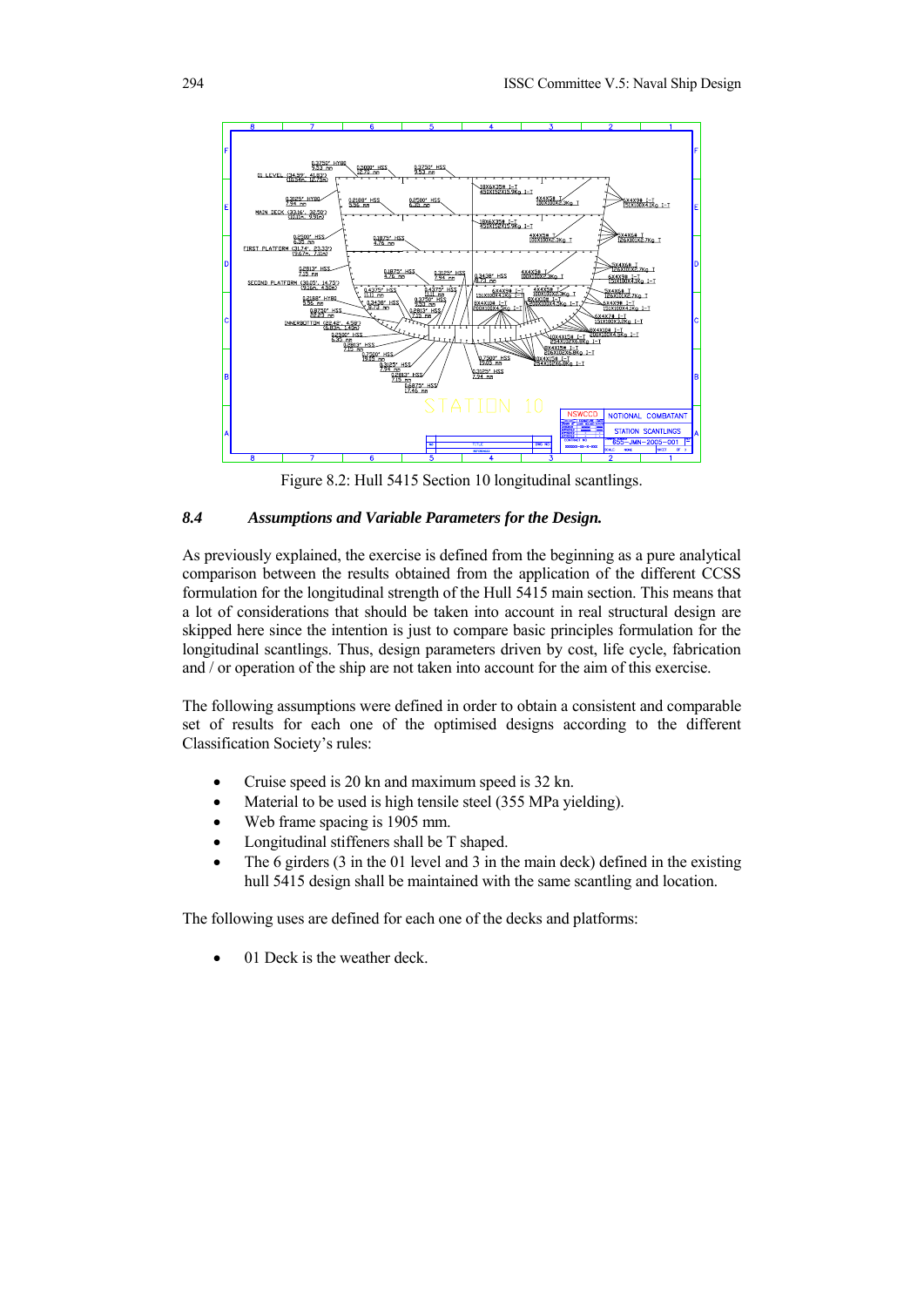Figure 8.2: Hull 5415 Section 10 longitudinal scantlings.

### *8.4 Assumptions and Variable Parameters for the Design.*

As previously explained, the exercise is defined from the beginning as a pure analytical comparison between the results obtained from the application of the different CCSS formulation for the longitudinal strength of the Hull 5415 main section. This means that a lot of considerations that should be taken into account in real structural design are skipped here since the intention is just to compare basic principles formulation for the longitudinal scantlings. Thus, design parameters driven by cost, life cycle, fabrication and / or operation of the ship are not taken into account for the aim of this exercise.

The following assumptions were defined in order to obtain a consistent and comparable set of results for each one of the optimised designs according to the different Classification Society's rules:

- Cruise speed is 20 kn and maximum speed is 32 kn.
- Material to be used is high tensile steel (355 MPa yielding).
- Web frame spacing is 1905 mm.
- Longitudinal stiffeners shall be T shaped.
- The 6 girders (3 in the 01 level and 3 in the main deck) defined in the existing hull 5415 design shall be maintained with the same scantling and location.

The following uses are defined for each one of the decks and platforms:

- 01 Deck is the weather deck.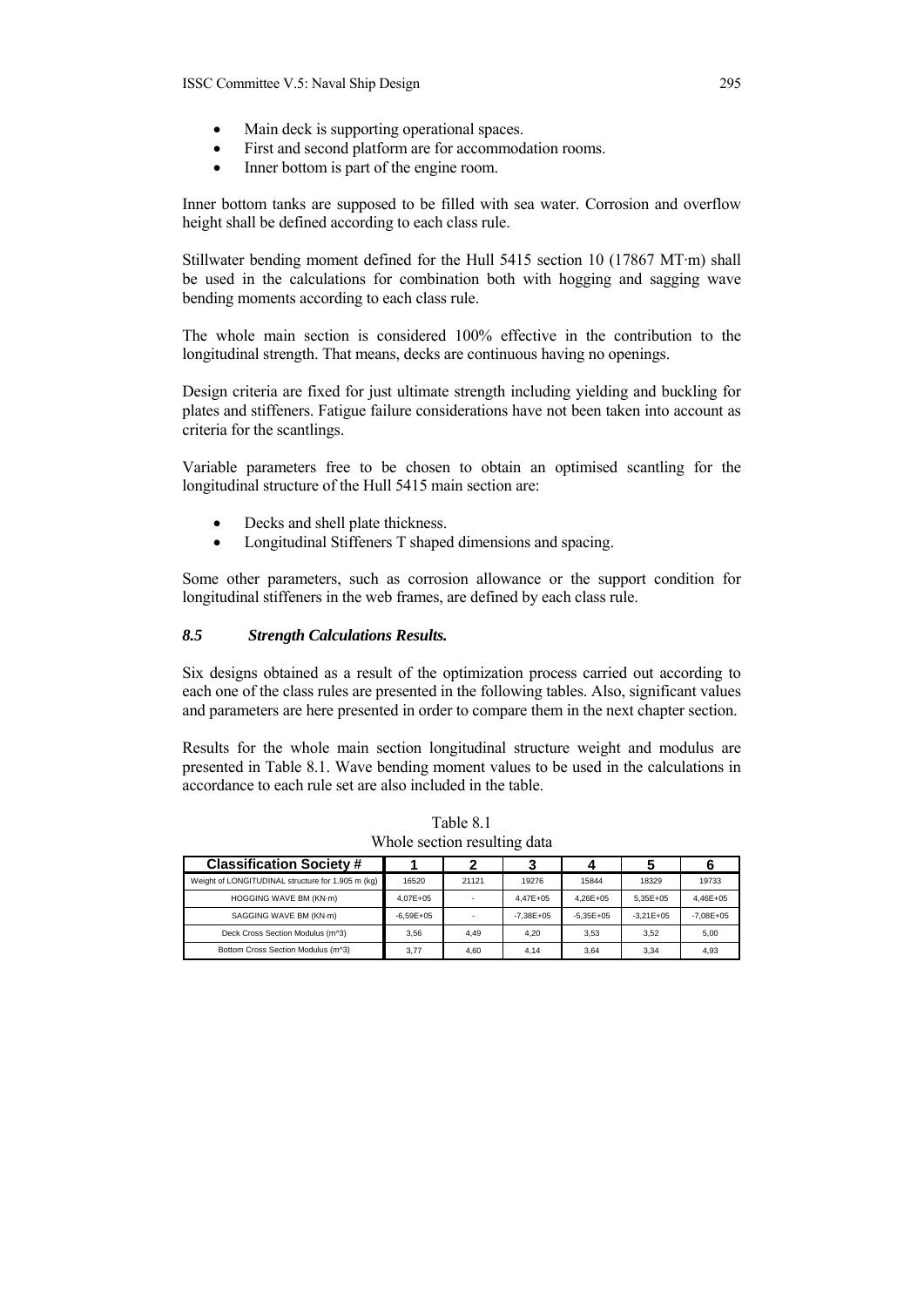- Main deck is supporting operational spaces.
- First and second platform are for accommodation rooms.
- Inner bottom is part of the engine room.

Inner bottom tanks are supposed to be filled with sea water. Corrosion and overflow height shall be defined according to each class rule.

Stillwater bending moment defined for the Hull 5415 section 10 (17867 MT·m) shall be used in the calculations for combination both with hogging and sagging wave bending moments according to each class rule.

The whole main section is considered 100% effective in the contribution to the longitudinal strength. That means, decks are continuous having no openings.

Design criteria are fixed for just ultimate strength including yielding and buckling for plates and stiffeners. Fatigue failure considerations have not been taken into account as criteria for the scantlings.

Variable parameters free to be chosen to obtain an optimised scantling for the longitudinal structure of the Hull 5415 main section are:

- Decks and shell plate thickness.
- Longitudinal Stiffeners T shaped dimensions and spacing.

Some other parameters, such as corrosion allowance or the support condition for longitudinal stiffeners in the web frames, are defined by each class rule.

### *8.5 Strength Calculations Results.*

Six designs obtained as a result of the optimization process carried out according to each one of the class rules are presented in the following tables. Also, significant values and parameters are here presented in order to compare them in the next chapter section.

Results for the whole main section longitudinal structure weight and modulus are presented in Table 8.1. Wave bending moment values to be used in the calculations in accordance to each rule set are also included in the table.

Table 8.1
Whole section resulting data

| Classification Society # | 1 | 2 | 3 | 4 | 5 | 6 |
|---|---|---|---|---|---|---|
| Weight of LONGITUDINAL structure for 1.905 m (kg) | 16520 | 21121 | 19276 | 15844 | 18329 | 19733 |
| HOGGING WAVE BM (KN·m) | 4,07E+05 | - | 4,47E+05 | 4,26E+05 | 5,35E+05 | 4,46E+05 |
| SAGGING WAVE BM (KN·m) | -6,59E+05 | - | -7,38E+05 | -5,35E+05 | -3,21E+05 | -7,08E+05 |
| Deck Cross Section Modulus (m^3) | 3,56 | 4,49 | 4,20 | 3,53 | 3,52 | 5,00 |
| Bottom Cross Section Modulus (m^3) | 3,77 | 4,60 | 4,14 | 3,64 | 3,34 | 4,93 |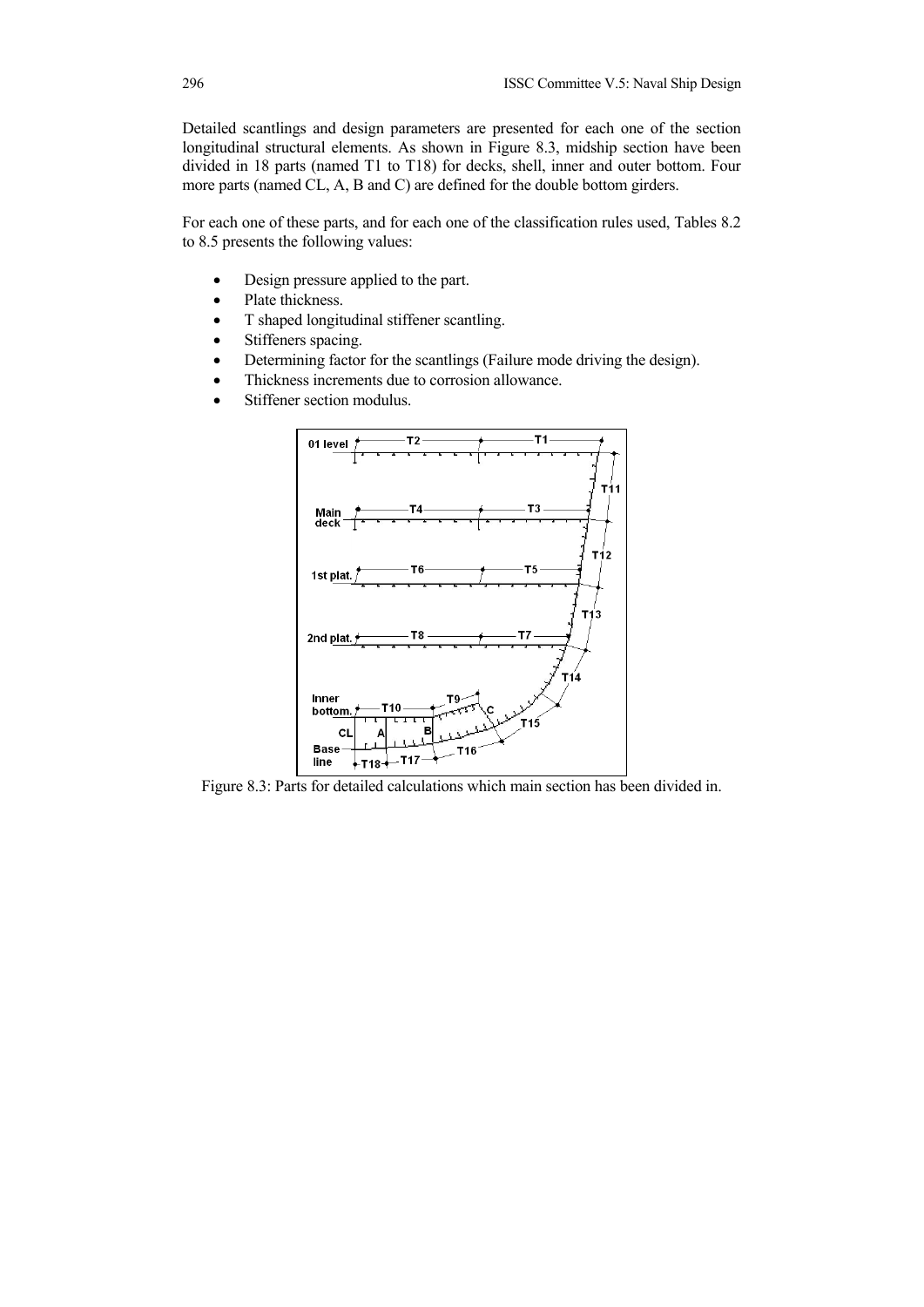Detailed scantlings and design parameters are presented for each one of the section longitudinal structural elements. As shown in Figure 8.3, midship section have been divided in 18 parts (named T1 to T18) for decks, shell, inner and outer bottom. Four more parts (named CL, A, B and C) are defined for the double bottom girders.

For each one of these parts, and for each one of the classification rules used, Tables 8.2 to 8.5 presents the following values:

- Design pressure applied to the part.
- Plate thickness.
- T shaped longitudinal stiffener scantling.
- Stiffeners spacing.
- Determining factor for the scantlings (Failure mode driving the design).
- Thickness increments due to corrosion allowance.
- Stiffener section modulus.

Figure 8.3: Parts for detailed calculations which main section has been divided in.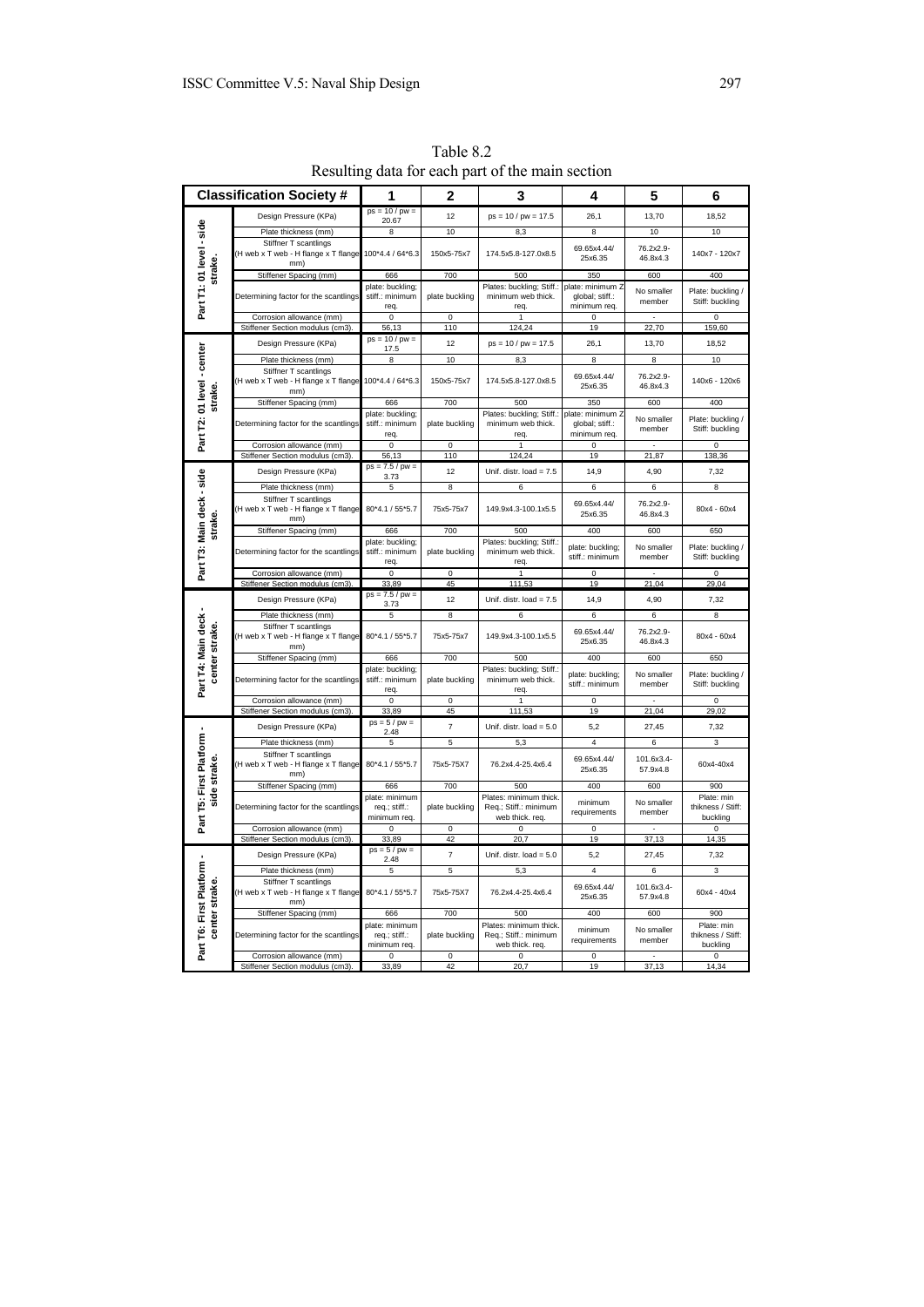Table 8.2
Resulting data for each part of the main section

| Part | Classification Society # | 1 | 2 | 3 | 4 | 5 | 6 |
|---|---|---|---|---|---|---|---|
| Part T1: 01 level - side strake. | Design Pressure (KPa) | ps = 10 / pw = 20.67 | 12 | ps = 10 / pw = 17.5 | 26,1 | 13,70 | 18,52 |
| | Plate thickness (mm) | 8 | 10 | 8,3 | 8 | 10 | 10 |
| | Stiffner T scantlings (H web x T web - H flange x T flange mm) | 100*4.4 / 64*6.3 | 150x5-75x7 | 174.5x5.8-127.0x8.5 | 69.65x4.44/ 25x6.35 | 76.2x2.9-46.8x4.3 | 140x7 - 120x7 |
| | Stiffener Spacing (mm) | 666 | 700 | 500 | 350 | 600 | 400 |
| | Determining factor for the scantlings | plate: buckling; stiff.: minimum req. | plate buckling | Plates: buckling; Stiff.: minimum web thick. req. | plate: minimum Z global; stiff.: minimum req. | No smaller member | Plate: buckling / Stiff: buckling |
| | Corrosion allowance (mm) | 0 | 0 | 1 | 0 | - | 0 |
| | Stiffener Section modulus (cm3). | 56,13 | 110 | 124,24 | 19 | 22,70 | 159,60 |
| Part T2: 01 level - center strake. | Design Pressure (KPa) | ps = 10 / pw = 17.5 | 12 | ps = 10 / pw = 17.5 | 26,1 | 13,70 | 18,52 |
| | Plate thickness (mm) | 8 | 10 | 8,3 | 8 | 8 | 10 |
| | Stiffner T scantlings (H web x T web - H flange x T flange mm) | 100*4.4 / 64*6.3 | 150x5-75x7 | 174.5x5.8-127.0x8.5 | 69.65x4.44/ 25x6.35 | 76.2x2.9-46.8x4.3 | 140x6 - 120x6 |
| | Stiffener Spacing (mm) | 666 | 700 | 500 | 350 | 600 | 400 |
| | Determining factor for the scantlings | plate: buckling; stiff.: minimum req. | plate buckling | Plates: buckling; Stiff.: minimum web thick. req. | plate: minimum Z global; stiff.: minimum req. | No smaller member | Plate: buckling / Stiff: buckling |
| | Corrosion allowance (mm) | 0 | 0 | 1 | 0 | - | 0 |
| | Stiffener Section modulus (cm3). | 56,13 | 110 | 124,24 | 19 | 21,87 | 138,36 |
| Part T3: Main deck - side strake. | Design Pressure (KPa) | ps = 7.5 / pw = 3.73 | 12 | Unif. distr. load = 7.5 | 14,9 | 4,90 | 7,32 |
| | Plate thickness (mm) | 5 | 8 | 6 | 6 | 6 | 8 |
| | Stiffner T scantlings (H web x T web - H flange x T flange mm) | 80*4.1 / 55*5.7 | 75x5-75x7 | 149.9x4.3-100.1x5.5 | 69.65x4.44/ 25x6.35 | 76.2x2.9-46.8x4.3 | 80x4 - 60x4 |
| | Stiffener Spacing (mm) | 666 | 700 | 500 | 400 | 600 | 650 |
| | Determining factor for the scantlings | plate: buckling; stiff.: minimum req. | plate buckling | Plates: buckling; Stiff.: minimum web thick. req. | plate: buckling; stiff.: minimum | No smaller member | Plate: buckling / Stiff: buckling |
| | Corrosion allowance (mm) | 0 | 0 | 1 | 0 | - | 0 |
| | Stiffener Section modulus (cm3). | 33,89 | 45 | 111,53 | 19 | 21,04 | 29,04 |
| Part T4: Main deck - center strake. | Design Pressure (KPa) | ps = 7.5 / pw = 3.73 | 12 | Unif. distr. load = 7.5 | 14,9 | 4,90 | 7,32 |
| | Plate thickness (mm) | 5 | 8 | 6 | 6 | 6 | 8 |
| | Stiffner T scantlings (H web x T web - H flange x T flange mm) | 80*4.1 / 55*5.7 | 75x5-75x7 | 149.9x4.3-100.1x5.5 | 69.65x4.44/ 25x6.35 | 76.2x2.9-46.8x4.3 | 80x4 - 60x4 |
| | Stiffener Spacing (mm) | 666 | 700 | 500 | 400 | 600 | 650 |
| | Determining factor for the scantlings | plate: buckling; stiff.: minimum req. | plate buckling | Plates: buckling; Stiff.: minimum web thick. req. | plate: buckling; stiff.: minimum | No smaller member | Plate: buckling / Stiff: buckling |
| | Corrosion allowance (mm) | 0 | 0 | 1 | 0 | - | 0 |
| | Stiffener Section modulus (cm3). | 33,89 | 45 | 111,53 | 19 | 21,04 | 29,02 |
| Part T5: First Platform - side strake. | Design Pressure (KPa) | ps = 5 / pw = 2.48 | 7 | Unif. distr. load = 5.0 | 5,2 | 27,45 | 7,32 |
| | Plate thickness (mm) | 5 | 5 | 5,3 | 4 | 6 | 3 |
| | Stiffner T scantlings (H web x T web - H flange x T flange mm) | 80*4.1 / 55*5.7 | 75x5-75X7 | 76.2x4.4-25.4x6.4 | 69.65x4.44/ 25x6.35 | 101.6x3.4-57.9x4.8 | 60x4-40x4 |
| | Stiffener Spacing (mm) | 666 | 700 | 500 | 400 | 600 | 900 |
| | Determining factor for the scantlings | plate: minimum req.; stiff.: minimum req. | plate buckling | Plates: minimum thick. Req.; Stiff.: minimum web thick. req. | minimum requirements | No smaller member | Plate: min thikness / Stiff: buckling |
| | Corrosion allowance (mm) | 0 | 0 | 0 | 0 | - | 0 |
| | Stiffener Section modulus (cm3). | 33,89 | 42 | 20,7 | 19 | 37,13 | 14,35 |
| Part T6: First Platform - center strake. | Design Pressure (KPa) | ps = 5 / pw = 2.48 | 7 | Unif. distr. load = 5.0 | 5,2 | 27,45 | 7,32 |
| | Plate thickness (mm) | 5 | 5 | 5,3 | 4 | 6 | 3 |
| | Stiffner T scantlings (H web x T web - H flange x T flange mm) | 80*4.1 / 55*5.7 | 75x5-75X7 | 76.2x4.4-25.4x6.4 | 69.65x4.44/ 25x6.35 | 101.6x3.4-57.9x4.8 | 60x4 - 40x4 |
| | Stiffener Spacing (mm) | 666 | 700 | 500 | 400 | 600 | 900 |
| | Determining factor for the scantlings | plate: minimum req.; stiff.: minimum req. | plate buckling | Plates: minimum thick. Req.; Stiff.: minimum web thick. req. | minimum requirements | No smaller member | Plate: min thikness / Stiff: buckling |
| | Corrosion allowance (mm) | 0 | 0 | 0 | 0 | - | 0 |
| | Stiffener Section modulus (cm3). | 33,89 | 42 | 20,7 | 19 | 37,13 | 14,34 |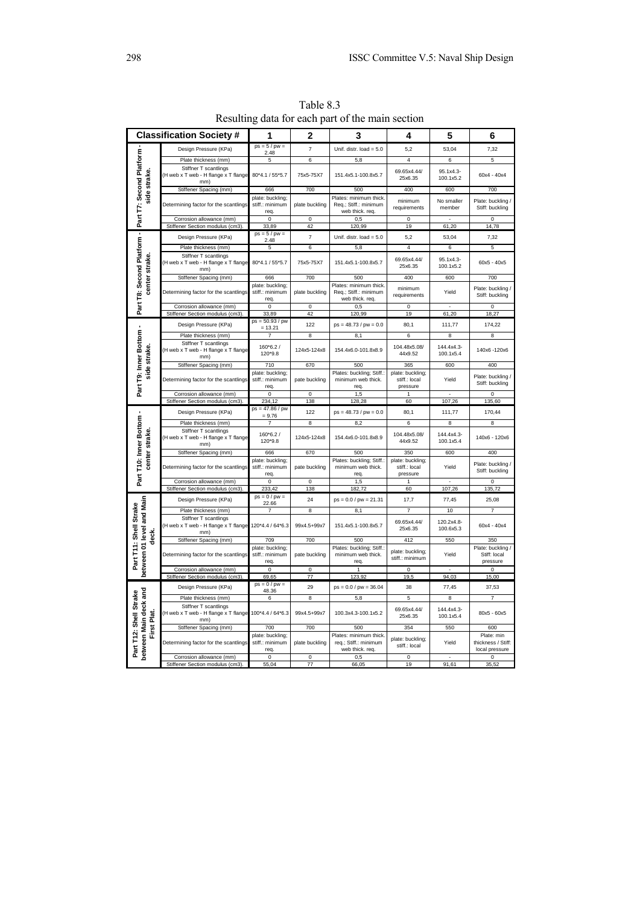Table 8.3
Resulting data for each part of the main section

| Classification Society # | | 1 | 2 | 3 | 4 | 5 | 6 |
|---|---|---|---|---|---|---|---|
| Part T7: Second Platform - side strake. | Design Pressure (KPa) | ps = 5 / pw = 2.48 | 7 | Unif. distr. load = 5.0 | 5,2 | 53,04 | 7,32 |
| | Plate thickness (mm) | 5 | 6 | 5,8 | 4 | 6 | 5 |
| | Stiffner T scantlings (H web x T web - H flange x T flange mm) | 80*4.1 / 55*5.7 | 75x5-75X7 | 151.4x5.1-100.8x5.7 | 69.65x4.44/ 25x6.35 | 95.1x4.3-100.1x5.2 | 60x4 - 40x4 |
| | Stiffener Spacing (mm) | 666 | 700 | 500 | 400 | 600 | 700 |
| | Determining factor for the scantlings | plate: buckling; stiff.: minimum req. | plate buckling | Plates: minimum thick. Req.; Stiff.: minimum web thick. req. | minimum requirements | No smaller member | Plate: buckling / Stiff: buckling |
| | Corrosion allowance (mm) | 0 | 0 | 0,5 | 0 | - | 0 |
| | Stiffener Section modulus (cm3). | 33,89 | 42 | 120,99 | 19 | 61,20 | 14,78 |
| Part T8: Second Platform - center strake. | Design Pressure (KPa) | ps = 5 / pw = 2.48 | 7 | Unif. distr. load = 5.0 | 5,2 | 53,04 | 7,32 |
| | Plate thickness (mm) | 5 | 6 | 5,8 | 4 | 6 | 5 |
| | Stiffner T scantlings (H web x T web - H flange x T flange mm) | 80*4.1 / 55*5.7 | 75x5-75X7 | 151.4x5.1-100.8x5.7 | 69.65x4.44/ 25x6.35 | 95.1x4.3-100.1x5.2 | 60x5 - 40x5 |
| | Stiffener Spacing (mm) | 666 | 700 | 500 | 400 | 600 | 700 |
| | Determining factor for the scantlings | plate: buckling; stiff.: minimum req. | plate buckling | Plates: minimum thick. Req.; Stiff.: minimum web thick. req. | minimum requirements | Yield | Plate: buckling / Stiff: buckling |
| | Corrosion allowance (mm) | 0 | 0 | 0,5 | 0 | - | 0 |
| | Stiffener Section modulus (cm3). | 33,89 | 42 | 120,99 | 19 | 61,20 | 18,27 |
| Part T9: Inner Bottom - side strake. | Design Pressure (KPa) | ps = 50.93 / pw = 13.21 | 122 | ps = 48.73 / pw = 0.0 | 80,1 | 111,77 | 174,22 |
| | Plate thickness (mm) | 7 | 8 | 8,1 | 6 | 8 | 8 |
| | Stiffner T scantlings (H web x T web - H flange x T flange mm) | 160*6.2 / 120*9.8 | 124x5-124x8 | 154.4x6.0-101.8x8.9 | 104.48x5.08/ 44x9.52 | 144.4x4.3-100.1x5.4 | 140x6 -120x6 |
| | Stiffener Spacing (mm) | 710 | 670 | 500 | 365 | 600 | 400 |
| | Determining factor for the scantlings | plate: buckling; stiff.: minimum req. | pate buckling | Plates: buckling; Stiff.: minimum web thick. req. | plate: buckling; stiff.: local pressure | Yield | Plate: buckling / Stiff: buckling |
| | Corrosion allowance (mm) | 0 | 0 | 1,5 | 1 | - | 0 |
| | Stiffener Section modulus (cm3). | 234,12 | 138 | 128,28 | 60 | 107,26 | 135,60 |
| Part T10: Inner Bottom - center strake. | Design Pressure (KPa) | ps = 47.86 / pw = 9.76 | 122 | ps = 48.73 / pw = 0.0 | 80,1 | 111,77 | 170,44 |
| | Plate thickness (mm) | 7 | 8 | 8,2 | 6 | 8 | 8 |
| | Stiffner T scantlings (H web x T web - H flange x T flange mm) | 160*6.2 / 120*9.8 | 124x5-124x8 | 154.4x6.0-101.8x8.9 | 104.48x5.08/ 44x9.52 | 144.4x4.3-100.1x5.4 | 140x6 - 120x6 |
| | Stiffener Spacing (mm) | 666 | 670 | 500 | 350 | 600 | 400 |
| | Determining factor for the scantlings | plate: buckling; stiff.: minimum req. | pate buckling | Plates: buckling; Stiff.: minimum web thick. req. | plate: buckling; stiff.: local pressure | Yield | Plate: buckling / Stiff: buckling |
| | Corrosion allowance (mm) | 0 | 0 | 1,5 | 1 | - | 0 |
| | Stiffener Section modulus (cm3). | 233,42 | 138 | 182,72 | 60 | 107,26 | 135,72 |
| Part T11: Shell Strake between 01 level and Main deck. | Design Pressure (KPa) | ps = 0 / pw = 22.66 | 24 | ps = 0.0 / pw = 21.31 | 17,7 | 77,45 | 25,08 |
| | Plate thickness (mm) | 7 | 8 | 8,1 | 7 | 10 | 7 |
| | Stiffner T scantlings (H web x T web - H flange x T flange mm) | 120*4.4 / 64*6.3 | 99x4.5+99x7 | 151.4x5.1-100.8x5.7 | 69.65x4.44/ 25x6.35 | 120.2x4.8-100.6x5.3 | 60x4 - 40x4 |
| | Stiffener Spacing (mm) | 709 | 700 | 500 | 412 | 550 | 350 |
| | Determining factor for the scantlings | plate: buckling; stiff.: minimum req. | pate buckling | Plates: buckling; Stiff.: minimum web thick. req. | plate: buckling; stiff.: minimum | Yield | Plate: buckling / Stiff: local pressure |
| | Corrosion allowance (mm) | 0 | 0 | 1 | 0 | - | 0 |
| | Stiffener Section modulus (cm3). | 69,65 | 77 | 123,92 | 19,5 | 94,03 | 15,00 |
| Part T12: Shell Strake between Main deck and First Plat. | Design Pressure (KPa) | ps = 0 / pw = 48.36 | 29 | ps = 0.0 / pw = 36.04 | 38 | 77,45 | 37,53 |
| | Plate thickness (mm) | 6 | 8 | 5,8 | 5 | 8 | 7 |
| | Stiffner T scantlings (H web x T web - H flange x T flange mm) | 100*4.4 / 64*6.3 | 99x4.5+99x7 | 100.3x4.3-100.1x5.2 | 69.65x4.44/ 25x6.35 | 144.4x4.3-100.1x5.4 | 80x5 - 60x5 |
| | Stiffener Spacing (mm) | 700 | 700 | 500 | 354 | 550 | 600 |
| | Determining factor for the scantlings | plate: buckling; stiff.: minimum req. | plate buckling | Plates: minimum thick. req.; Stiff.: minimum web thick. req. | plate: buckling; stiff.: local | Yield | Plate: min thickness / Stiff: local pressure |
| | Corrosion allowance (mm) | 0 | 0 | 0,5 | 0 | - | 0 |
| | Stiffener Section modulus (cm3). | 55,04 | 77 | 66,05 | 19 | 91,61 | 35,52 |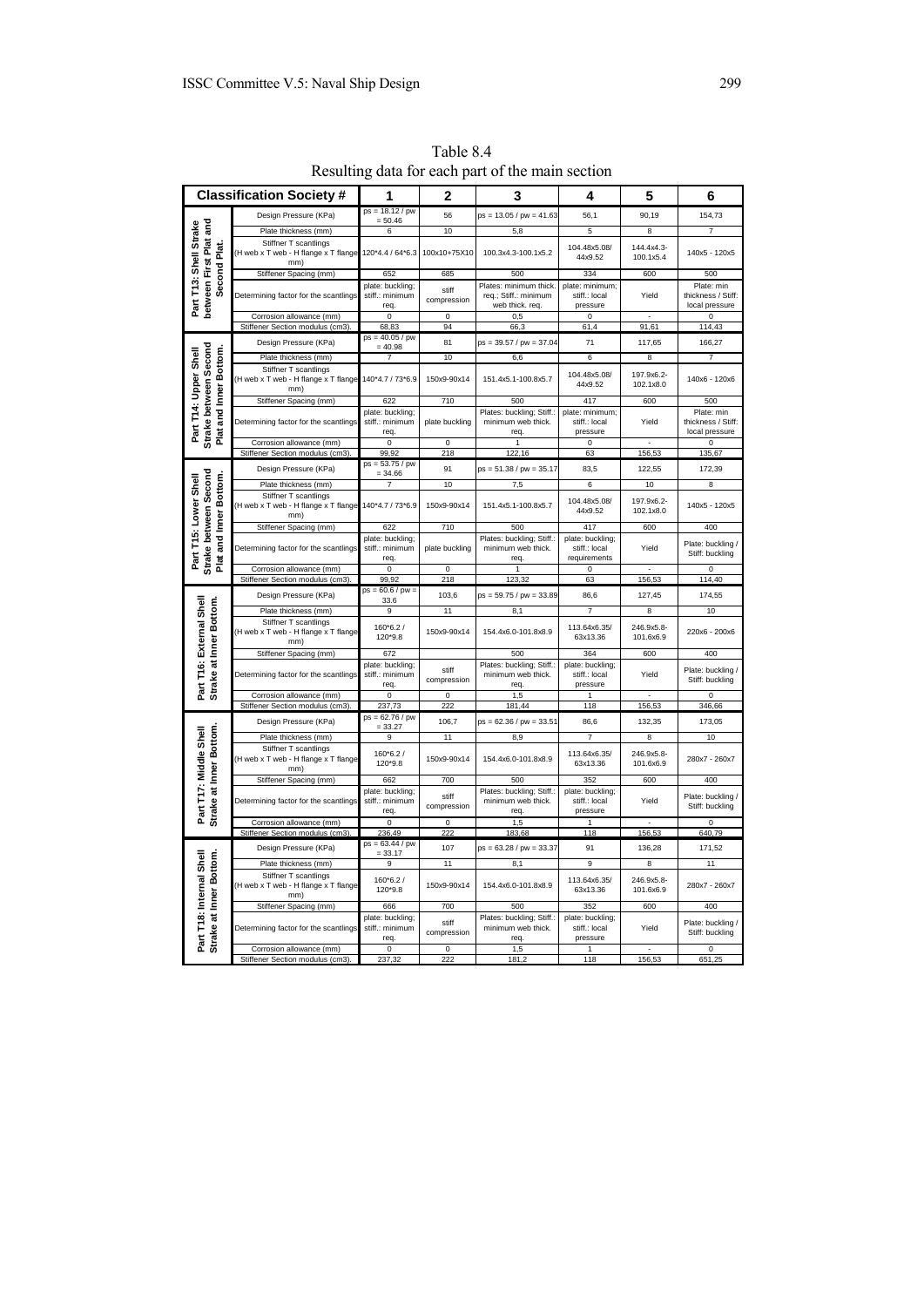Table 8.4
Resulting data for each part of the main section

| Part | Classification Society # | 1 | 2 | 3 | 4 | 5 | 6 |
|---|---|---|---|---|---|---|---|
| Part T13: Shell Strake between First Plat and Second Plat. | Design Pressure (KPa) | ps = 18.12 / pw = 50.46 | 56 | ps = 13.05 / pw = 41.63 | 56,1 | 90,19 | 154,73 |
| | Plate thickness (mm) | 6 | 10 | 5,8 | 5 | 8 | 7 |
| | Stiffner T scantlings (H web x T web - H flange x T flange mm) | 120*4.4 / 64*6.3 | 100x10+75X10 | 100.3x4.3-100.1x5.2 | 104.48x5.08/ 44x9.52 | 144.4x4.3-100.1x5.4 | 140x5 - 120x5 |
| | Stiffener Spacing (mm) | 652 | 685 | 500 | 334 | 600 | 500 |
| | Determining factor for the scantlings | plate: buckling; stiff.: minimum req. | stiff compression | Plates: minimum thick. req.; Stiff.: minimum web thick. req. | plate: minimum; stiff.: local pressure | Yield | Plate: min thickness / Stiff: local pressure |
| | Corrosion allowance (mm) | 0 | 0 | 0,5 | 0 | - | 0 |
| | Stiffener Section modulus (cm3). | 68,83 | 94 | 66,3 | 61,4 | 91,61 | 114,43 |
| Part T14: Upper Shell Strake between Second Plat and Inner Bottom. | Design Pressure (KPa) | ps = 40.05 / pw = 40.98 | 81 | ps = 39.57 / pw = 37.04 | 71 | 117,65 | 166,27 |
| | Plate thickness (mm) | 7 | 10 | 6,6 | 6 | 8 | 7 |
| | Stiffner T scantlings (H web x T web - H flange x T flange mm) | 140*4.7 / 73*6.9 | 150x9-90x14 | 151.4x5.1-100.8x5.7 | 104.48x5.08/ 44x9.52 | 197.9x6.2-102.1x8.0 | 140x6 - 120x6 |
| | Stiffener Spacing (mm) | 622 | 710 | 500 | 417 | 600 | 500 |
| | Determining factor for the scantlings | plate: buckling; stiff.: minimum req. | plate buckling | Plates: buckling; Stiff.: minimum web thick. req. | plate: minimum; stiff.: local pressure | Yield | Plate: min thickness / Stiff: local pressure |
| | Corrosion allowance (mm) | 0 | 0 | 1 | 0 | - | 0 |
| | Stiffener Section modulus (cm3). | 99,92 | 218 | 122,16 | 63 | 156,53 | 135,67 |
| Part T15: Lower Shell Strake between Second Plat and Inner Bottom. | Design Pressure (KPa) | ps = 53.75 / pw = 34.66 | 91 | ps = 51.38 / pw = 35.17 | 83,5 | 122,55 | 172,39 |
| | Plate thickness (mm) | 7 | 10 | 7,5 | 6 | 10 | 8 |
| | Stiffner T scantlings (H web x T web - H flange x T flange mm) | 140*4.7 / 73*6.9 | 150x9-90x14 | 151.4x5.1-100.8x5.7 | 104.48x5.08/ 44x9.52 | 197.9x6.2-102.1x8.0 | 140x5 - 120x5 |
| | Stiffener Spacing (mm) | 622 | 710 | 500 | 417 | 600 | 400 |
| | Determining factor for the scantlings | plate: buckling; stiff.: minimum req. | plate buckling | Plates: buckling; Stiff.: minimum web thick. req. | plate: buckling; stiff.: local requirements | Yield | Plate: buckling / Stiff: buckling |
| | Corrosion allowance (mm) | 0 | 0 | 1 | 0 | - | 0 |
| | Stiffener Section modulus (cm3). | 99,92 | 218 | 123,32 | 63 | 156,53 | 114,40 |
| Part T16: External Shell Strake at Inner Bottom. | Design Pressure (KPa) | ps = 60.6 / pw = 33.6 | 103,6 | ps = 59.75 / pw = 33.89 | 86,6 | 127,45 | 174,55 |
| | Plate thickness (mm) | 9 | 11 | 8,1 | 7 | 8 | 10 |
| | Stiffner T scantlings (H web x T web - H flange x T flange mm) | 160*6.2 / 120*9.8 | 150x9-90x14 | 154.4x6.0-101.8x8.9 | 113.64x6.35/ 63x13.36 | 246.9x5.8-101.6x6.9 | 220x6 - 200x6 |
| | Stiffener Spacing (mm) | 672 | | 500 | 364 | 600 | 400 |
| | Determining factor for the scantlings | plate: buckling; stiff.: minimum req. | stiff compression | Plates: buckling; Stiff.: minimum web thick. req. | plate: buckling; stiff.: local pressure | Yield | Plate: buckling / Stiff: buckling |
| | Corrosion allowance (mm) | 0 | 0 | 1,5 | 1 | - | 0 |
| | Stiffener Section modulus (cm3). | 237,73 | 222 | 181,44 | 118 | 156,53 | 346,66 |
| Part T17: Middle Shell Strake at Inner Bottom. | Design Pressure (KPa) | ps = 62.76 / pw = 33.27 | 106,7 | ps = 62.36 / pw = 33.51 | 86,6 | 132,35 | 173,05 |
| | Plate thickness (mm) | 9 | 11 | 8,9 | 7 | 8 | 10 |
| | Stiffner T scantlings (H web x T web - H flange x T flange mm) | 160*6.2 / 120*9.8 | 150x9-90x14 | 154.4x6.0-101.8x8.9 | 113.64x6.35/ 63x13.36 | 246.9x5.8-101.6x6.9 | 280x7 - 260x7 |
| | Stiffener Spacing (mm) | 662 | 700 | 500 | 352 | 600 | 400 |
| | Determining factor for the scantlings | plate: buckling; stiff.: minimum req. | stiff compression | Plates: buckling; Stiff.: minimum web thick. req. | plate: buckling; stiff.: local pressure | Yield | Plate: buckling / Stiff: buckling |
| | Corrosion allowance (mm) | 0 | 0 | 1,5 | 1 | - | 0 |
| | Stiffener Section modulus (cm3). | 236,49 | 222 | 183,68 | 118 | 156,53 | 640,79 |
| Part T18: Internal Shell Strake at Inner Bottom. | Design Pressure (KPa) | ps = 63.44 / pw = 33.17 | 107 | ps = 63.28 / pw = 33.37 | 91 | 136,28 | 171,52 |
| | Plate thickness (mm) | 9 | 11 | 8,1 | 9 | 8 | 11 |
| | Stiffner T scantlings (H web x T web - H flange x T flange mm) | 160*6.2 / 120*9.8 | 150x9-90x14 | 154.4x6.0-101.8x8.9 | 113.64x6.35/ 63x13.36 | 246.9x5.8-101.6x6.9 | 280x7 - 260x7 |
| | Stiffener Spacing (mm) | 666 | 700 | 500 | 352 | 600 | 400 |
| | Determining factor for the scantlings | plate: buckling; stiff.: minimum req. | stiff compression | Plates: buckling; Stiff.: minimum web thick. req. | plate: buckling; stiff.: local pressure | Yield | Plate: buckling / Stiff: buckling |
| | Corrosion allowance (mm) | 0 | 0 | 1,5 | 1 | - | 0 |
| | Stiffener Section modulus (cm3). | 237,32 | 222 | 181,2 | 118 | 156,53 | 651,25 |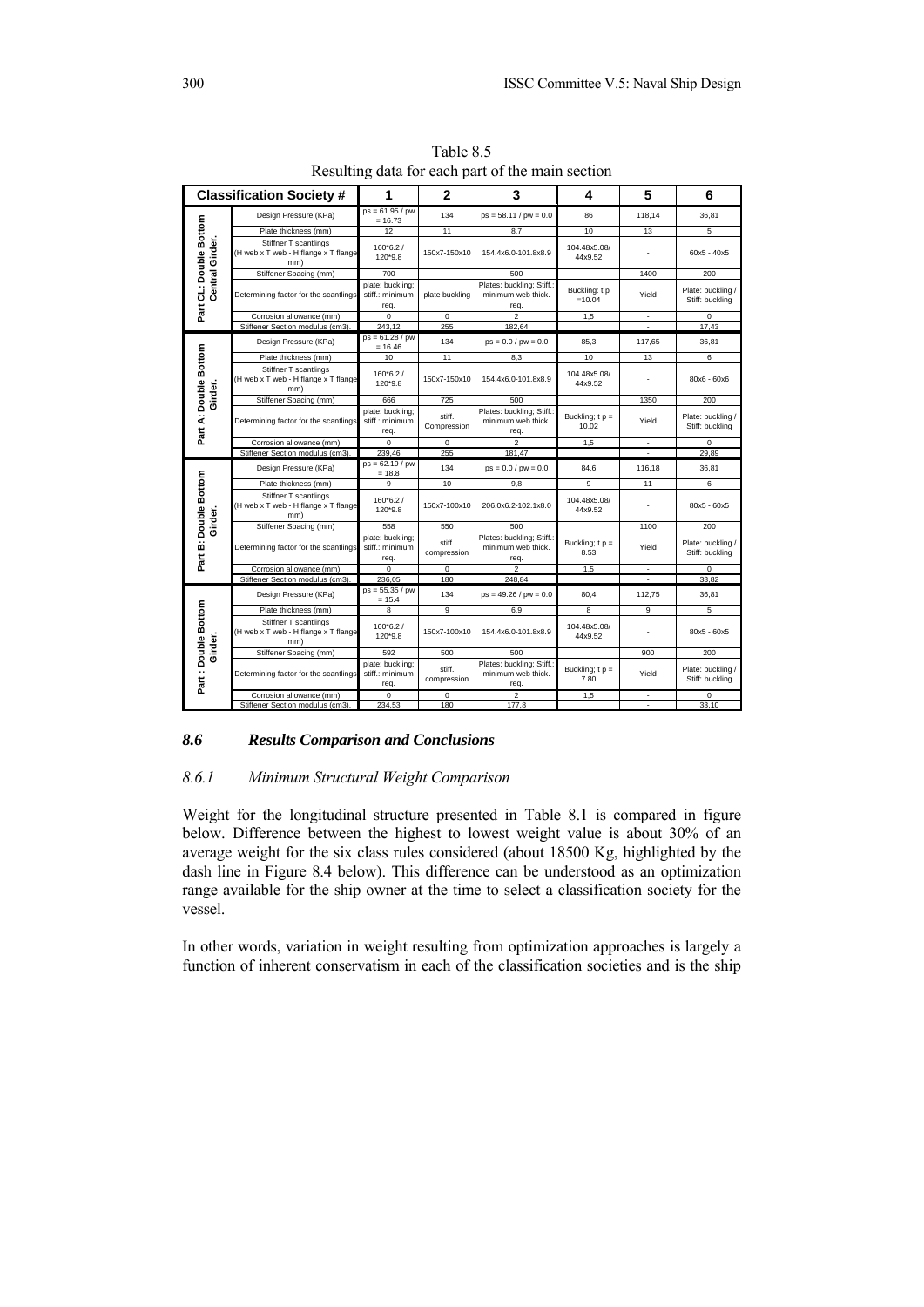Table 8.5
Resulting data for each part of the main section

| Classification Society # | | 1 | 2 | 3 | 4 | 5 | 6 |
|---|---|---|---|---|---|---|---|
| Part CL: Double Bottom Central Girder. | Design Pressure (KPa) | ps = 61.95 / pw = 16.73 | 134 | ps = 58.11 / pw = 0.0 | 86 | 118,14 | 36,81 |
| | Plate thickness (mm) | 12 | 11 | 8,7 | 10 | 13 | 5 |
| | Stiffner T scantlings (H web x T web - H flange x T flange mm) | 160*6.2 / 120*9.8 | 150x7-150x10 | 154.4x6.0-101.8x8.9 | 104.48x5.08/ 44x9.52 | - | 60x5 - 40x5 |
| | Stiffener Spacing (mm) | 700 | | 500 | | 1400 | 200 |
| | Determining factor for the scantlings | plate: buckling; stiff.: minimum req. | plate buckling | Plates: buckling; Stiff.: minimum web thick. req. | Buckling: t p =10.04 | Yield | Plate: buckling / Stiff: buckling |
| | Corrosion allowance (mm) | 0 | 0 | 2 | 1,5 | - | 0 |
| | Stiffener Section modulus (cm3). | 243,12 | 255 | 182,64 | | - | 17,43 |
| Part A: Double Bottom Girder. | Design Pressure (KPa) | ps = 61.28 / pw = 16.46 | 134 | ps = 0.0 / pw = 0.0 | 85,3 | 117,65 | 36,81 |
| | Plate thickness (mm) | 10 | 11 | 8,3 | 10 | 13 | 6 |
| | Stiffner T scantlings (H web x T web - H flange x T flange mm) | 160*6.2 / 120*9.8 | 150x7-150x10 | 154.4x6.0-101.8x8.9 | 104.48x5.08/ 44x9.52 | - | 80x6 - 60x6 |
| | Stiffener Spacing (mm) | 666 | 725 | 500 | | 1350 | 200 |
| | Determining factor for the scantlings | plate: buckling; stiff.: minimum req. | stiff. Compression | Plates: buckling; Stiff.: minimum web thick. req. | Buckling; t p = 10.02 | Yield | Plate: buckling / Stiff: buckling |
| | Corrosion allowance (mm) | 0 | 0 | 2 | 1,5 | - | 0 |
| | Stiffener Section modulus (cm3). | 239,46 | 255 | 181,47 | | - | 29,89 |
| Part B: Double Bottom Girder. | Design Pressure (KPa) | ps = 62.19 / pw = 18.8 | 134 | ps = 0.0 / pw = 0.0 | 84,6 | 116,18 | 36,81 |
| | Plate thickness (mm) | 9 | 10 | 9,8 | 9 | 11 | 6 |
| | Stiffner T scantlings (H web x T web - H flange x T flange mm) | 160*6.2 / 120*9.8 | 150x7-100x10 | 206.0x6.2-102.1x8.0 | 104.48x5.08/ 44x9.52 | - | 80x5 - 60x5 |
| | Stiffener Spacing (mm) | 558 | 550 | 500 | | 1100 | 200 |
| | Determining factor for the scantlings | plate: buckling; stiff.: minimum req. | stiff. compression | Plates: buckling; Stiff.: minimum web thick. req. | Buckling; t p = 8.53 | Yield | Plate: buckling / Stiff: buckling |
| | Corrosion allowance (mm) | 0 | 0 | 2 | 1,5 | - | 0 |
| | Stiffener Section modulus (cm3). | 236,05 | 180 | 248,84 | | - | 33,82 |
| Part : Double Bottom Girder. | Design Pressure (KPa) | ps = 55.35 / pw = 15.4 | 134 | ps = 49.26 / pw = 0.0 | 80,4 | 112,75 | 36,81 |
| | Plate thickness (mm) | 8 | 9 | 6,9 | 8 | 9 | 5 |
| | Stiffner T scantlings (H web x T web - H flange x T flange mm) | 160*6.2 / 120*9.8 | 150x7-100x10 | 154.4x6.0-101.8x8.9 | 104.48x5.08/ 44x9.52 | - | 80x5 - 60x5 |
| | Stiffener Spacing (mm) | 592 | 500 | 500 | | 900 | 200 |
| | Determining factor for the scantlings | plate: buckling; stiff.: minimum req. | stiff. compression | Plates: buckling; Stiff.: minimum web thick. req. | Buckling; t p = 7.80 | Yield | Plate: buckling / Stiff: buckling |
| | Corrosion allowance (mm) | 0 | 0 | 2 | 1,5 | - | 0 |
| | Stiffener Section modulus (cm3). | 234,53 | 180 | 177,8 | | - | 33,10 |

### *8.6 Results Comparison and Conclusions*

#### *8.6.1 Minimum Structural Weight Comparison*

Weight for the longitudinal structure presented in Table 8.1 is compared in figure below. Difference between the highest to lowest weight value is about 30% of an average weight for the six class rules considered (about 18500 Kg, highlighted by the dash line in Figure 8.4 below). This difference can be understood as an optimization range available for the ship owner at the time to select a classification society for the vessel.

In other words, variation in weight resulting from optimization approaches is largely a function of inherent conservatism in each of the classification societies and is the ship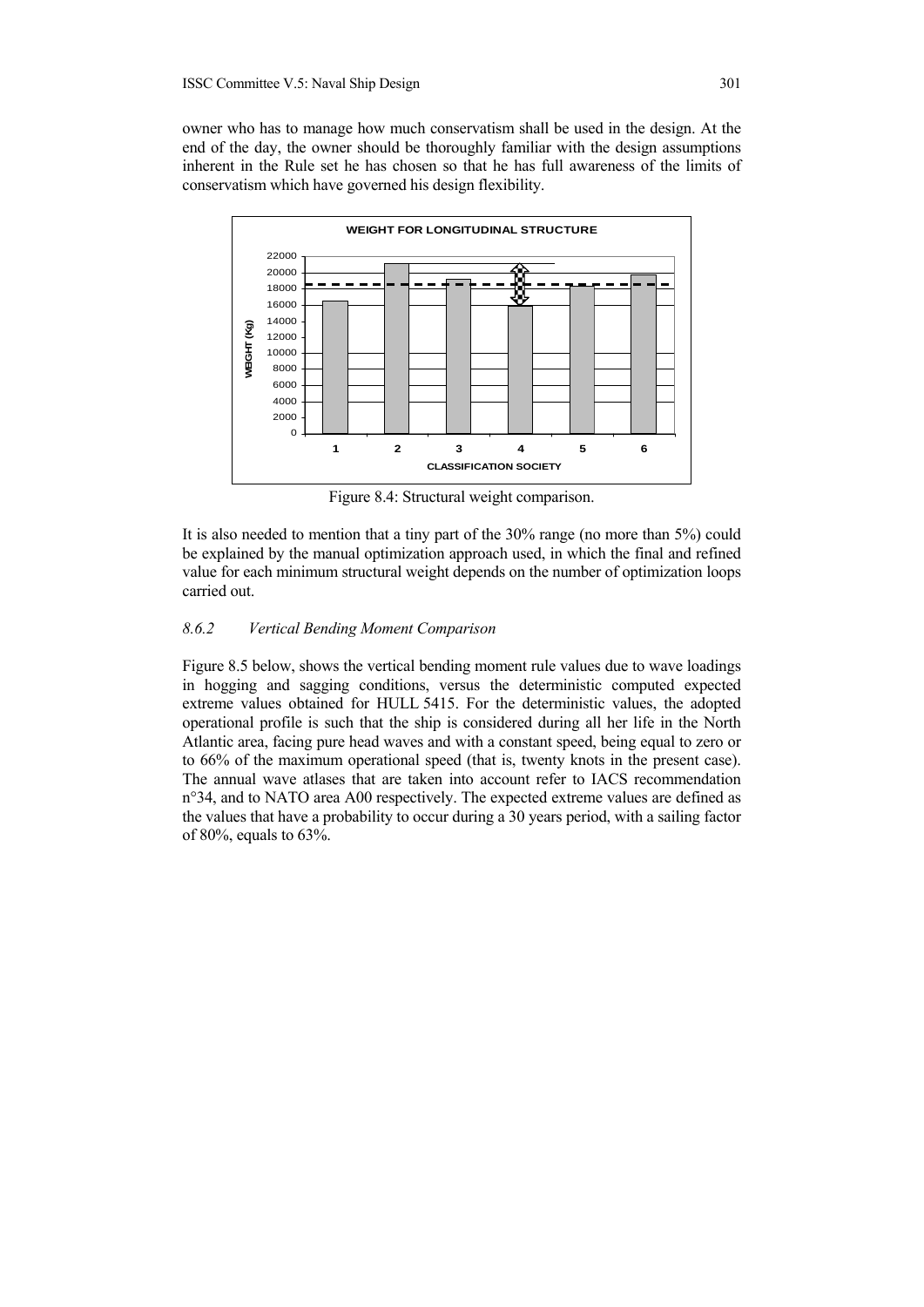owner who has to manage how much conservatism shall be used in the design. At the end of the day, the owner should be thoroughly familiar with the design assumptions inherent in the Rule set he has chosen so that he has full awareness of the limits of conservatism which have governed his design flexibility.

Figure 8.4: Structural weight comparison.

It is also needed to mention that a tiny part of the 30% range (no more than 5%) could be explained by the manual optimization approach used, in which the final and refined value for each minimum structural weight depends on the number of optimization loops carried out.

### *8.6.2 Vertical Bending Moment Comparison*

Figure 8.5 below, shows the vertical bending moment rule values due to wave loadings in hogging and sagging conditions, versus the deterministic computed expected extreme values obtained for HULL 5415. For the deterministic values, the adopted operational profile is such that the ship is considered during all her life in the North Atlantic area, facing pure head waves and with a constant speed, being equal to zero or to 66% of the maximum operational speed (that is, twenty knots in the present case). The annual wave atlases that are taken into account refer to IACS recommendation n°34, and to NATO area A00 respectively. The expected extreme values are defined as the values that have a probability to occur during a 30 years period, with a sailing factor of 80%, equals to 63%.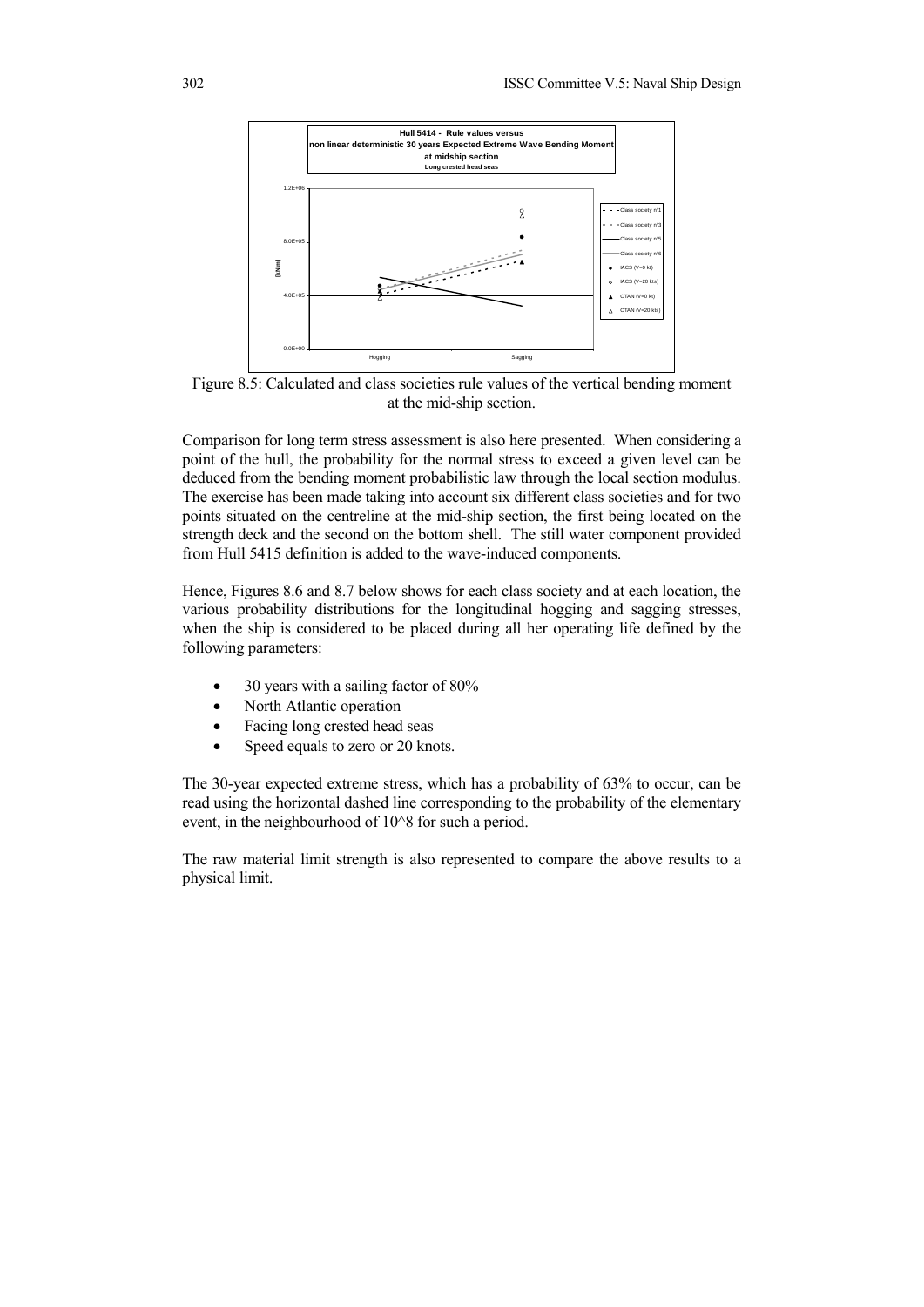Figure 8.5: Calculated and class societies rule values of the vertical bending moment at the mid-ship section.

Comparison for long term stress assessment is also here presented. When considering a point of the hull, the probability for the normal stress to exceed a given level can be deduced from the bending moment probabilistic law through the local section modulus. The exercise has been made taking into account six different class societies and for two points situated on the centreline at the mid-ship section, the first being located on the strength deck and the second on the bottom shell. The still water component provided from Hull 5415 definition is added to the wave-induced components.

Hence, Figures 8.6 and 8.7 below shows for each class society and at each location, the various probability distributions for the longitudinal hogging and sagging stresses, when the ship is considered to be placed during all her operating life defined by the following parameters:

- 30 years with a sailing factor of 80%
- North Atlantic operation
- Facing long crested head seas
- Speed equals to zero or 20 knots.

The 30-year expected extreme stress, which has a probability of 63% to occur, can be read using the horizontal dashed line corresponding to the probability of the elementary event, in the neighbourhood of 10^8 for such a period.

The raw material limit strength is also represented to compare the above results to a physical limit.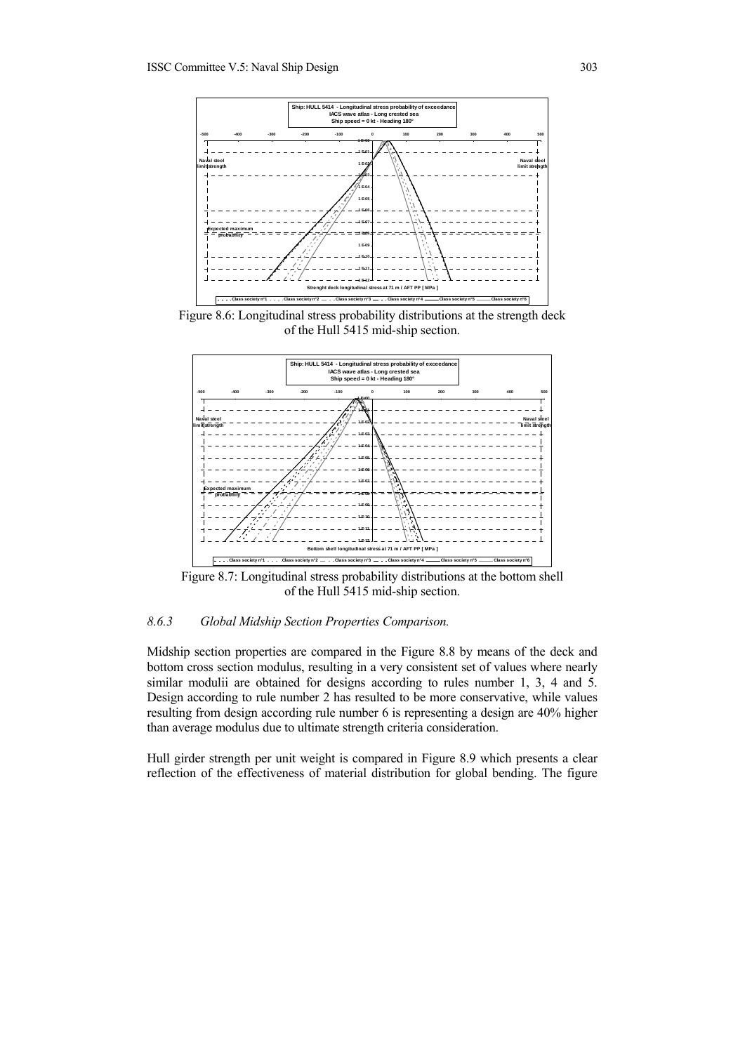Figure 8.6: Longitudinal stress probability distributions at the strength deck of the Hull 5415 mid-ship section.

Figure 8.7: Longitudinal stress probability distributions at the bottom shell of the Hull 5415 mid-ship section.

### *8.6.3 Global Midship Section Properties Comparison.*

Midship section properties are compared in the Figure 8.8 by means of the deck and bottom cross section modulus, resulting in a very consistent set of values where nearly similar modulii are obtained for designs according to rules number 1, 3, 4 and 5. Design according to rule number 2 has resulted to be more conservative, while values resulting from design according rule number 6 is representing a design are 40% higher than average modulus due to ultimate strength criteria consideration.

Hull girder strength per unit weight is compared in Figure 8.9 which presents a clear reflection of the effectiveness of material distribution for global bending. The figure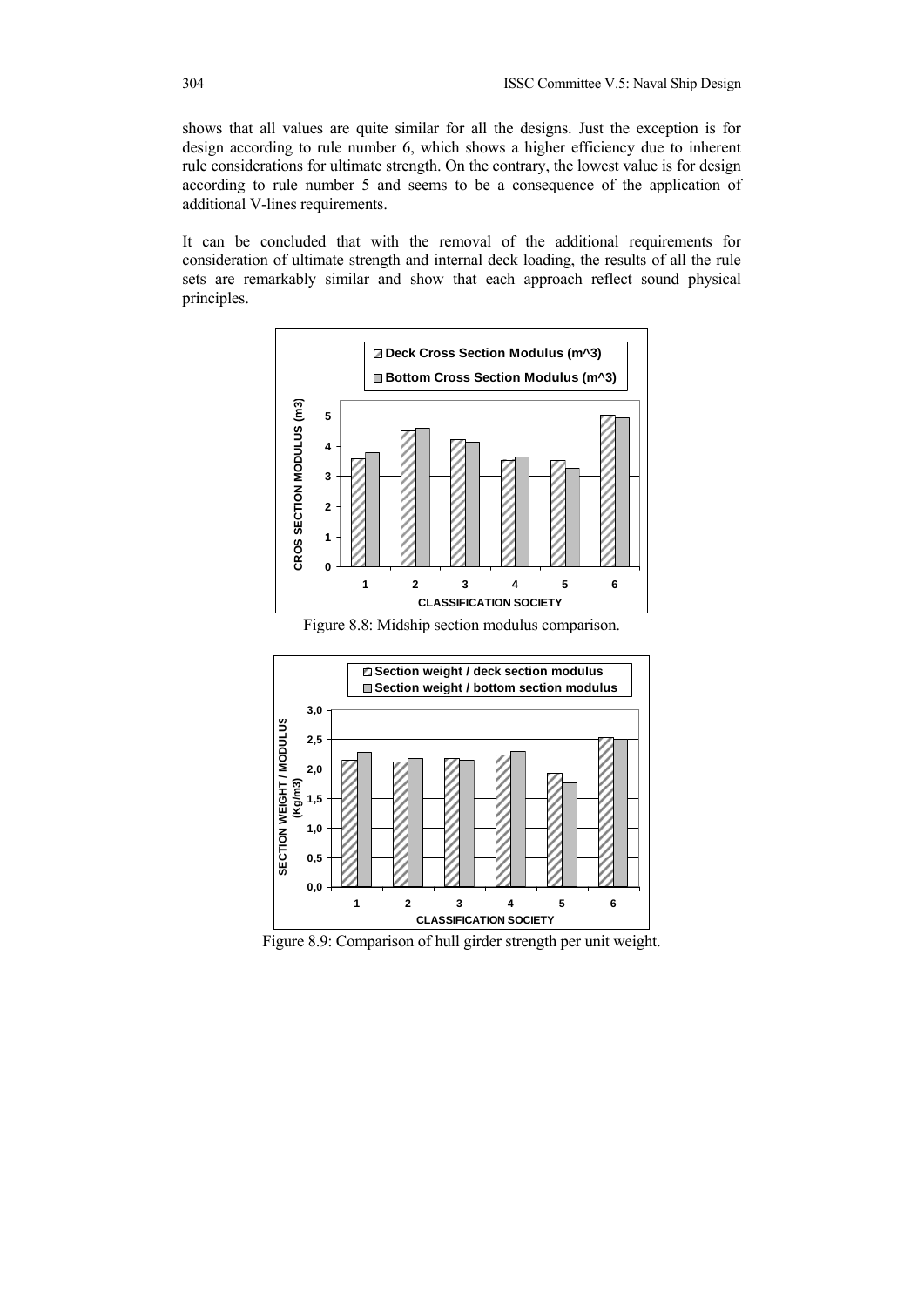shows that all values are quite similar for all the designs. Just the exception is for design according to rule number 6, which shows a higher efficiency due to inherent rule considerations for ultimate strength. On the contrary, the lowest value is for design according to rule number 5 and seems to be a consequence of the application of additional V-lines requirements.

It can be concluded that with the removal of the additional requirements for consideration of ultimate strength and internal deck loading, the results of all the rule sets are remarkably similar and show that each approach reflect sound physical principles.

Figure 8.8: Midship section modulus comparison.

Figure 8.9: Comparison of hull girder strength per unit weight.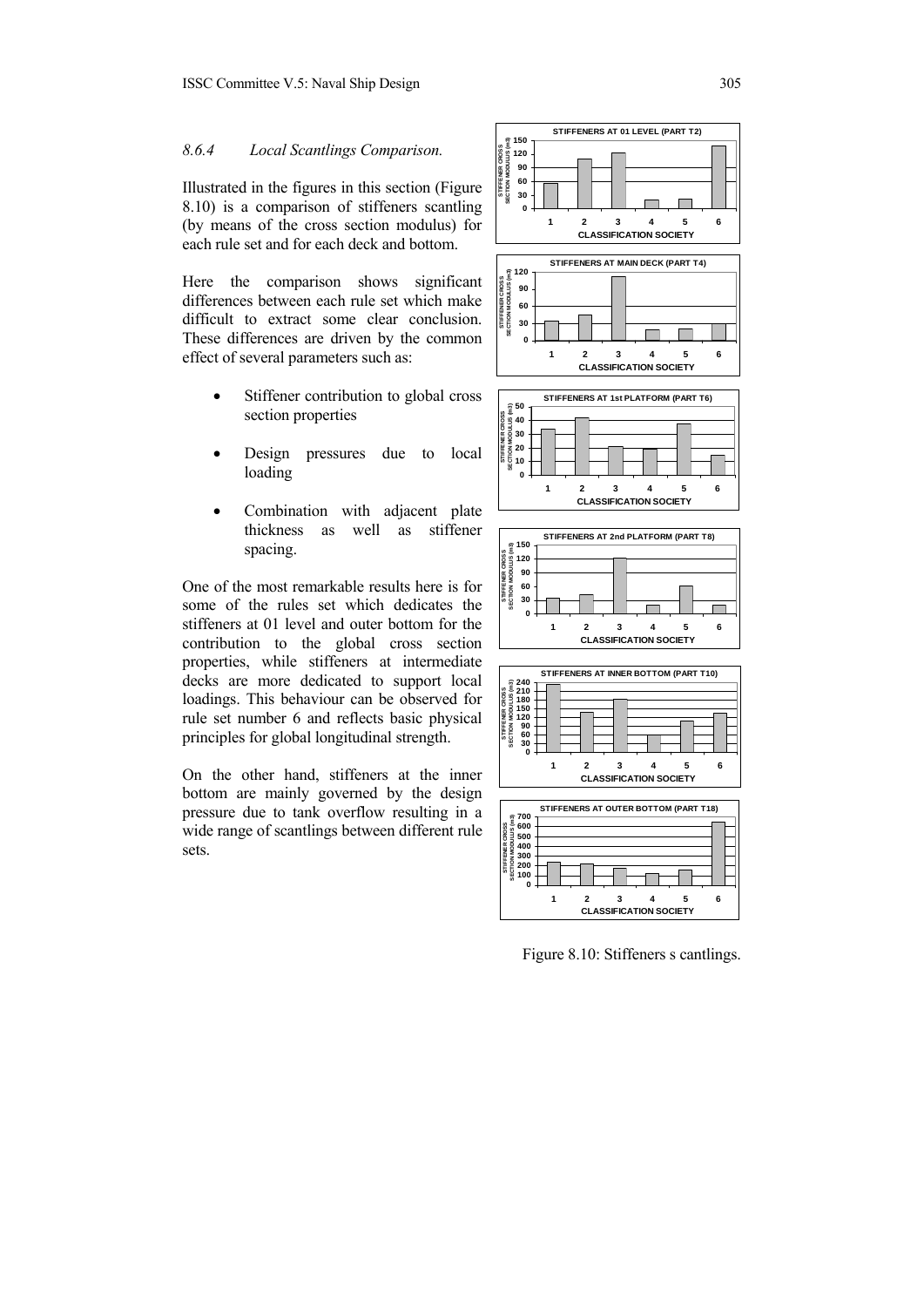#### *8.6.4 Local Scantlings Comparison.*

Illustrated in the figures in this section (Figure 8.10) is a comparison of stiffeners scantling (by means of the cross section modulus) for each rule set and for each deck and bottom.

Here the comparison shows significant differences between each rule set which make difficult to extract some clear conclusion. These differences are driven by the common effect of several parameters such as:

- Stiffener contribution to global cross section properties
- Design pressures due to local loading
- Combination with adjacent plate thickness as well as stiffener spacing.

One of the most remarkable results here is for some of the rules set which dedicates the stiffeners at 01 level and outer bottom for the contribution to the global cross section properties, while stiffeners at intermediate decks are more dedicated to support local loadings. This behaviour can be observed for rule set number 6 and reflects basic physical principles for global longitudinal strength.

On the other hand, stiffeners at the inner bottom are mainly governed by the design pressure due to tank overflow resulting in a wide range of scantlings between different rule sets.

Figure 8.10: Stiffeners s cantlings.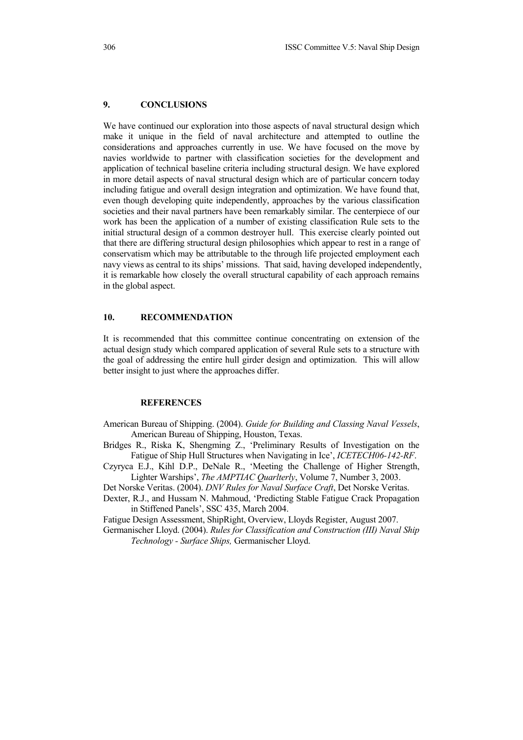## 9. CONCLUSIONS

We have continued our exploration into those aspects of naval structural design which make it unique in the field of naval architecture and attempted to outline the considerations and approaches currently in use. We have focused on the move by navies worldwide to partner with classification societies for the development and application of technical baseline criteria including structural design. We have explored in more detail aspects of naval structural design which are of particular concern today including fatigue and overall design integration and optimization. We have found that, even though developing quite independently, approaches by the various classification societies and their naval partners have been remarkably similar. The centerpiece of our work has been the application of a number of existing classification Rule sets to the initial structural design of a common destroyer hull. This exercise clearly pointed out that there are differing structural design philosophies which appear to rest in a range of conservatism which may be attributable to the through life projected employment each navy views as central to its ships' missions. That said, having developed independently, it is remarkable how closely the overall structural capability of each approach remains in the global aspect.

## 10. RECOMMENDATION

It is recommended that this committee continue concentrating on extension of the actual design study which compared application of several Rule sets to a structure with the goal of addressing the entire hull girder design and optimization. This will allow better insight to just where the approaches differ.

## REFERENCES

American Bureau of Shipping. (2004). *Guide for Building and Classing Naval Vessels*, American Bureau of Shipping, Houston, Texas.

Bridges R., Riska K, Shengming Z., 'Preliminary Results of Investigation on the Fatigue of Ship Hull Structures when Navigating in Ice', *ICETECH06-142-RF*.

Czyryca E.J., Kihl D.P., DeNale R., 'Meeting the Challenge of Higher Strength, Lighter Warships', *The AMPTIAC Quarlterly*, Volume 7, Number 3, 2003.

Det Norske Veritas. (2004). *DNV Rules for Naval Surface Craft*, Det Norske Veritas.

Dexter, R.J., and Hussam N. Mahmoud, 'Predicting Stable Fatigue Crack Propagation in Stiffened Panels', SSC 435, March 2004.

Fatigue Design Assessment, ShipRight, Overview, Lloyds Register, August 2007.

Germanischer Lloyd. (2004). *Rules for Classification and Construction (III) Naval Ship Technology - Surface Ships,* Germanischer Lloyd.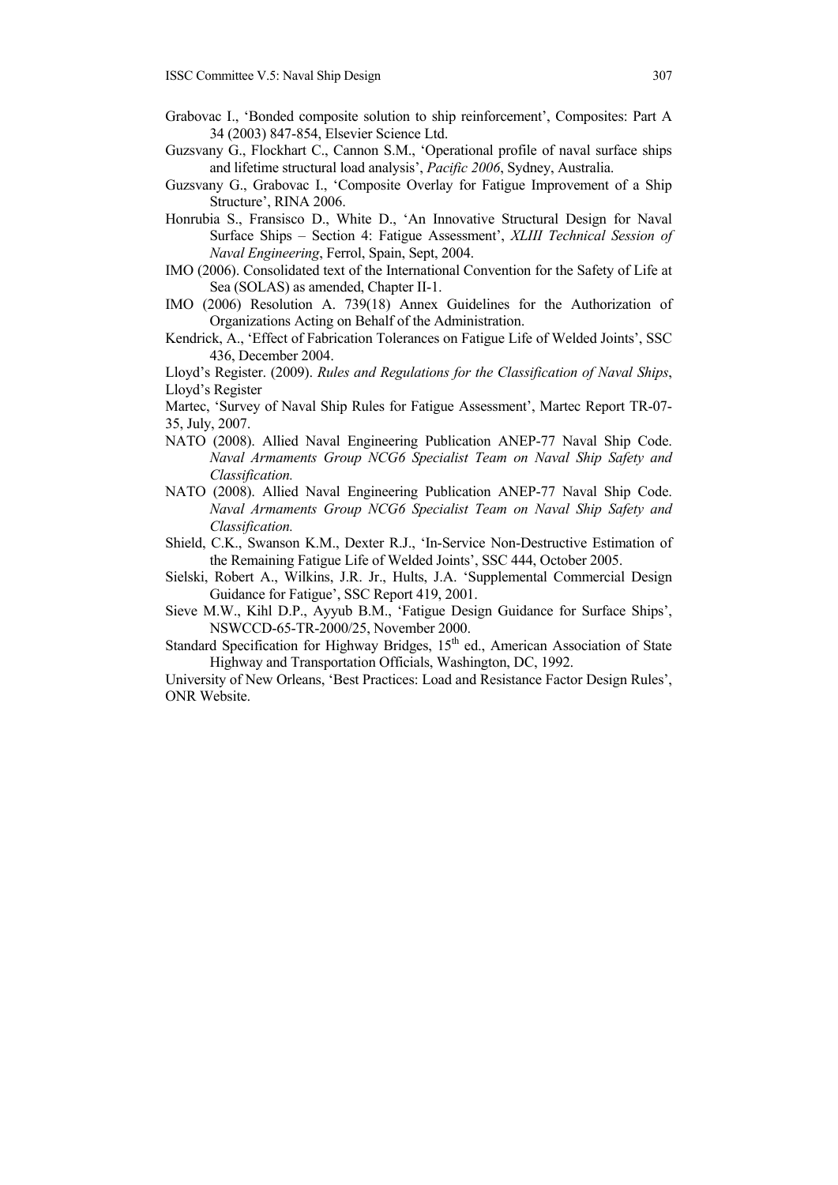Grabovac I., 'Bonded composite solution to ship reinforcement', Composites: Part A 34 (2003) 847-854, Elsevier Science Ltd.

Guzsvany G., Flockhart C., Cannon S.M., 'Operational profile of naval surface ships and lifetime structural load analysis', *Pacific 2006*, Sydney, Australia.

Guzsvany G., Grabovac I., 'Composite Overlay for Fatigue Improvement of a Ship Structure', RINA 2006.

Honrubia S., Fransisco D., White D., 'An Innovative Structural Design for Naval Surface Ships – Section 4: Fatigue Assessment', *XLIII Technical Session of Naval Engineering*, Ferrol, Spain, Sept, 2004.

IMO (2006). Consolidated text of the International Convention for the Safety of Life at Sea (SOLAS) as amended, Chapter II-1.

IMO (2006) Resolution A. 739(18) Annex Guidelines for the Authorization of Organizations Acting on Behalf of the Administration.

Kendrick, A., 'Effect of Fabrication Tolerances on Fatigue Life of Welded Joints', SSC 436, December 2004.

Lloyd's Register. (2009). *Rules and Regulations for the Classification of Naval Ships*, Lloyd's Register

Martec, 'Survey of Naval Ship Rules for Fatigue Assessment', Martec Report TR-07-35, July, 2007.

NATO (2008). Allied Naval Engineering Publication ANEP-77 Naval Ship Code. *Naval Armaments Group NCG6 Specialist Team on Naval Ship Safety and Classification.*

NATO (2008). Allied Naval Engineering Publication ANEP-77 Naval Ship Code. *Naval Armaments Group NCG6 Specialist Team on Naval Ship Safety and Classification.*

Shield, C.K., Swanson K.M., Dexter R.J., 'In-Service Non-Destructive Estimation of the Remaining Fatigue Life of Welded Joints', SSC 444, October 2005.

Sielski, Robert A., Wilkins, J.R. Jr., Hults, J.A. 'Supplemental Commercial Design Guidance for Fatigue', SSC Report 419, 2001.

Sieve M.W., Kihl D.P., Ayyub B.M., 'Fatigue Design Guidance for Surface Ships', NSWCCD-65-TR-2000/25, November 2000.

Standard Specification for Highway Bridges, 15th ed., American Association of State Highway and Transportation Officials, Washington, DC, 1992.

University of New Orleans, 'Best Practices: Load and Resistance Factor Design Rules', ONR Website.